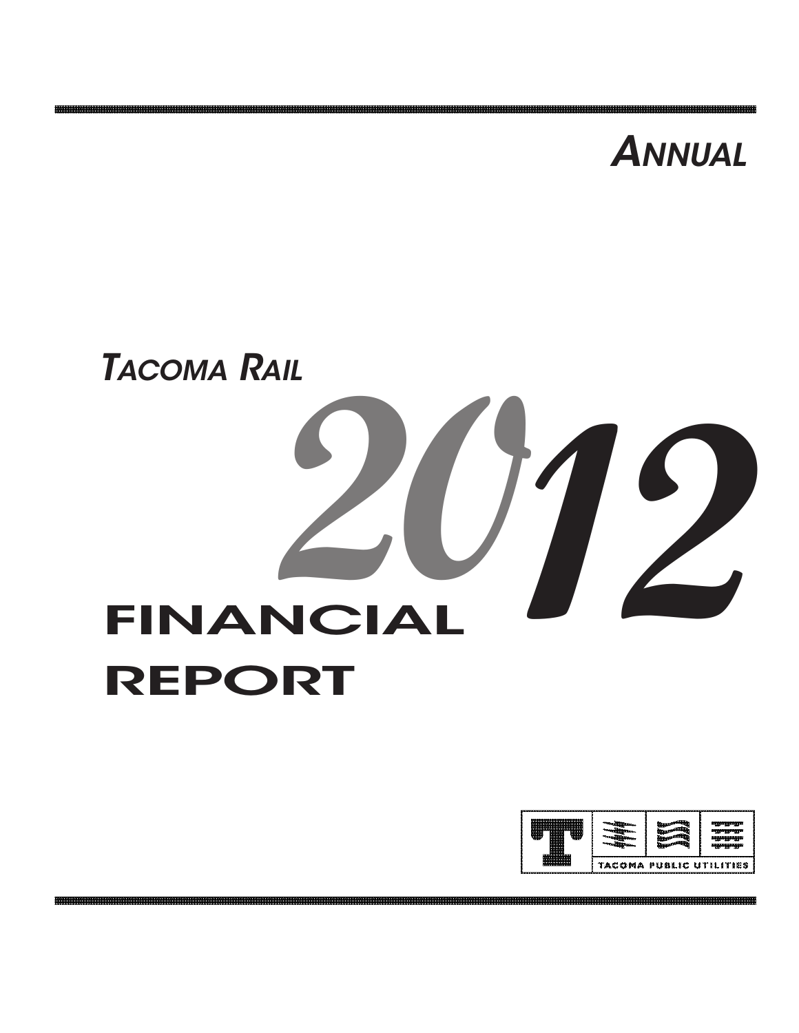# Annual

## Tacoma Rail

# 2012

# FINANCIAL REPORT

TACOMA PUBLIC UTILITIES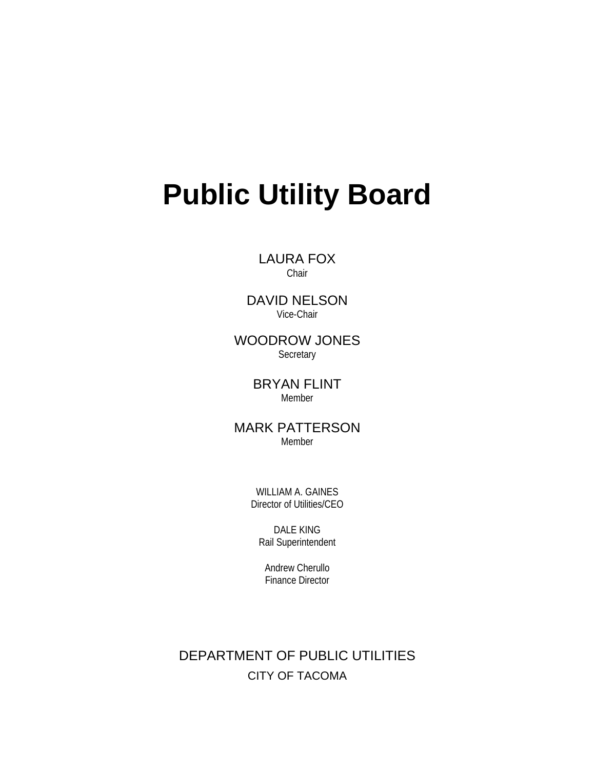# Public Utility Board

LAURA FOX
Chair

DAVID NELSON
Vice-Chair

WOODROW JONES
Secretary

BRYAN FLINT
Member

MARK PATTERSON
Member

WILLIAM A. GAINES
Director of Utilities/CEO

DALE KING
Rail Superintendent

Andrew Cherullo
Finance Director

DEPARTMENT OF PUBLIC UTILITIES

CITY OF TACOMA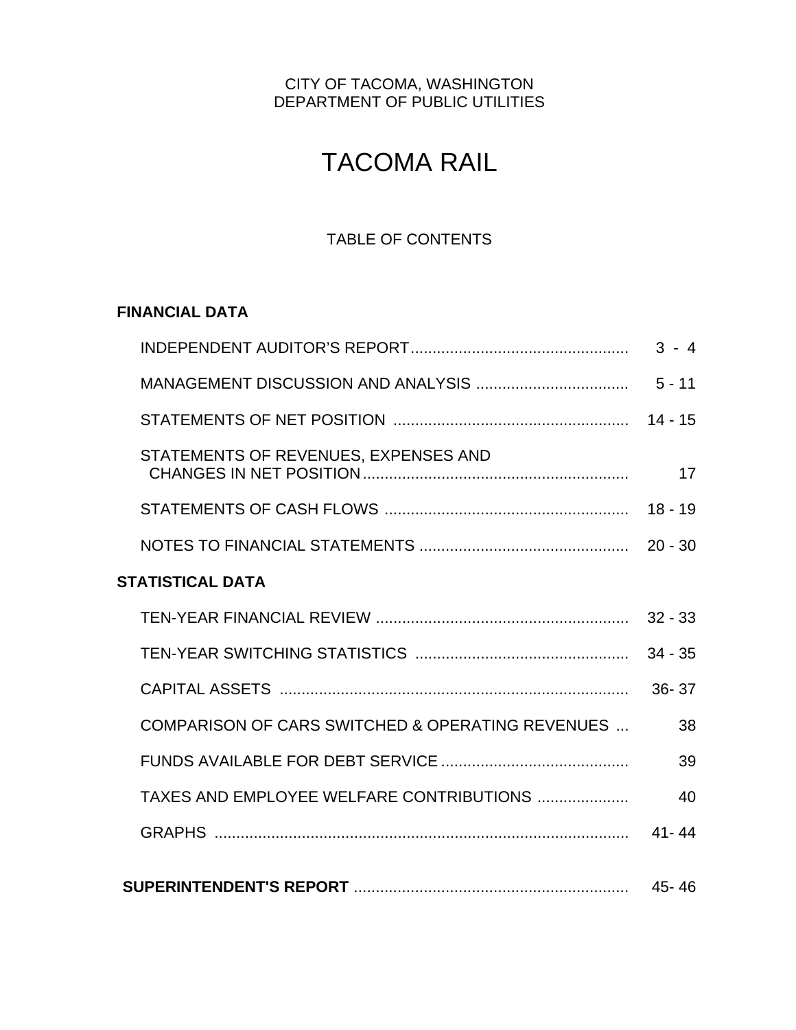CITY OF TACOMA, WASHINGTON
DEPARTMENT OF PUBLIC UTILITIES

# TACOMA RAIL

## TABLE OF CONTENTS

**FINANCIAL DATA**

| | |
|---|---|
| INDEPENDENT AUDITOR'S REPORT | 3 - 4 |
| MANAGEMENT DISCUSSION AND ANALYSIS | 5 - 11 |
| STATEMENTS OF NET POSITION | 14 - 15 |
| STATEMENTS OF REVENUES, EXPENSES AND CHANGES IN NET POSITION | 17 |
| STATEMENTS OF CASH FLOWS | 18 - 19 |
| NOTES TO FINANCIAL STATEMENTS | 20 - 30 |

**STATISTICAL DATA**

| | |
|---|---|
| TEN-YEAR FINANCIAL REVIEW | 32 - 33 |
| TEN-YEAR SWITCHING STATISTICS | 34 - 35 |
| CAPITAL ASSETS | 36- 37 |
| COMPARISON OF CARS SWITCHED & OPERATING REVENUES | 38 |
| FUNDS AVAILABLE FOR DEBT SERVICE | 39 |
| TAXES AND EMPLOYEE WELFARE CONTRIBUTIONS | 40 |
| GRAPHS | 41- 44 |

| | |
|---|---|
| **SUPERINTENDENT'S REPORT** | 45- 46 |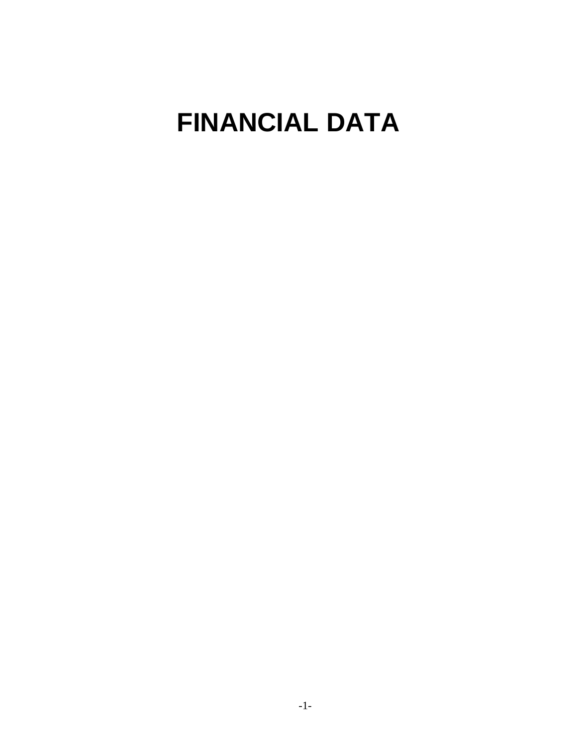# FINANCIAL DATA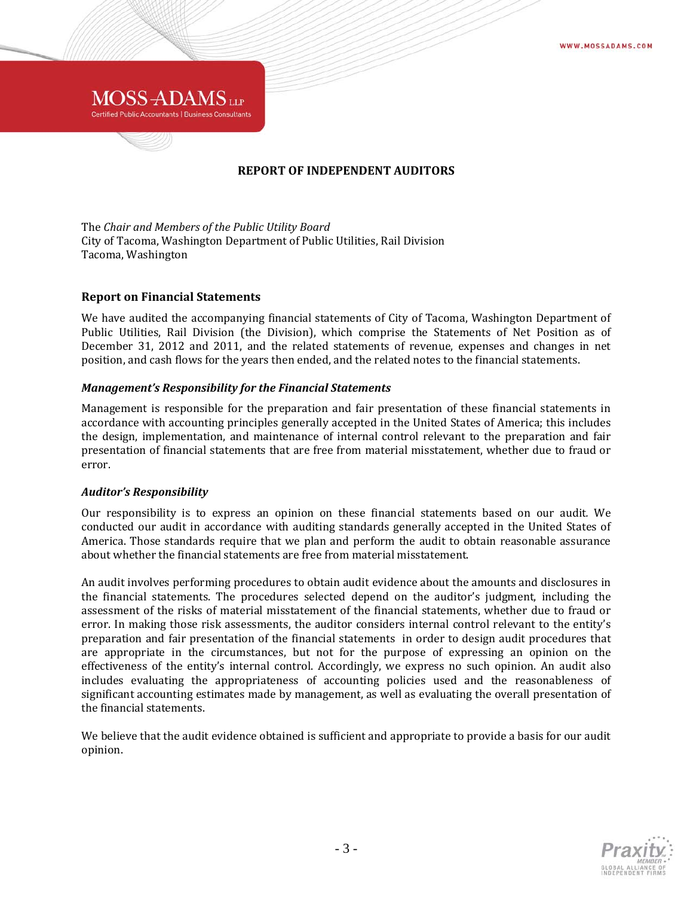MOSS ADAMS LLP

Certified Public Accountants | Business Consultants

WWW.MOSSADAMS.COM

# REPORT OF INDEPENDENT AUDITORS

The *Chair and Members of the Public Utility Board*
City of Tacoma, Washington Department of Public Utilities, Rail Division
Tacoma, Washington

## Report on Financial Statements

We have audited the accompanying financial statements of City of Tacoma, Washington Department of Public Utilities, Rail Division (the Division), which comprise the Statements of Net Position as of December 31, 2012 and 2011, and the related statements of revenue, expenses and changes in net position, and cash flows for the years then ended, and the related notes to the financial statements.

### *Management's Responsibility for the Financial Statements*

Management is responsible for the preparation and fair presentation of these financial statements in accordance with accounting principles generally accepted in the United States of America; this includes the design, implementation, and maintenance of internal control relevant to the preparation and fair presentation of financial statements that are free from material misstatement, whether due to fraud or error.

### *Auditor's Responsibility*

Our responsibility is to express an opinion on these financial statements based on our audit. We conducted our audit in accordance with auditing standards generally accepted in the United States of America. Those standards require that we plan and perform the audit to obtain reasonable assurance about whether the financial statements are free from material misstatement.

An audit involves performing procedures to obtain audit evidence about the amounts and disclosures in the financial statements. The procedures selected depend on the auditor's judgment, including the assessment of the risks of material misstatement of the financial statements, whether due to fraud or error. In making those risk assessments, the auditor considers internal control relevant to the entity's preparation and fair presentation of the financial statements in order to design audit procedures that are appropriate in the circumstances, but not for the purpose of expressing an opinion on the effectiveness of the entity's internal control. Accordingly, we express no such opinion. An audit also includes evaluating the appropriateness of accounting policies used and the reasonableness of significant accounting estimates made by management, as well as evaluating the overall presentation of the financial statements.

We believe that the audit evidence obtained is sufficient and appropriate to provide a basis for our audit opinion.

Praxity MEMBER
GLOBAL ALLIANCE OF INDEPENDENT FIRMS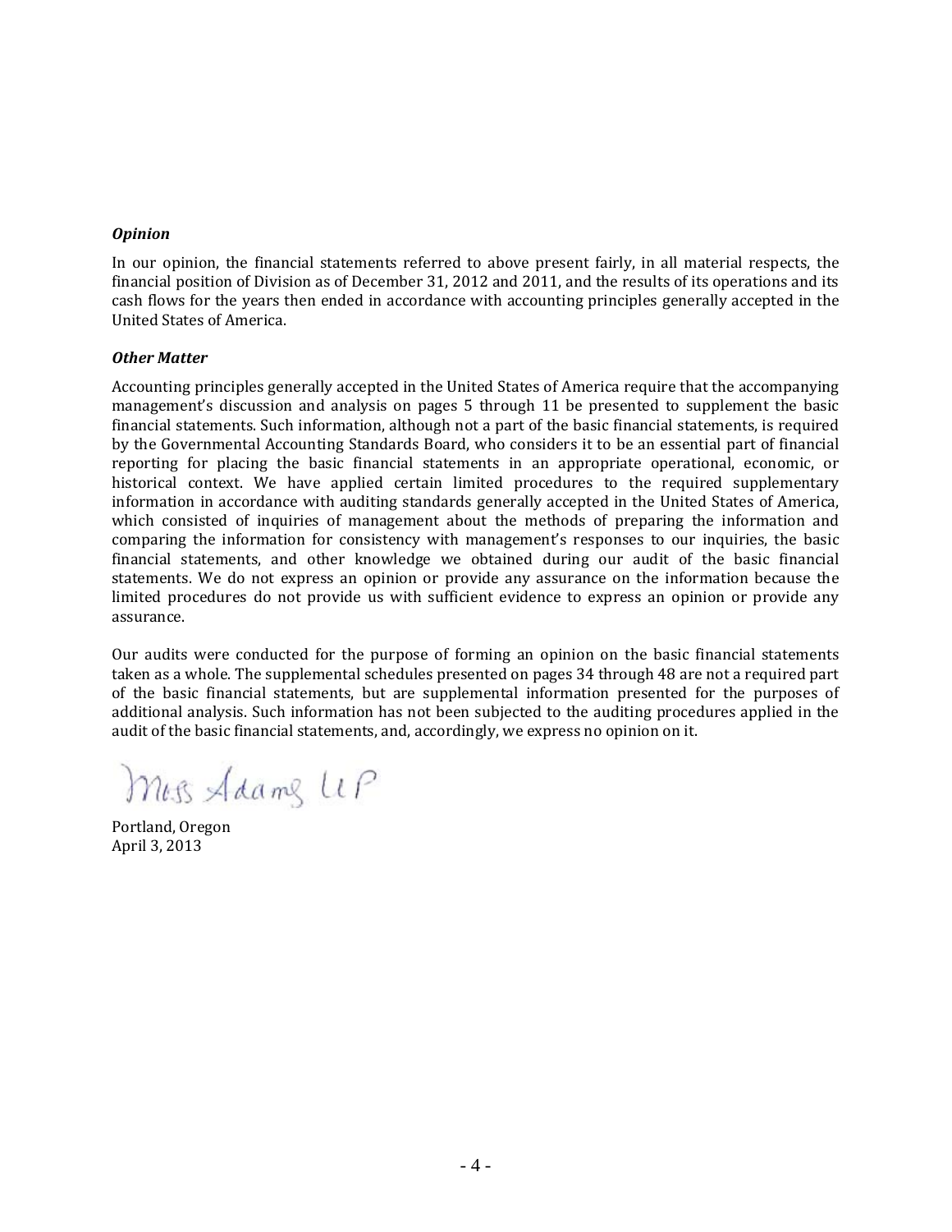***Opinion***

In our opinion, the financial statements referred to above present fairly, in all material respects, the financial position of Division as of December 31, 2012 and 2011, and the results of its operations and its cash flows for the years then ended in accordance with accounting principles generally accepted in the United States of America.

***Other Matter***

Accounting principles generally accepted in the United States of America require that the accompanying management's discussion and analysis on pages 5 through 11 be presented to supplement the basic financial statements. Such information, although not a part of the basic financial statements, is required by the Governmental Accounting Standards Board, who considers it to be an essential part of financial reporting for placing the basic financial statements in an appropriate operational, economic, or historical context. We have applied certain limited procedures to the required supplementary information in accordance with auditing standards generally accepted in the United States of America, which consisted of inquiries of management about the methods of preparing the information and comparing the information for consistency with management's responses to our inquiries, the basic financial statements, and other knowledge we obtained during our audit of the basic financial statements. We do not express an opinion or provide any assurance on the information because the limited procedures do not provide us with sufficient evidence to express an opinion or provide any assurance.

Our audits were conducted for the purpose of forming an opinion on the basic financial statements taken as a whole. The supplemental schedules presented on pages 34 through 48 are not a required part of the basic financial statements, but are supplemental information presented for the purposes of additional analysis. Such information has not been subjected to the auditing procedures applied in the audit of the basic financial statements, and, accordingly, we express no opinion on it.

Moss Adams LLP

Portland, Oregon
April 3, 2013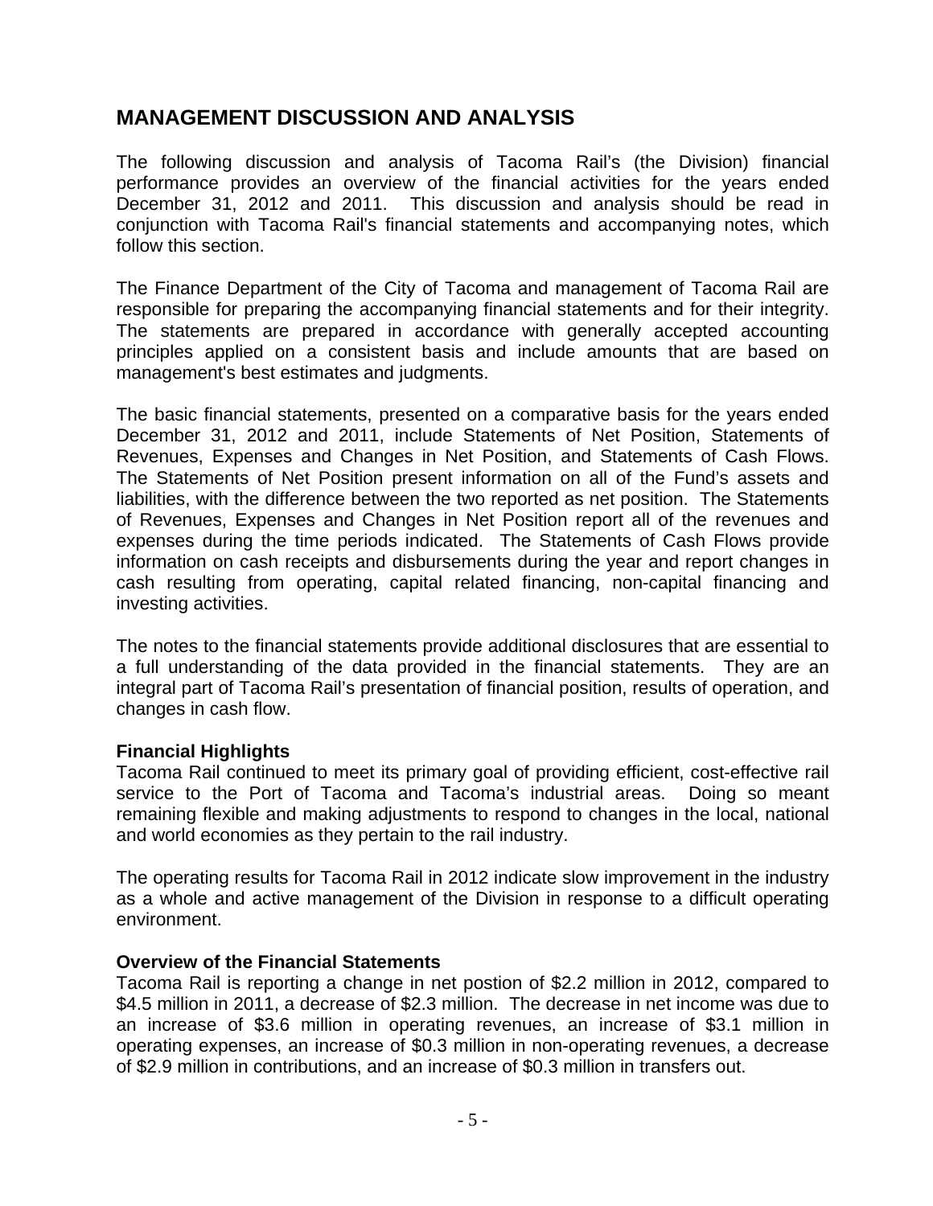## MANAGEMENT DISCUSSION AND ANALYSIS

The following discussion and analysis of Tacoma Rail's (the Division) financial performance provides an overview of the financial activities for the years ended December 31, 2012 and 2011. This discussion and analysis should be read in conjunction with Tacoma Rail's financial statements and accompanying notes, which follow this section.

The Finance Department of the City of Tacoma and management of Tacoma Rail are responsible for preparing the accompanying financial statements and for their integrity. The statements are prepared in accordance with generally accepted accounting principles applied on a consistent basis and include amounts that are based on management's best estimates and judgments.

The basic financial statements, presented on a comparative basis for the years ended December 31, 2012 and 2011, include Statements of Net Position, Statements of Revenues, Expenses and Changes in Net Position, and Statements of Cash Flows. The Statements of Net Position present information on all of the Fund's assets and liabilities, with the difference between the two reported as net position. The Statements of Revenues, Expenses and Changes in Net Position report all of the revenues and expenses during the time periods indicated. The Statements of Cash Flows provide information on cash receipts and disbursements during the year and report changes in cash resulting from operating, capital related financing, non-capital financing and investing activities.

The notes to the financial statements provide additional disclosures that are essential to a full understanding of the data provided in the financial statements. They are an integral part of Tacoma Rail's presentation of financial position, results of operation, and changes in cash flow.

**Financial Highlights**

Tacoma Rail continued to meet its primary goal of providing efficient, cost-effective rail service to the Port of Tacoma and Tacoma's industrial areas. Doing so meant remaining flexible and making adjustments to respond to changes in the local, national and world economies as they pertain to the rail industry.

The operating results for Tacoma Rail in 2012 indicate slow improvement in the industry as a whole and active management of the Division in response to a difficult operating environment.

**Overview of the Financial Statements**

Tacoma Rail is reporting a change in net postion of $2.2 million in 2012, compared to $4.5 million in 2011, a decrease of $2.3 million. The decrease in net income was due to an increase of $3.6 million in operating revenues, an increase of $3.1 million in operating expenses, an increase of $0.3 million in non-operating revenues, a decrease of $2.9 million in contributions, and an increase of $0.3 million in transfers out.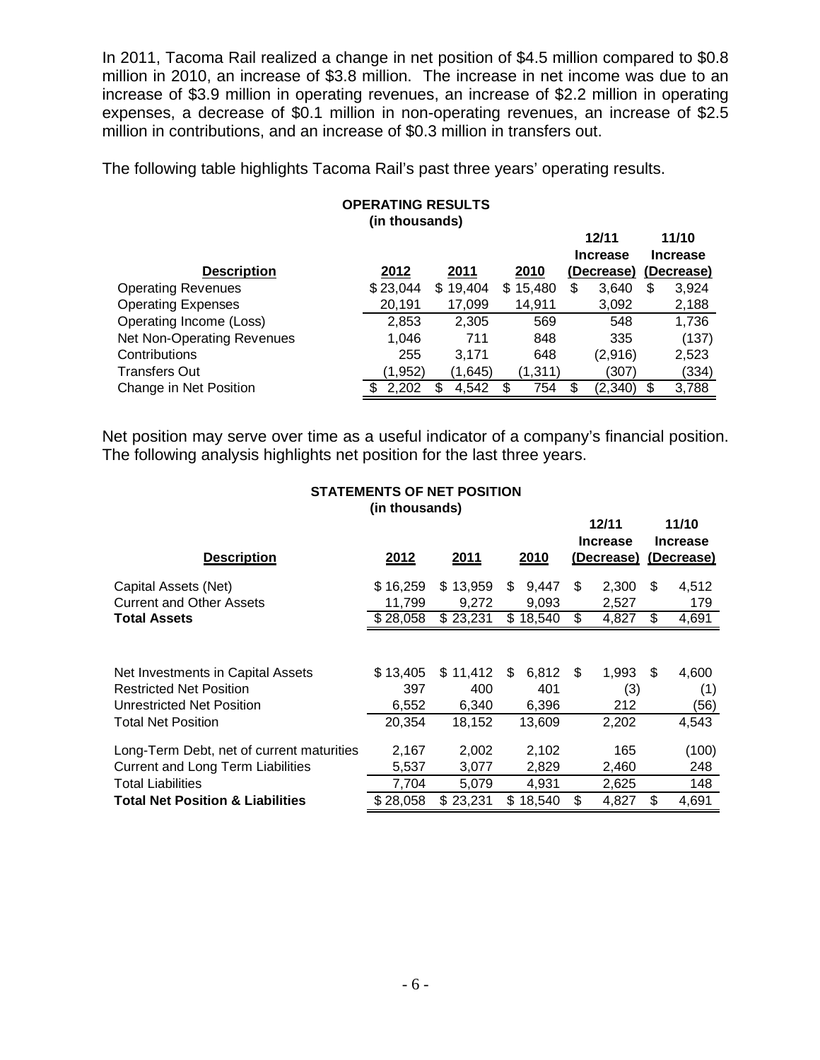In 2011, Tacoma Rail realized a change in net position of $4.5 million compared to $0.8 million in 2010, an increase of $3.8 million. The increase in net income was due to an increase of $3.9 million in operating revenues, an increase of $2.2 million in operating expenses, a decrease of $0.1 million in non-operating revenues, an increase of $2.5 million in contributions, and an increase of $0.3 million in transfers out.

The following table highlights Tacoma Rail's past three years' operating results.

**OPERATING RESULTS**
**(in thousands)**

| Description | 2012 | 2011 | 2010 | 12/11 Increase (Decrease) | 11/10 Increase (Decrease) |
|---|---|---|---|---|---|
| Operating Revenues | $ 23,044 | $ 19,404 | $ 15,480 | $ 3,640 | $ 3,924 |
| Operating Expenses | 20,191 | 17,099 | 14,911 | 3,092 | 2,188 |
| Operating Income (Loss) | 2,853 | 2,305 | 569 | 548 | 1,736 |
| Net Non-Operating Revenues | 1,046 | 711 | 848 | 335 | (137) |
| Contributions | 255 | 3,171 | 648 | (2,916) | 2,523 |
| Transfers Out | (1,952) | (1,645) | (1,311) | (307) | (334) |
| Change in Net Position | $ 2,202 | $ 4,542 | $ 754 | $ (2,340) | $ 3,788 |

Net position may serve over time as a useful indicator of a company's financial position. The following analysis highlights net position for the last three years.

**STATEMENTS OF NET POSITION**
**(in thousands)**

| Description | 2012 | 2011 | 2010 | 12/11 Increase (Decrease) | 11/10 Increase (Decrease) |
|---|---|---|---|---|---|
| Capital Assets (Net) | $ 16,259 | $ 13,959 | $ 9,447 | $ 2,300 | $ 4,512 |
| Current and Other Assets | 11,799 | 9,272 | 9,093 | 2,527 | 179 |
| **Total Assets** | $ 28,058 | $ 23,231 | $ 18,540 | $ 4,827 | $ 4,691 |
| | | | | | |
| Net Investments in Capital Assets | $ 13,405 | $ 11,412 | $ 6,812 | $ 1,993 | $ 4,600 |
| Restricted Net Position | 397 | 400 | 401 | (3) | (1) |
| Unrestricted Net Position | 6,552 | 6,340 | 6,396 | 212 | (56) |
| Total Net Position | 20,354 | 18,152 | 13,609 | 2,202 | 4,543 |
| Long-Term Debt, net of current maturities | 2,167 | 2,002 | 2,102 | 165 | (100) |
| Current and Long Term Liabilities | 5,537 | 3,077 | 2,829 | 2,460 | 248 |
| Total Liabilities | 7,704 | 5,079 | 4,931 | 2,625 | 148 |
| **Total Net Position & Liabilities** | $ 28,058 | $ 23,231 | $ 18,540 | $ 4,827 | $ 4,691 |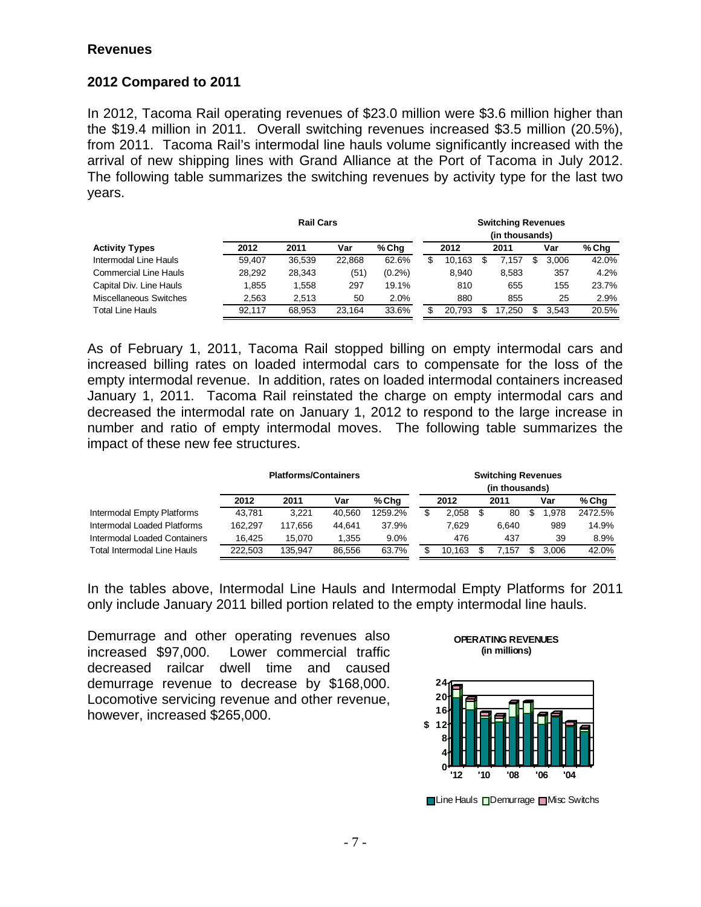## Revenues

### 2012 Compared to 2011

In 2012, Tacoma Rail operating revenues of $23.0 million were $3.6 million higher than the $19.4 million in 2011. Overall switching revenues increased $3.5 million (20.5%), from 2011. Tacoma Rail's intermodal line hauls volume significantly increased with the arrival of new shipping lines with Grand Alliance at the Port of Tacoma in July 2012. The following table summarizes the switching revenues by activity type for the last two years.

| | Rail Cars | | | | Switching Revenues (in thousands) | | | |
|---|---|---|---|---|---|---|---|---|
| **Activity Types** | **2012** | **2011** | **Var** | **% Chg** | **2012** | **2011** | **Var** | **% Chg** |
| Intermodal Line Hauls | 59,407 | 36,539 | 22,868 | 62.6% | $ 10,163 | $ 7,157 | $ 3,006 | 42.0% |
| Commercial Line Hauls | 28,292 | 28,343 | (51) | (0.2%) | 8,940 | 8,583 | 357 | 4.2% |
| Capital Div. Line Hauls | 1,855 | 1,558 | 297 | 19.1% | 810 | 655 | 155 | 23.7% |
| Miscellaneous Switches | 2,563 | 2,513 | 50 | 2.0% | 880 | 855 | 25 | 2.9% |
| Total Line Hauls | 92,117 | 68,953 | 23,164 | 33.6% | $ 20,793 | $ 17,250 | $ 3,543 | 20.5% |

As of February 1, 2011, Tacoma Rail stopped billing on empty intermodal cars and increased billing rates on loaded intermodal cars to compensate for the loss of the empty intermodal revenue. In addition, rates on loaded intermodal containers increased January 1, 2011. Tacoma Rail reinstated the charge on empty intermodal cars and decreased the intermodal rate on January 1, 2012 to respond to the large increase in number and ratio of empty intermodal moves. The following table summarizes the impact of these new fee structures.

| | Platforms/Containers | | | | Switching Revenues (in thousands) | | | |
|---|---|---|---|---|---|---|---|---|
| | **2012** | **2011** | **Var** | **% Chg** | **2012** | **2011** | **Var** | **% Chg** |
| Intermodal Empty Platforms | 43,781 | 3,221 | 40,560 | 1259.2% | $ 2,058 | $ 80 | $ 1,978 | 2472.5% |
| Intermodal Loaded Platforms | 162,297 | 117,656 | 44,641 | 37.9% | 7,629 | 6,640 | 989 | 14.9% |
| Intermodal Loaded Containers | 16,425 | 15,070 | 1,355 | 9.0% | 476 | 437 | 39 | 8.9% |
| Total Intermodal Line Hauls | 222,503 | 135,947 | 86,556 | 63.7% | $ 10,163 | $ 7,157 | $ 3,006 | 42.0% |

In the tables above, Intermodal Line Hauls and Intermodal Empty Platforms for 2011 only include January 2011 billed portion related to the empty intermodal line hauls.

Demurrage and other operating revenues also increased $97,000. Lower commercial traffic decreased railcar dwell time and caused demurrage revenue to decrease by $168,000. Locomotive servicing revenue and other revenue, however, increased $265,000.

**OPERATING REVENUES (in millions)**

Line Hauls / Demurrage / Misc Switchs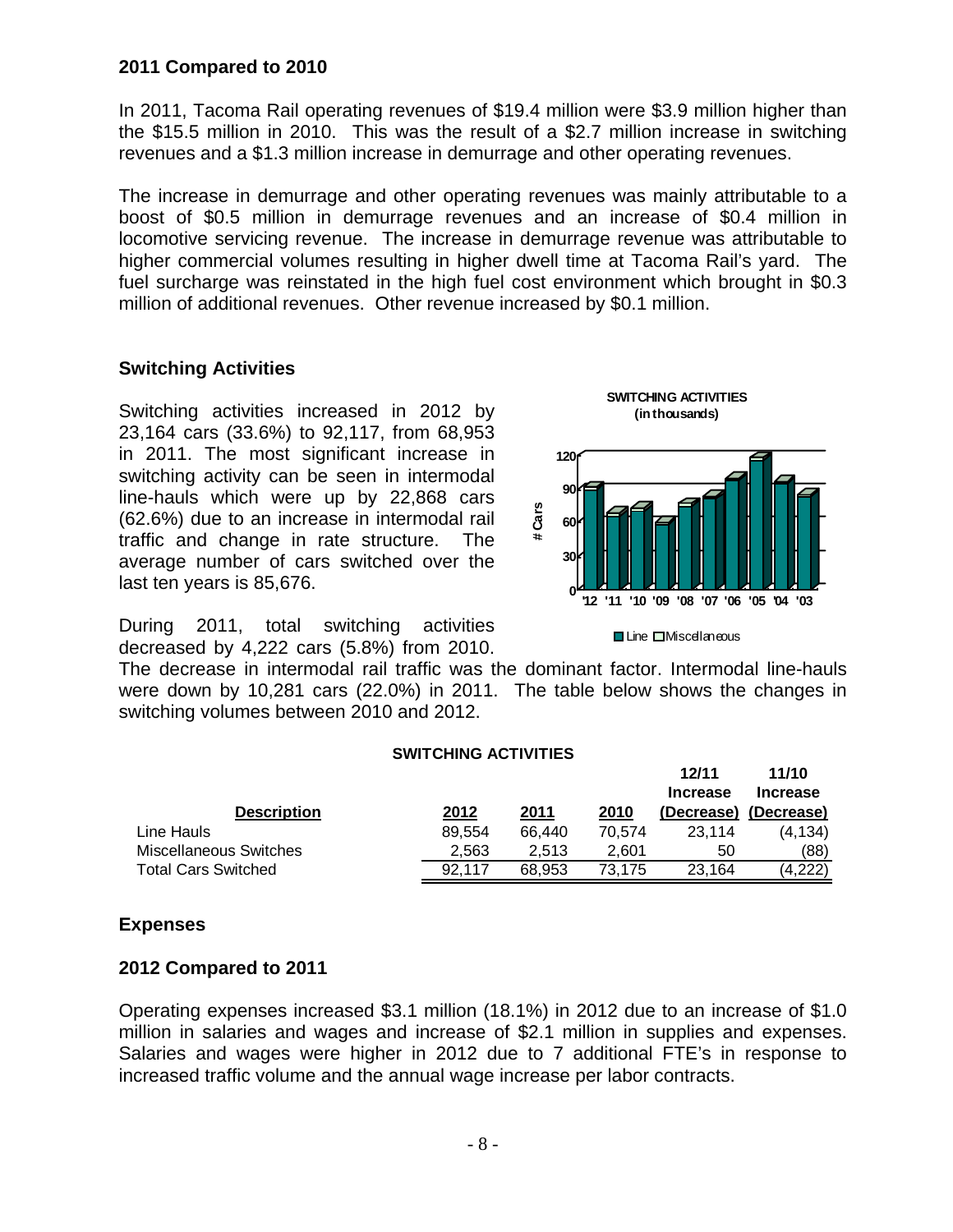### 2011 Compared to 2010

In 2011, Tacoma Rail operating revenues of $19.4 million were $3.9 million higher than the $15.5 million in 2010. This was the result of a $2.7 million increase in switching revenues and a $1.3 million increase in demurrage and other operating revenues.

The increase in demurrage and other operating revenues was mainly attributable to a boost of $0.5 million in demurrage revenues and an increase of $0.4 million in locomotive servicing revenue. The increase in demurrage revenue was attributable to higher commercial volumes resulting in higher dwell time at Tacoma Rail's yard. The fuel surcharge was reinstated in the high fuel cost environment which brought in $0.3 million of additional revenues. Other revenue increased by $0.1 million.

## Switching Activities

Switching activities increased in 2012 by 23,164 cars (33.6%) to 92,117, from 68,953 in 2011. The most significant increase in switching activity can be seen in intermodal line-hauls which were up by 22,868 cars (62.6%) due to an increase in intermodal rail traffic and change in rate structure. The average number of cars switched over the last ten years is 85,676.

During 2011, total switching activities decreased by 4,222 cars (5.8%) from 2010. The decrease in intermodal rail traffic was the dominant factor. Intermodal line-hauls were down by 10,281 cars (22.0%) in 2011. The table below shows the changes in switching volumes between 2010 and 2012.

**SWITCHING ACTIVITIES**

| Description | 2012 | 2011 | 2010 | 12/11 Increase (Decrease) | 11/10 Increase (Decrease) |
|---|---|---|---|---|---|
| Line Hauls | 89,554 | 66,440 | 70,574 | 23,114 | (4,134) |
| Miscellaneous Switches | 2,563 | 2,513 | 2,601 | 50 | (88) |
| Total Cars Switched | 92,117 | 68,953 | 73,175 | 23,164 | (4,222) |

## Expenses

### 2012 Compared to 2011

Operating expenses increased $3.1 million (18.1%) in 2012 due to an increase of $1.0 million in salaries and wages and increase of $2.1 million in supplies and expenses. Salaries and wages were higher in 2012 due to 7 additional FTE's in response to increased traffic volume and the annual wage increase per labor contracts.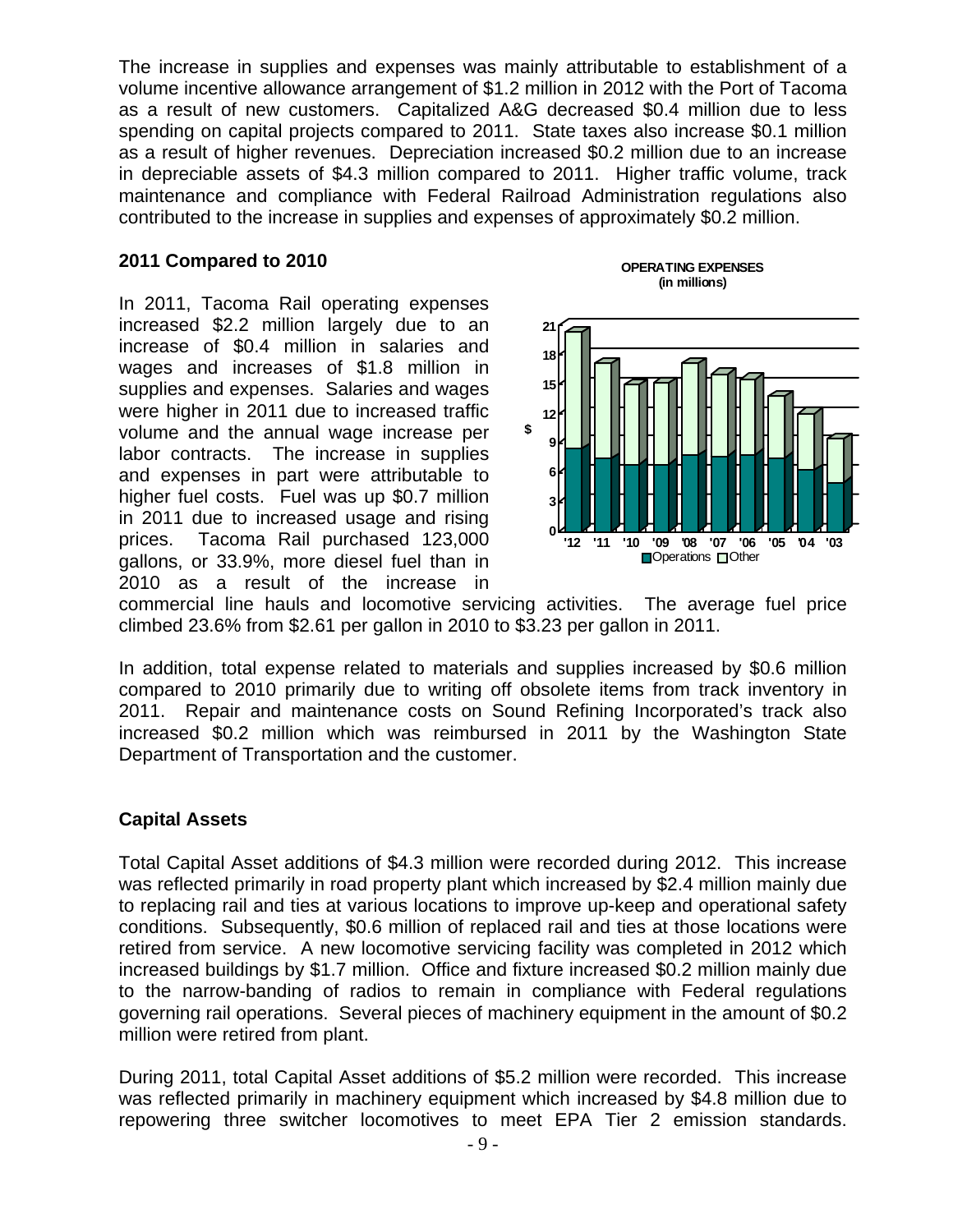The increase in supplies and expenses was mainly attributable to establishment of a volume incentive allowance arrangement of $1.2 million in 2012 with the Port of Tacoma as a result of new customers. Capitalized A&G decreased $0.4 million due to less spending on capital projects compared to 2011. State taxes also increase $0.1 million as a result of higher revenues. Depreciation increased $0.2 million due to an increase in depreciable assets of $4.3 million compared to 2011. Higher traffic volume, track maintenance and compliance with Federal Railroad Administration regulations also contributed to the increase in supplies and expenses of approximately $0.2 million.

**2011 Compared to 2010**

In 2011, Tacoma Rail operating expenses increased $2.2 million largely due to an increase of $0.4 million in salaries and wages and increases of $1.8 million in supplies and expenses. Salaries and wages were higher in 2011 due to increased traffic volume and the annual wage increase per labor contracts. The increase in supplies and expenses in part were attributable to higher fuel costs. Fuel was up $0.7 million in 2011 due to increased usage and rising prices. Tacoma Rail purchased 123,000 gallons, or 33.9%, more diesel fuel than in 2010 as a result of the increase in commercial line hauls and locomotive servicing activities. The average fuel price climbed 23.6% from $2.61 per gallon in 2010 to $3.23 per gallon in 2011.

**OPERATING EXPENSES (in millions)**

In addition, total expense related to materials and supplies increased by $0.6 million compared to 2010 primarily due to writing off obsolete items from track inventory in 2011. Repair and maintenance costs on Sound Refining Incorporated's track also increased $0.2 million which was reimbursed in 2011 by the Washington State Department of Transportation and the customer.

**Capital Assets**

Total Capital Asset additions of $4.3 million were recorded during 2012. This increase was reflected primarily in road property plant which increased by $2.4 million mainly due to replacing rail and ties at various locations to improve up-keep and operational safety conditions. Subsequently, $0.6 million of replaced rail and ties at those locations were retired from service. A new locomotive servicing facility was completed in 2012 which increased buildings by $1.7 million. Office and fixture increased $0.2 million mainly due to the narrow-banding of radios to remain in compliance with Federal regulations governing rail operations. Several pieces of machinery equipment in the amount of $0.2 million were retired from plant.

During 2011, total Capital Asset additions of $5.2 million were recorded. This increase was reflected primarily in machinery equipment which increased by $4.8 million due to repowering three switcher locomotives to meet EPA Tier 2 emission standards.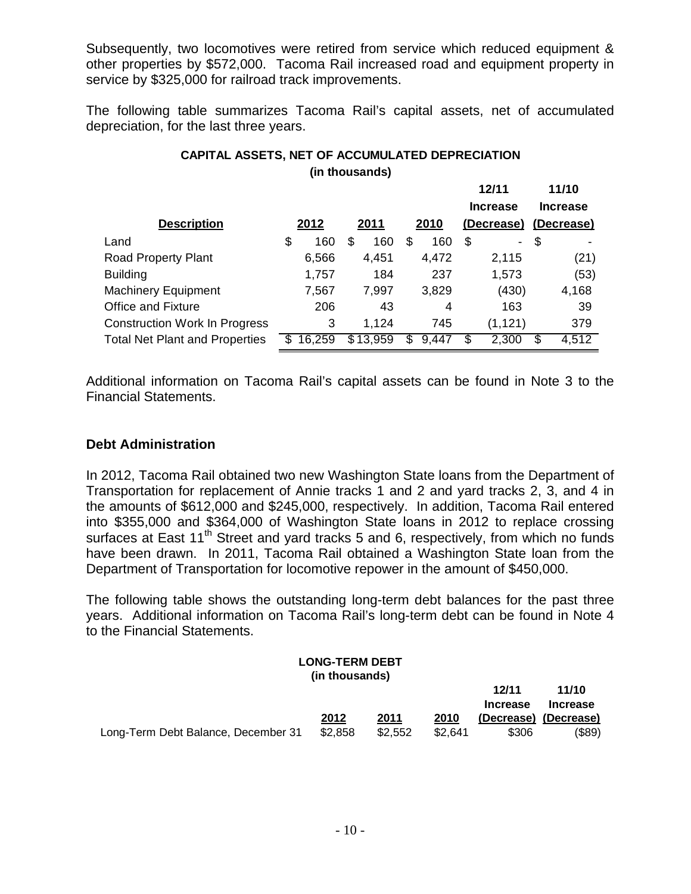Subsequently, two locomotives were retired from service which reduced equipment & other properties by $572,000. Tacoma Rail increased road and equipment property in service by $325,000 for railroad track improvements.

The following table summarizes Tacoma Rail's capital assets, net of accumulated depreciation, for the last three years.

**CAPITAL ASSETS, NET OF ACCUMULATED DEPRECIATION**
**(in thousands)**

| Description | 2012 | 2011 | 2010 | 12/11 Increase (Decrease) | 11/10 Increase (Decrease) |
|---|---|---|---|---|---|
| Land | $ 160 | $ 160 | $ 160 | $ - | $ - |
| Road Property Plant | 6,566 | 4,451 | 4,472 | 2,115 | (21) |
| Building | 1,757 | 184 | 237 | 1,573 | (53) |
| Machinery Equipment | 7,567 | 7,997 | 3,829 | (430) | 4,168 |
| Office and Fixture | 206 | 43 | 4 | 163 | 39 |
| Construction Work In Progress | 3 | 1,124 | 745 | (1,121) | 379 |
| Total Net Plant and Properties | $ 16,259 | $ 13,959 | $ 9,447 | $ 2,300 | $ 4,512 |

Additional information on Tacoma Rail's capital assets can be found in Note 3 to the Financial Statements.

## Debt Administration

In 2012, Tacoma Rail obtained two new Washington State loans from the Department of Transportation for replacement of Annie tracks 1 and 2 and yard tracks 2, 3, and 4 in the amounts of $612,000 and $245,000, respectively. In addition, Tacoma Rail entered into $355,000 and $364,000 of Washington State loans in 2012 to replace crossing surfaces at East 11th Street and yard tracks 5 and 6, respectively, from which no funds have been drawn. In 2011, Tacoma Rail obtained a Washington State loan from the Department of Transportation for locomotive repower in the amount of $450,000.

The following table shows the outstanding long-term debt balances for the past three years. Additional information on Tacoma Rail's long-term debt can be found in Note 4 to the Financial Statements.

**LONG-TERM DEBT**
**(in thousands)**

| | 2012 | 2011 | 2010 | 12/11 Increase (Decrease) | 11/10 Increase (Decrease) |
|---|---|---|---|---|---|
| Long-Term Debt Balance, December 31 | $2,858 | $2,552 | $2,641 | $306 | ($89) |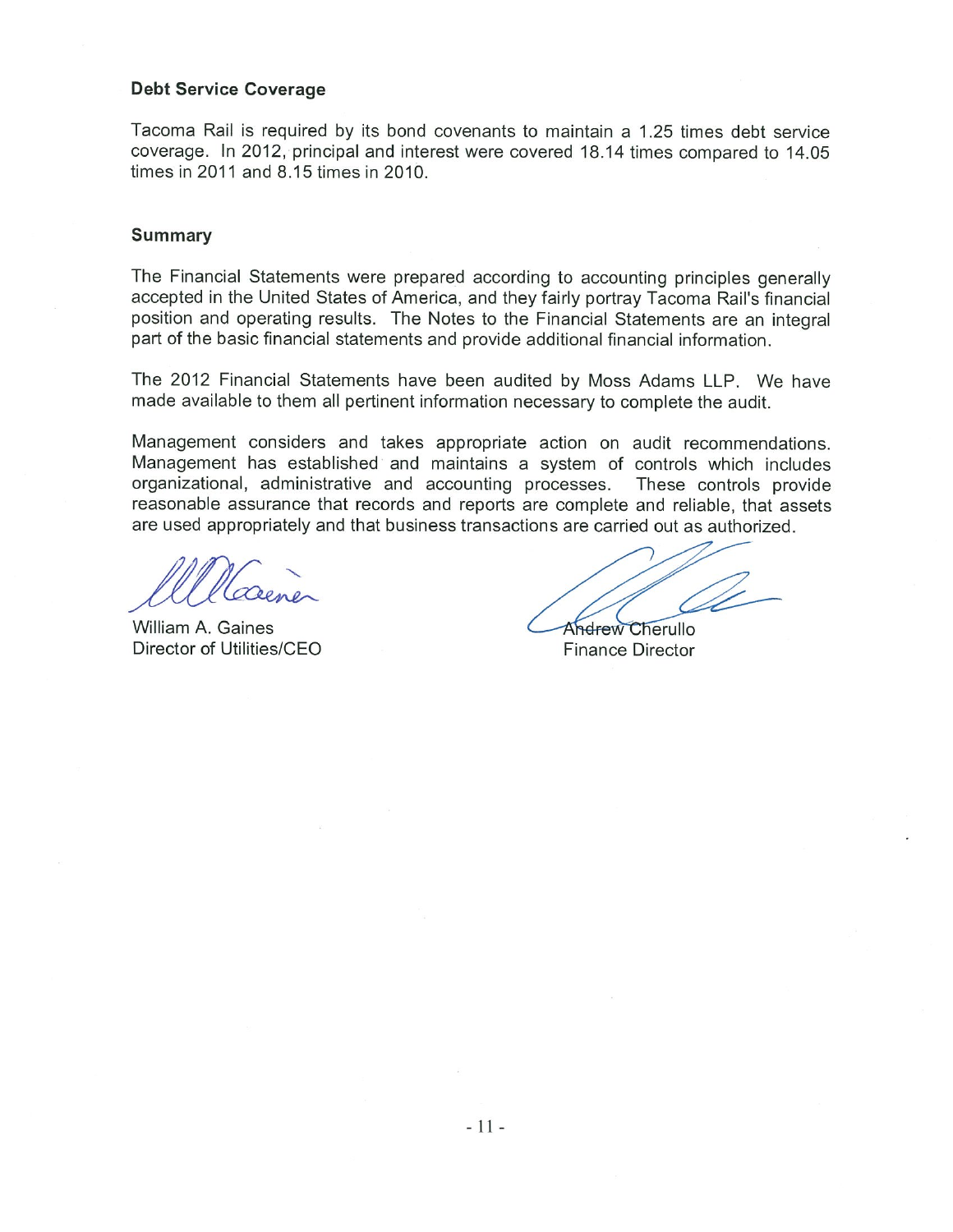### Debt Service Coverage

Tacoma Rail is required by its bond covenants to maintain a 1.25 times debt service coverage. In 2012, principal and interest were covered 18.14 times compared to 14.05 times in 2011 and 8.15 times in 2010.

### Summary

The Financial Statements were prepared according to accounting principles generally accepted in the United States of America, and they fairly portray Tacoma Rail's financial position and operating results. The Notes to the Financial Statements are an integral part of the basic financial statements and provide additional financial information.

The 2012 Financial Statements have been audited by Moss Adams LLP. We have made available to them all pertinent information necessary to complete the audit.

Management considers and takes appropriate action on audit recommendations. Management has established and maintains a system of controls which includes organizational, administrative and accounting processes. These controls provide reasonable assurance that records and reports are complete and reliable, that assets are used appropriately and that business transactions are carried out as authorized.

William A. Gaines
Director of Utilities/CEO

Andrew Cherullo
Finance Director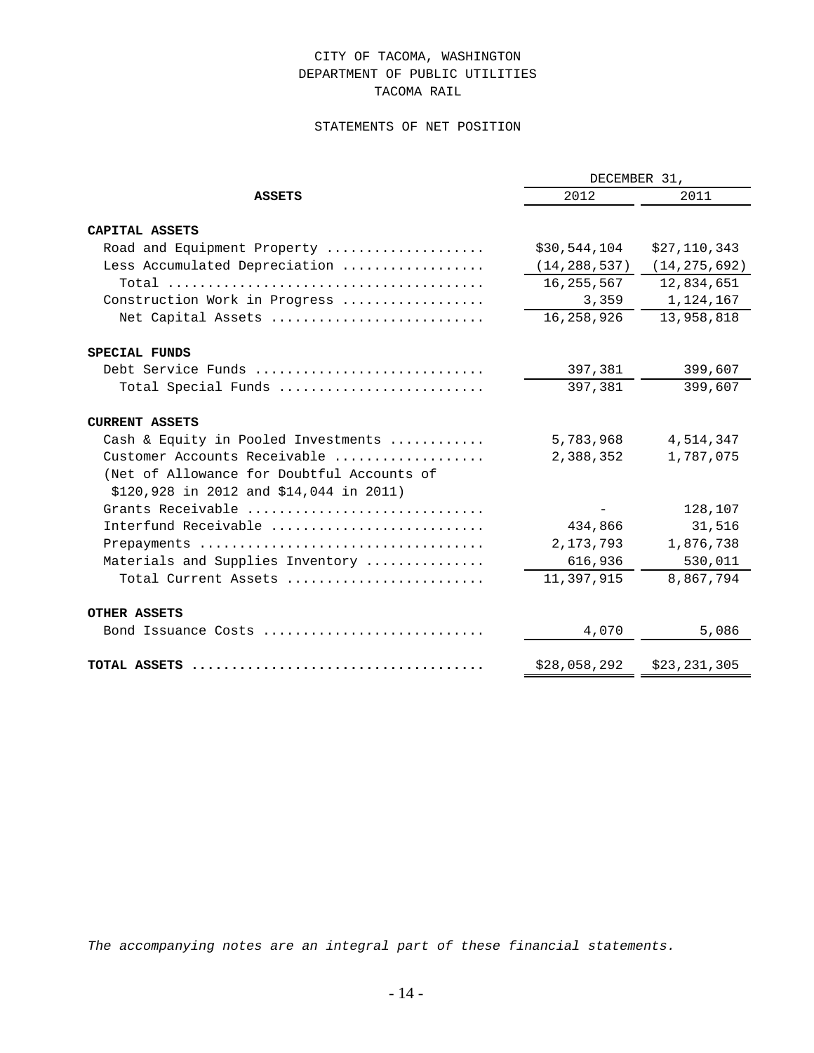CITY OF TACOMA, WASHINGTON
DEPARTMENT OF PUBLIC UTILITIES
TACOMA RAIL

STATEMENTS OF NET POSITION

| ASSETS | DECEMBER 31, 2012 | 2011 |
|---|---|---|
| **CAPITAL ASSETS** | | |
| Road and Equipment Property | $30,544,104 | $27,110,343 |
| Less Accumulated Depreciation | (14,288,537) | (14,275,692) |
| Total | 16,255,567 | 12,834,651 |
| Construction Work in Progress | 3,359 | 1,124,167 |
| Net Capital Assets | 16,258,926 | 13,958,818 |
| **SPECIAL FUNDS** | | |
| Debt Service Funds | 397,381 | 399,607 |
| Total Special Funds | 397,381 | 399,607 |
| **CURRENT ASSETS** | | |
| Cash & Equity in Pooled Investments | 5,783,968 | 4,514,347 |
| Customer Accounts Receivable | 2,388,352 | 1,787,075 |
| (Net of Allowance for Doubtful Accounts of $120,928 in 2012 and $14,044 in 2011) | | |
| Grants Receivable | - | 128,107 |
| Interfund Receivable | 434,866 | 31,516 |
| Prepayments | 2,173,793 | 1,876,738 |
| Materials and Supplies Inventory | 616,936 | 530,011 |
| Total Current Assets | 11,397,915 | 8,867,794 |
| **OTHER ASSETS** | | |
| Bond Issuance Costs | 4,070 | 5,086 |
| **TOTAL ASSETS** | $28,058,292 | $23,231,305 |

*The accompanying notes are an integral part of these financial statements.*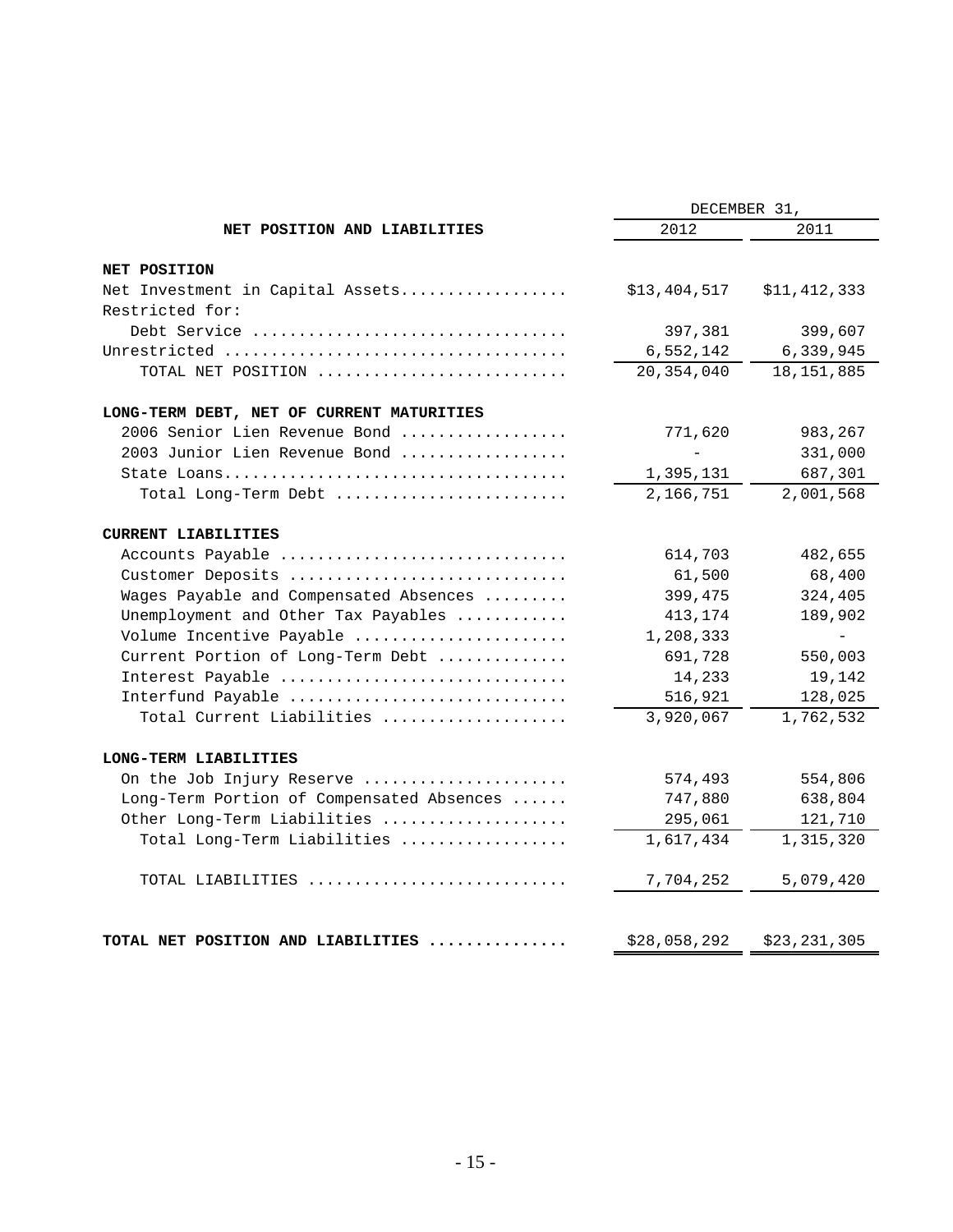| NET POSITION AND LIABILITIES | DECEMBER 31, | |
|---|---|---|
| | 2012 | 2011 |
| **NET POSITION** | | |
| Net Investment in Capital Assets | $13,404,517 | $11,412,333 |
| Restricted for: | | |
| Debt Service | 397,381 | 399,607 |
| Unrestricted | 6,552,142 | 6,339,945 |
| TOTAL NET POSITION | 20,354,040 | 18,151,885 |
| **LONG-TERM DEBT, NET OF CURRENT MATURITIES** | | |
| 2006 Senior Lien Revenue Bond | 771,620 | 983,267 |
| 2003 Junior Lien Revenue Bond | - | 331,000 |
| State Loans | 1,395,131 | 687,301 |
| Total Long-Term Debt | 2,166,751 | 2,001,568 |
| **CURRENT LIABILITIES** | | |
| Accounts Payable | 614,703 | 482,655 |
| Customer Deposits | 61,500 | 68,400 |
| Wages Payable and Compensated Absences | 399,475 | 324,405 |
| Unemployment and Other Tax Payables | 413,174 | 189,902 |
| Volume Incentive Payable | 1,208,333 | - |
| Current Portion of Long-Term Debt | 691,728 | 550,003 |
| Interest Payable | 14,233 | 19,142 |
| Interfund Payable | 516,921 | 128,025 |
| Total Current Liabilities | 3,920,067 | 1,762,532 |
| **LONG-TERM LIABILITIES** | | |
| On the Job Injury Reserve | 574,493 | 554,806 |
| Long-Term Portion of Compensated Absences | 747,880 | 638,804 |
| Other Long-Term Liabilities | 295,061 | 121,710 |
| Total Long-Term Liabilities | 1,617,434 | 1,315,320 |
| TOTAL LIABILITIES | 7,704,252 | 5,079,420 |
| **TOTAL NET POSITION AND LIABILITIES** | $28,058,292 | $23,231,305 |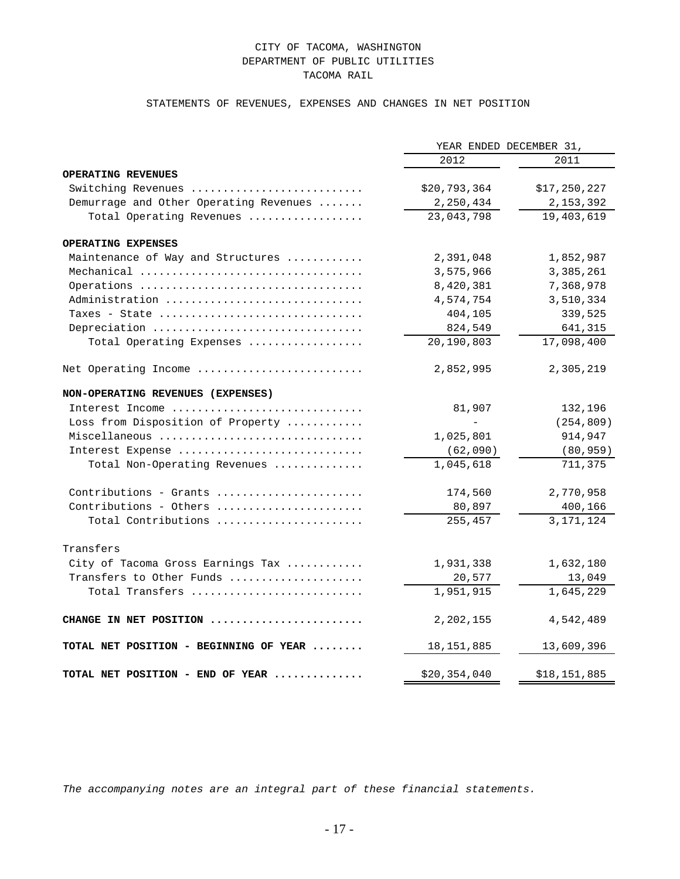CITY OF TACOMA, WASHINGTON
DEPARTMENT OF PUBLIC UTILITIES
TACOMA RAIL

STATEMENTS OF REVENUES, EXPENSES AND CHANGES IN NET POSITION

| | YEAR ENDED DECEMBER 31, | |
|---|---|---|
| | 2012 | 2011 |
| **OPERATING REVENUES** | | |
| Switching Revenues | $20,793,364 | $17,250,227 |
| Demurrage and Other Operating Revenues | 2,250,434 | 2,153,392 |
| Total Operating Revenues | 23,043,798 | 19,403,619 |
| **OPERATING EXPENSES** | | |
| Maintenance of Way and Structures | 2,391,048 | 1,852,987 |
| Mechanical | 3,575,966 | 3,385,261 |
| Operations | 8,420,381 | 7,368,978 |
| Administration | 4,574,754 | 3,510,334 |
| Taxes - State | 404,105 | 339,525 |
| Depreciation | 824,549 | 641,315 |
| Total Operating Expenses | 20,190,803 | 17,098,400 |
| Net Operating Income | 2,852,995 | 2,305,219 |
| **NON-OPERATING REVENUES (EXPENSES)** | | |
| Interest Income | 81,907 | 132,196 |
| Loss from Disposition of Property | - | (254,809) |
| Miscellaneous | 1,025,801 | 914,947 |
| Interest Expense | (62,090) | (80,959) |
| Total Non-Operating Revenues | 1,045,618 | 711,375 |
| Contributions - Grants | 174,560 | 2,770,958 |
| Contributions - Others | 80,897 | 400,166 |
| Total Contributions | 255,457 | 3,171,124 |
| Transfers | | |
| City of Tacoma Gross Earnings Tax | 1,931,338 | 1,632,180 |
| Transfers to Other Funds | 20,577 | 13,049 |
| Total Transfers | 1,951,915 | 1,645,229 |
| **CHANGE IN NET POSITION** | 2,202,155 | 4,542,489 |
| **TOTAL NET POSITION - BEGINNING OF YEAR** | 18,151,885 | 13,609,396 |
| **TOTAL NET POSITION - END OF YEAR** | $20,354,040 | $18,151,885 |

*The accompanying notes are an integral part of these financial statements.*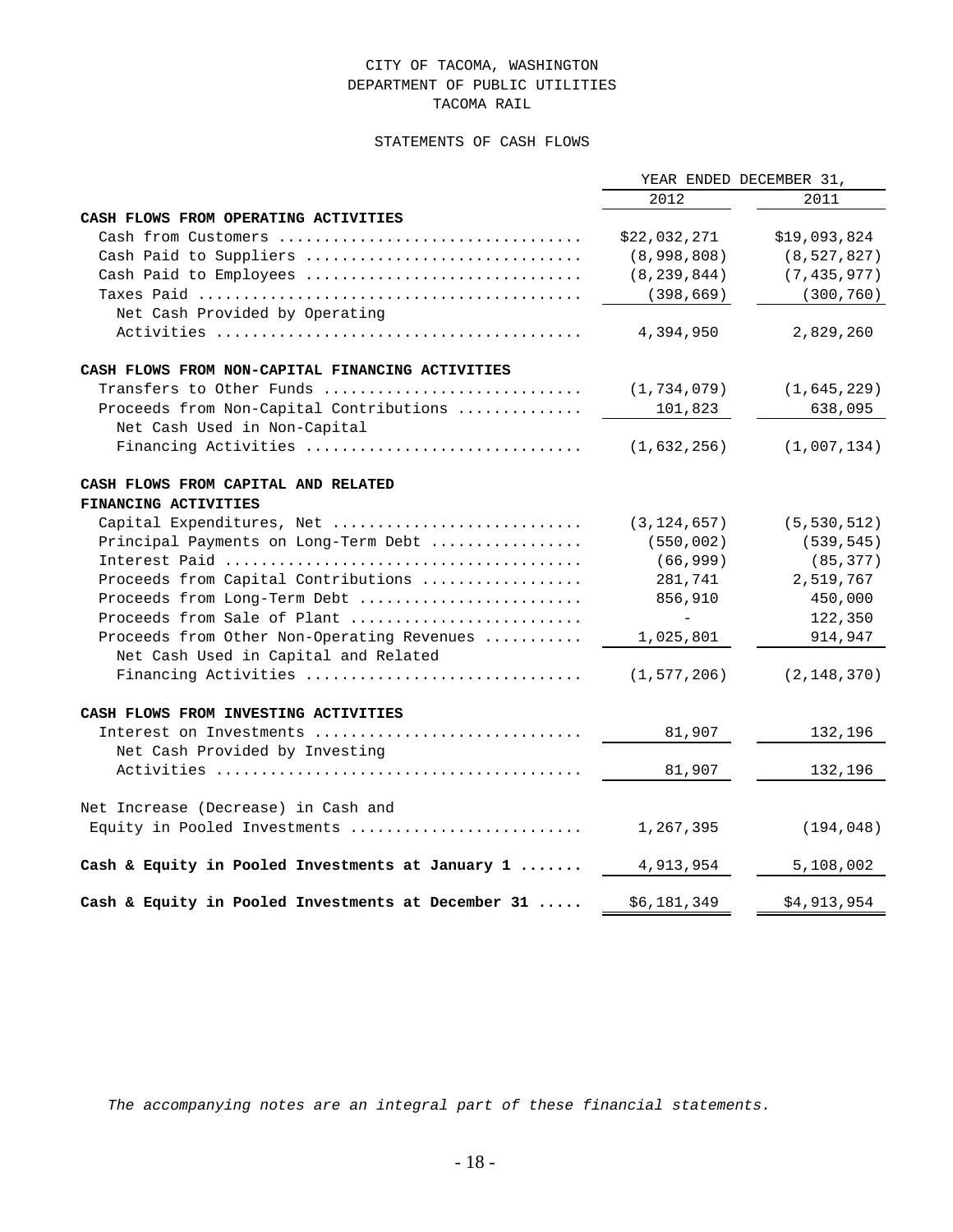CITY OF TACOMA, WASHINGTON
DEPARTMENT OF PUBLIC UTILITIES
TACOMA RAIL

STATEMENTS OF CASH FLOWS

| | YEAR ENDED DECEMBER 31, | |
|---|---|---|
| | 2012 | 2011 |
| **CASH FLOWS FROM OPERATING ACTIVITIES** | | |
| Cash from Customers | $22,032,271 | $19,093,824 |
| Cash Paid to Suppliers | (8,998,808) | (8,527,827) |
| Cash Paid to Employees | (8,239,844) | (7,435,977) |
| Taxes Paid | (398,669) | (300,760) |
| Net Cash Provided by Operating Activities | 4,394,950 | 2,829,260 |
| **CASH FLOWS FROM NON-CAPITAL FINANCING ACTIVITIES** | | |
| Transfers to Other Funds | (1,734,079) | (1,645,229) |
| Proceeds from Non-Capital Contributions | 101,823 | 638,095 |
| Net Cash Used in Non-Capital Financing Activities | (1,632,256) | (1,007,134) |
| **CASH FLOWS FROM CAPITAL AND RELATED FINANCING ACTIVITIES** | | |
| Capital Expenditures, Net | (3,124,657) | (5,530,512) |
| Principal Payments on Long-Term Debt | (550,002) | (539,545) |
| Interest Paid | (66,999) | (85,377) |
| Proceeds from Capital Contributions | 281,741 | 2,519,767 |
| Proceeds from Long-Term Debt | 856,910 | 450,000 |
| Proceeds from Sale of Plant | - | 122,350 |
| Proceeds from Other Non-Operating Revenues | 1,025,801 | 914,947 |
| Net Cash Used in Capital and Related Financing Activities | (1,577,206) | (2,148,370) |
| **CASH FLOWS FROM INVESTING ACTIVITIES** | | |
| Interest on Investments | 81,907 | 132,196 |
| Net Cash Provided by Investing Activities | 81,907 | 132,196 |
| Net Increase (Decrease) in Cash and Equity in Pooled Investments | 1,267,395 | (194,048) |
| **Cash & Equity in Pooled Investments at January 1** | 4,913,954 | 5,108,002 |
| **Cash & Equity in Pooled Investments at December 31** | $6,181,349 | $4,913,954 |

*The accompanying notes are an integral part of these financial statements.*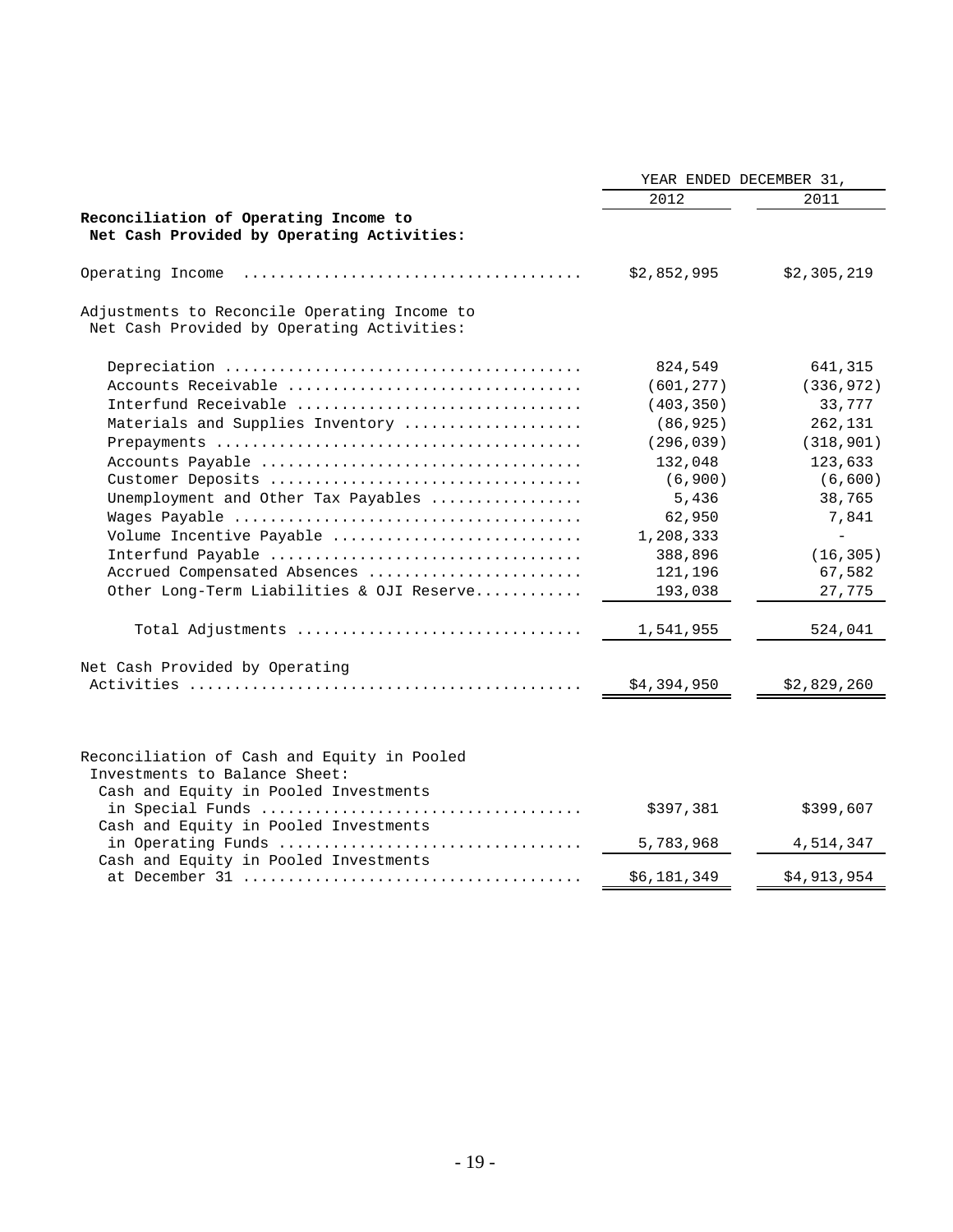| | YEAR ENDED DECEMBER 31, | |
|---|---|---|
| | 2012 | 2011 |
| **Reconciliation of Operating Income to Net Cash Provided by Operating Activities:** | | |
| Operating Income | $2,852,995 | $2,305,219 |
| Adjustments to Reconcile Operating Income to Net Cash Provided by Operating Activities: | | |
| Depreciation | 824,549 | 641,315 |
| Accounts Receivable | (601,277) | (336,972) |
| Interfund Receivable | (403,350) | 33,777 |
| Materials and Supplies Inventory | (86,925) | 262,131 |
| Prepayments | (296,039) | (318,901) |
| Accounts Payable | 132,048 | 123,633 |
| Customer Deposits | (6,900) | (6,600) |
| Unemployment and Other Tax Payables | 5,436 | 38,765 |
| Wages Payable | 62,950 | 7,841 |
| Volume Incentive Payable | 1,208,333 | - |
| Interfund Payable | 388,896 | (16,305) |
| Accrued Compensated Absences | 121,196 | 67,582 |
| Other Long-Term Liabilities & OJI Reserve | 193,038 | 27,775 |
| Total Adjustments | 1,541,955 | 524,041 |
| Net Cash Provided by Operating Activities | $4,394,950 | $2,829,260 |

| | 2012 | 2011 |
|---|---|---|
| Reconciliation of Cash and Equity in Pooled Investments to Balance Sheet: | | |
| Cash and Equity in Pooled Investments in Special Funds | $397,381 | $399,607 |
| Cash and Equity in Pooled Investments in Operating Funds | 5,783,968 | 4,514,347 |
| Cash and Equity in Pooled Investments at December 31 | $6,181,349 | $4,913,954 |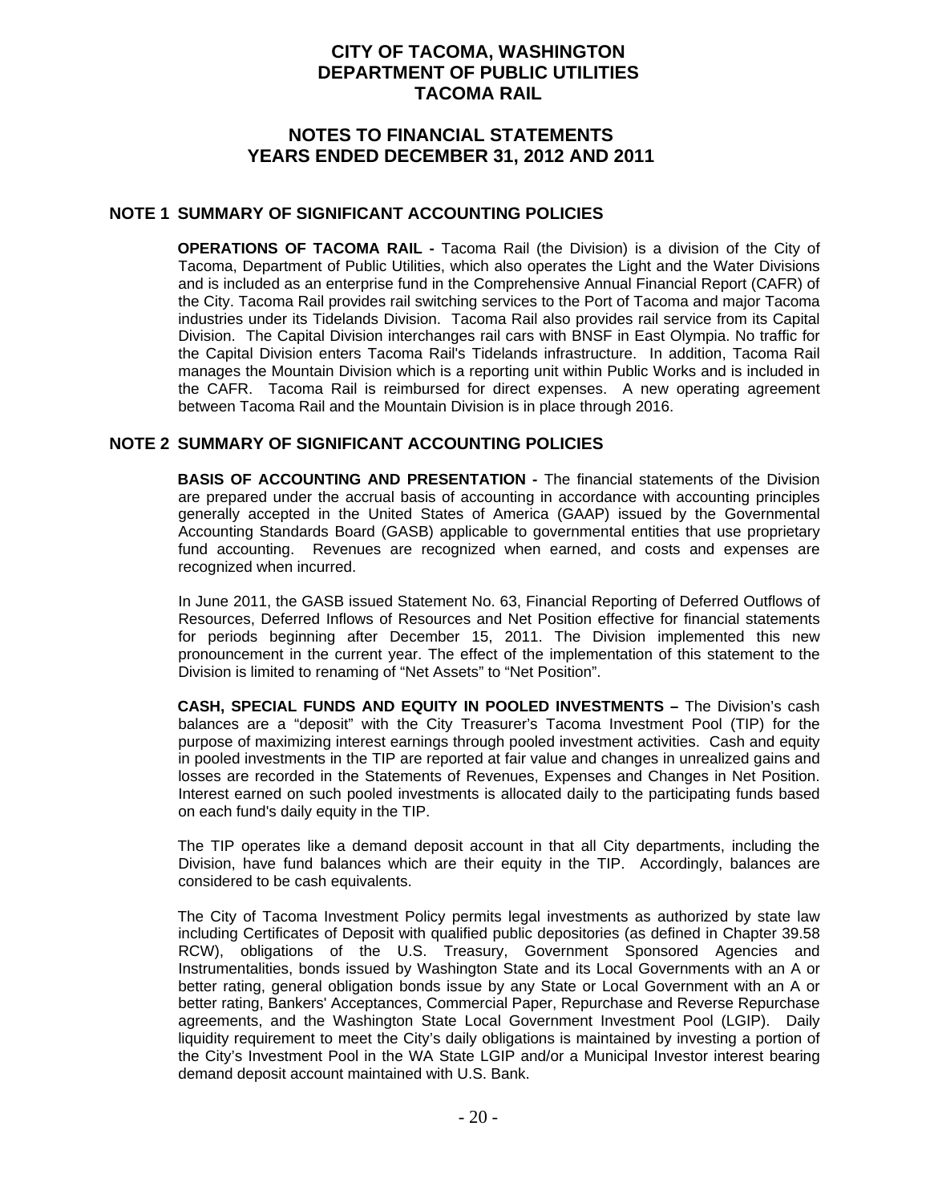# CITY OF TACOMA, WASHINGTON
# DEPARTMENT OF PUBLIC UTILITIES
# TACOMA RAIL

## NOTES TO FINANCIAL STATEMENTS
## YEARS ENDED DECEMBER 31, 2012 AND 2011

### NOTE 1 SUMMARY OF SIGNIFICANT ACCOUNTING POLICIES

**OPERATIONS OF TACOMA RAIL -** Tacoma Rail (the Division) is a division of the City of Tacoma, Department of Public Utilities, which also operates the Light and the Water Divisions and is included as an enterprise fund in the Comprehensive Annual Financial Report (CAFR) of the City. Tacoma Rail provides rail switching services to the Port of Tacoma and major Tacoma industries under its Tidelands Division. Tacoma Rail also provides rail service from its Capital Division. The Capital Division interchanges rail cars with BNSF in East Olympia. No traffic for the Capital Division enters Tacoma Rail's Tidelands infrastructure. In addition, Tacoma Rail manages the Mountain Division which is a reporting unit within Public Works and is included in the CAFR. Tacoma Rail is reimbursed for direct expenses. A new operating agreement between Tacoma Rail and the Mountain Division is in place through 2016.

### NOTE 2 SUMMARY OF SIGNIFICANT ACCOUNTING POLICIES

**BASIS OF ACCOUNTING AND PRESENTATION -** The financial statements of the Division are prepared under the accrual basis of accounting in accordance with accounting principles generally accepted in the United States of America (GAAP) issued by the Governmental Accounting Standards Board (GASB) applicable to governmental entities that use proprietary fund accounting. Revenues are recognized when earned, and costs and expenses are recognized when incurred.

In June 2011, the GASB issued Statement No. 63, Financial Reporting of Deferred Outflows of Resources, Deferred Inflows of Resources and Net Position effective for financial statements for periods beginning after December 15, 2011. The Division implemented this new pronouncement in the current year. The effect of the implementation of this statement to the Division is limited to renaming of "Net Assets" to "Net Position".

**CASH, SPECIAL FUNDS AND EQUITY IN POOLED INVESTMENTS –** The Division's cash balances are a "deposit" with the City Treasurer's Tacoma Investment Pool (TIP) for the purpose of maximizing interest earnings through pooled investment activities. Cash and equity in pooled investments in the TIP are reported at fair value and changes in unrealized gains and losses are recorded in the Statements of Revenues, Expenses and Changes in Net Position. Interest earned on such pooled investments is allocated daily to the participating funds based on each fund's daily equity in the TIP.

The TIP operates like a demand deposit account in that all City departments, including the Division, have fund balances which are their equity in the TIP. Accordingly, balances are considered to be cash equivalents.

The City of Tacoma Investment Policy permits legal investments as authorized by state law including Certificates of Deposit with qualified public depositories (as defined in Chapter 39.58 RCW), obligations of the U.S. Treasury, Government Sponsored Agencies and Instrumentalities, bonds issued by Washington State and its Local Governments with an A or better rating, general obligation bonds issue by any State or Local Government with an A or better rating, Bankers' Acceptances, Commercial Paper, Repurchase and Reverse Repurchase agreements, and the Washington State Local Government Investment Pool (LGIP). Daily liquidity requirement to meet the City's daily obligations is maintained by investing a portion of the City's Investment Pool in the WA State LGIP and/or a Municipal Investor interest bearing demand deposit account maintained with U.S. Bank.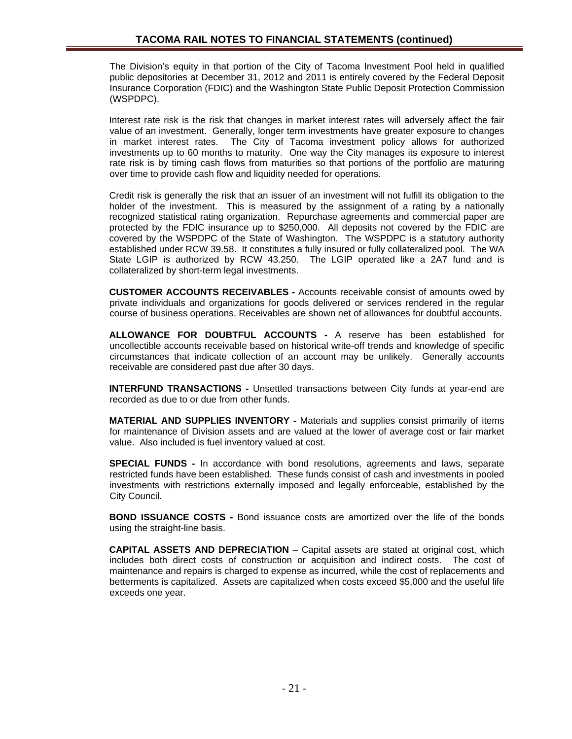The Division's equity in that portion of the City of Tacoma Investment Pool held in qualified public depositories at December 31, 2012 and 2011 is entirely covered by the Federal Deposit Insurance Corporation (FDIC) and the Washington State Public Deposit Protection Commission (WSPDPC).

Interest rate risk is the risk that changes in market interest rates will adversely affect the fair value of an investment. Generally, longer term investments have greater exposure to changes in market interest rates. The City of Tacoma investment policy allows for authorized investments up to 60 months to maturity. One way the City manages its exposure to interest rate risk is by timing cash flows from maturities so that portions of the portfolio are maturing over time to provide cash flow and liquidity needed for operations.

Credit risk is generally the risk that an issuer of an investment will not fulfill its obligation to the holder of the investment. This is measured by the assignment of a rating by a nationally recognized statistical rating organization. Repurchase agreements and commercial paper are protected by the FDIC insurance up to $250,000. All deposits not covered by the FDIC are covered by the WSPDPC of the State of Washington. The WSPDPC is a statutory authority established under RCW 39.58. It constitutes a fully insured or fully collateralized pool. The WA State LGIP is authorized by RCW 43.250. The LGIP operated like a 2A7 fund and is collateralized by short-term legal investments.

**CUSTOMER ACCOUNTS RECEIVABLES -** Accounts receivable consist of amounts owed by private individuals and organizations for goods delivered or services rendered in the regular course of business operations. Receivables are shown net of allowances for doubtful accounts.

**ALLOWANCE FOR DOUBTFUL ACCOUNTS -** A reserve has been established for uncollectible accounts receivable based on historical write-off trends and knowledge of specific circumstances that indicate collection of an account may be unlikely. Generally accounts receivable are considered past due after 30 days.

**INTERFUND TRANSACTIONS -** Unsettled transactions between City funds at year-end are recorded as due to or due from other funds.

**MATERIAL AND SUPPLIES INVENTORY -** Materials and supplies consist primarily of items for maintenance of Division assets and are valued at the lower of average cost or fair market value. Also included is fuel inventory valued at cost.

**SPECIAL FUNDS -** In accordance with bond resolutions, agreements and laws, separate restricted funds have been established. These funds consist of cash and investments in pooled investments with restrictions externally imposed and legally enforceable, established by the City Council.

**BOND ISSUANCE COSTS -** Bond issuance costs are amortized over the life of the bonds using the straight-line basis.

**CAPITAL ASSETS AND DEPRECIATION** – Capital assets are stated at original cost, which includes both direct costs of construction or acquisition and indirect costs. The cost of maintenance and repairs is charged to expense as incurred, while the cost of replacements and betterments is capitalized. Assets are capitalized when costs exceed $5,000 and the useful life exceeds one year.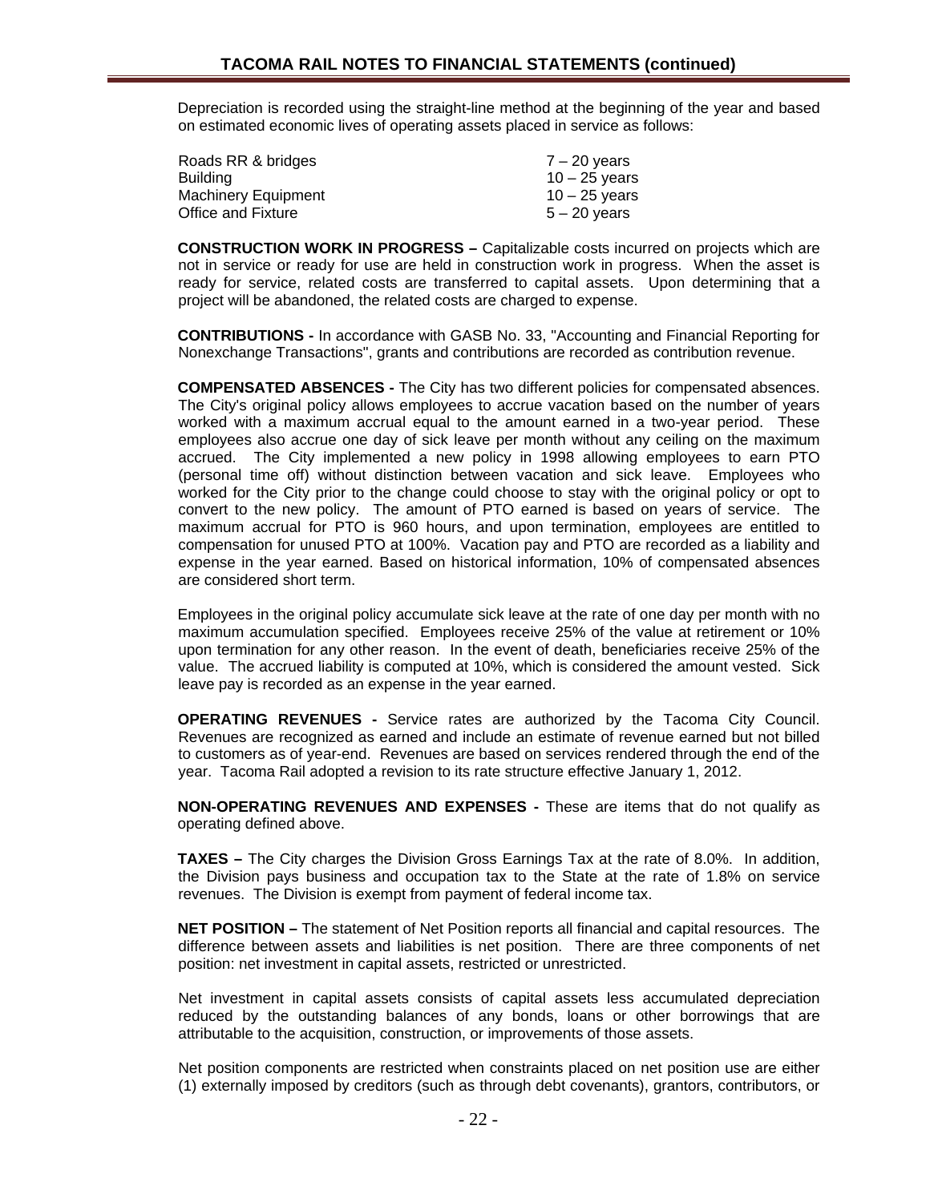Depreciation is recorded using the straight-line method at the beginning of the year and based on estimated economic lives of operating assets placed in service as follows:

| | |
|---|---|
| Roads RR & bridges | 7 – 20 years |
| Building | 10 – 25 years |
| Machinery Equipment | 10 – 25 years |
| Office and Fixture | 5 – 20 years |

**CONSTRUCTION WORK IN PROGRESS –** Capitalizable costs incurred on projects which are not in service or ready for use are held in construction work in progress. When the asset is ready for service, related costs are transferred to capital assets. Upon determining that a project will be abandoned, the related costs are charged to expense.

**CONTRIBUTIONS -** In accordance with GASB No. 33, "Accounting and Financial Reporting for Nonexchange Transactions", grants and contributions are recorded as contribution revenue.

**COMPENSATED ABSENCES -** The City has two different policies for compensated absences. The City's original policy allows employees to accrue vacation based on the number of years worked with a maximum accrual equal to the amount earned in a two-year period. These employees also accrue one day of sick leave per month without any ceiling on the maximum accrued. The City implemented a new policy in 1998 allowing employees to earn PTO (personal time off) without distinction between vacation and sick leave. Employees who worked for the City prior to the change could choose to stay with the original policy or opt to convert to the new policy. The amount of PTO earned is based on years of service. The maximum accrual for PTO is 960 hours, and upon termination, employees are entitled to compensation for unused PTO at 100%. Vacation pay and PTO are recorded as a liability and expense in the year earned. Based on historical information, 10% of compensated absences are considered short term.

Employees in the original policy accumulate sick leave at the rate of one day per month with no maximum accumulation specified. Employees receive 25% of the value at retirement or 10% upon termination for any other reason. In the event of death, beneficiaries receive 25% of the value. The accrued liability is computed at 10%, which is considered the amount vested. Sick leave pay is recorded as an expense in the year earned.

**OPERATING REVENUES -** Service rates are authorized by the Tacoma City Council. Revenues are recognized as earned and include an estimate of revenue earned but not billed to customers as of year-end. Revenues are based on services rendered through the end of the year. Tacoma Rail adopted a revision to its rate structure effective January 1, 2012.

**NON-OPERATING REVENUES AND EXPENSES -** These are items that do not qualify as operating defined above.

**TAXES –** The City charges the Division Gross Earnings Tax at the rate of 8.0%. In addition, the Division pays business and occupation tax to the State at the rate of 1.8% on service revenues. The Division is exempt from payment of federal income tax.

**NET POSITION –** The statement of Net Position reports all financial and capital resources. The difference between assets and liabilities is net position. There are three components of net position: net investment in capital assets, restricted or unrestricted.

Net investment in capital assets consists of capital assets less accumulated depreciation reduced by the outstanding balances of any bonds, loans or other borrowings that are attributable to the acquisition, construction, or improvements of those assets.

Net position components are restricted when constraints placed on net position use are either (1) externally imposed by creditors (such as through debt covenants), grantors, contributors, or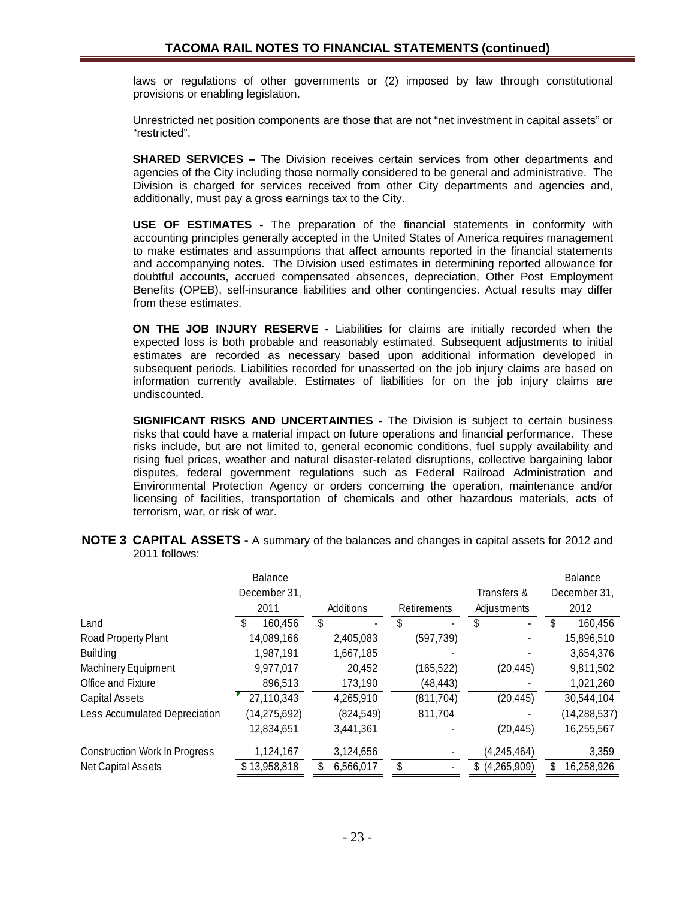laws or regulations of other governments or (2) imposed by law through constitutional provisions or enabling legislation.

Unrestricted net position components are those that are not "net investment in capital assets" or "restricted".

**SHARED SERVICES –** The Division receives certain services from other departments and agencies of the City including those normally considered to be general and administrative. The Division is charged for services received from other City departments and agencies and, additionally, must pay a gross earnings tax to the City.

**USE OF ESTIMATES -** The preparation of the financial statements in conformity with accounting principles generally accepted in the United States of America requires management to make estimates and assumptions that affect amounts reported in the financial statements and accompanying notes. The Division used estimates in determining reported allowance for doubtful accounts, accrued compensated absences, depreciation, Other Post Employment Benefits (OPEB), self-insurance liabilities and other contingencies. Actual results may differ from these estimates.

**ON THE JOB INJURY RESERVE -** Liabilities for claims are initially recorded when the expected loss is both probable and reasonably estimated. Subsequent adjustments to initial estimates are recorded as necessary based upon additional information developed in subsequent periods. Liabilities recorded for unasserted on the job injury claims are based on information currently available. Estimates of liabilities for on the job injury claims are undiscounted.

**SIGNIFICANT RISKS AND UNCERTAINTIES -** The Division is subject to certain business risks that could have a material impact on future operations and financial performance. These risks include, but are not limited to, general economic conditions, fuel supply availability and rising fuel prices, weather and natural disaster-related disruptions, collective bargaining labor disputes, federal government regulations such as Federal Railroad Administration and Environmental Protection Agency or orders concerning the operation, maintenance and/or licensing of facilities, transportation of chemicals and other hazardous materials, acts of terrorism, war, or risk of war.

**NOTE 3 CAPITAL ASSETS -** A summary of the balances and changes in capital assets for 2012 and 2011 follows:

| | Balance December 31, 2011 | Additions | Retirements | Transfers & Adjustments | Balance December 31, 2012 |
|---|---|---|---|---|---|
| Land | $ 160,456 | $ - | $ - | $ - | $ 160,456 |
| Road Property Plant | 14,089,166 | 2,405,083 | (597,739) | - | 15,896,510 |
| Building | 1,987,191 | 1,667,185 | - | - | 3,654,376 |
| Machinery Equipment | 9,977,017 | 20,452 | (165,522) | (20,445) | 9,811,502 |
| Office and Fixture | 896,513 | 173,190 | (48,443) | - | 1,021,260 |
| Capital Assets | 27,110,343 | 4,265,910 | (811,704) | (20,445) | 30,544,104 |
| Less Accumulated Depreciation | (14,275,692) | (824,549) | 811,704 | - | (14,288,537) |
| | 12,834,651 | 3,441,361 | - | (20,445) | 16,255,567 |
| Construction Work In Progress | 1,124,167 | 3,124,656 | - | (4,245,464) | 3,359 |
| Net Capital Assets | $ 13,958,818 | $ 6,566,017 | $ - | $ (4,265,909) | $ 16,258,926 |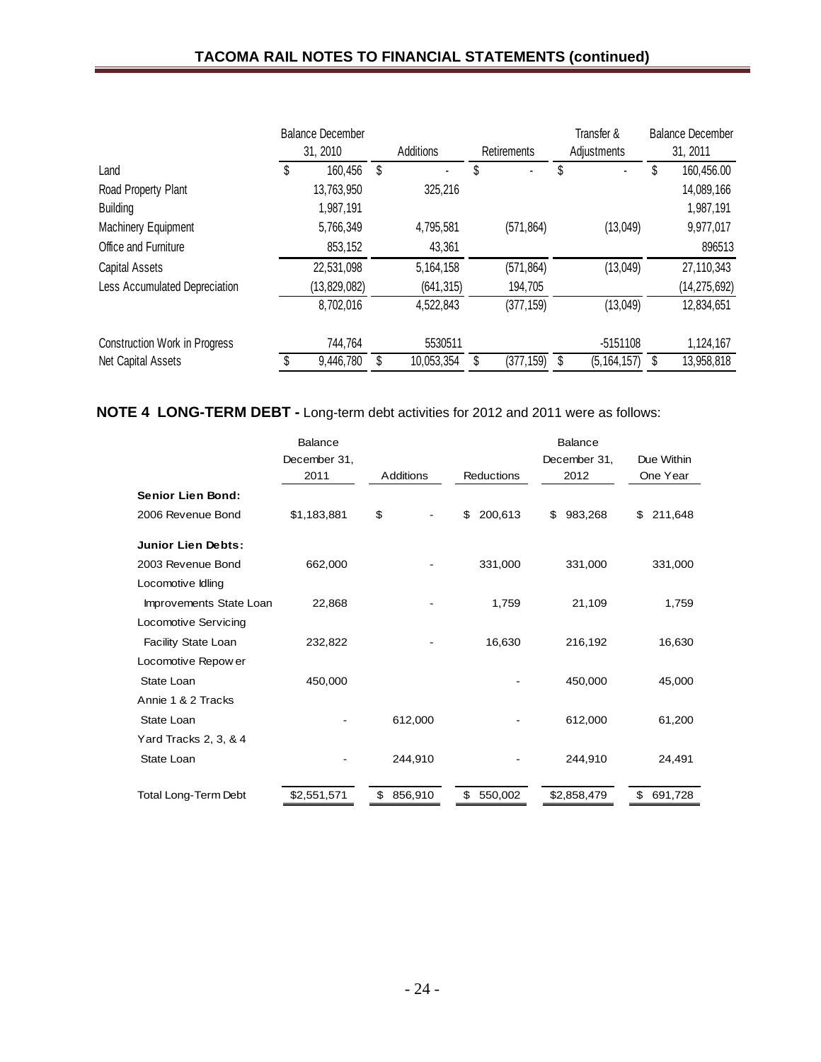|  | Balance December 31, 2010 | Additions | Retirements | Transfer & Adjustments | Balance December 31, 2011 |
|---|---|---|---|---|---|
| Land | $ 160,456 | $ - | $ - | $ - | $ 160,456.00 |
| Road Property Plant | 13,763,950 | 325,216 |  |  | 14,089,166 |
| Building | 1,987,191 |  |  |  | 1,987,191 |
| Machinery Equipment | 5,766,349 | 4,795,581 | (571,864) | (13,049) | 9,977,017 |
| Office and Furniture | 853,152 | 43,361 |  |  | 896513 |
| Capital Assets | 22,531,098 | 5,164,158 | (571,864) | (13,049) | 27,110,343 |
| Less Accumulated Depreciation | (13,829,082) | (641,315) | 194,705 |  | (14,275,692) |
|  | 8,702,016 | 4,522,843 | (377,159) | (13,049) | 12,834,651 |
| Construction Work in Progress | 744,764 | 5530511 |  | -5151108 | 1,124,167 |
| Net Capital Assets | $ 9,446,780 | $ 10,053,354 | $ (377,159) | $ (5,164,157) | $ 13,958,818 |

**NOTE 4 LONG-TERM DEBT -** Long-term debt activities for 2012 and 2011 were as follows:

|  | Balance December 31, 2011 | Additions | Reductions | Balance December 31, 2012 | Due Within One Year |
|---|---|---|---|---|---|
| **Senior Lien Bond:** |  |  |  |  |  |
| 2006 Revenue Bond | $1,183,881 | $ - | $ 200,613 | $ 983,268 | $ 211,648 |
| **Junior Lien Debts:** |  |  |  |  |  |
| 2003 Revenue Bond | 662,000 | - | 331,000 | 331,000 | 331,000 |
| Locomotive Idling Improvements State Loan | 22,868 | - | 1,759 | 21,109 | 1,759 |
| Locomotive Servicing Facility State Loan | 232,822 | - | 16,630 | 216,192 | 16,630 |
| Locomotive Repower State Loan | 450,000 |  | - | 450,000 | 45,000 |
| Annie 1 & 2 Tracks State Loan | - | 612,000 | - | 612,000 | 61,200 |
| Yard Tracks 2, 3, & 4 State Loan | - | 244,910 | - | 244,910 | 24,491 |
| Total Long-Term Debt | $2,551,571 | $ 856,910 | $ 550,002 | $2,858,479 | $ 691,728 |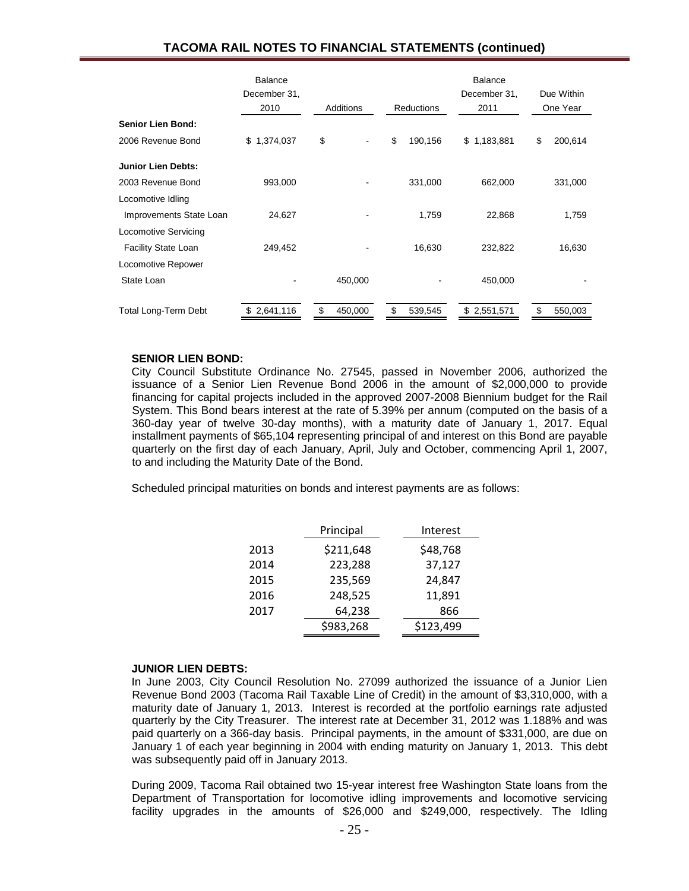|  | Balance December 31, 2010 | Additions | Reductions | Balance December 31, 2011 | Due Within One Year |
|---|---|---|---|---|---|
| **Senior Lien Bond:** |  |  |  |  |  |
| 2006 Revenue Bond | $ 1,374,037 | $ - | $ 190,156 | $ 1,183,881 | $ 200,614 |
| **Junior Lien Debts:** |  |  |  |  |  |
| 2003 Revenue Bond | 993,000 | - | 331,000 | 662,000 | 331,000 |
| Locomotive Idling Improvements State Loan | 24,627 | - | 1,759 | 22,868 | 1,759 |
| Locomotive Servicing Facility State Loan | 249,452 | - | 16,630 | 232,822 | 16,630 |
| Locomotive Repower State Loan | - | 450,000 | - | 450,000 | - |
| Total Long-Term Debt | $ 2,641,116 | $ 450,000 | $ 539,545 | $ 2,551,571 | $ 550,003 |

**SENIOR LIEN BOND:**

City Council Substitute Ordinance No. 27545, passed in November 2006, authorized the issuance of a Senior Lien Revenue Bond 2006 in the amount of $2,000,000 to provide financing for capital projects included in the approved 2007-2008 Biennium budget for the Rail System. This Bond bears interest at the rate of 5.39% per annum (computed on the basis of a 360-day year of twelve 30-day months), with a maturity date of January 1, 2017. Equal installment payments of $65,104 representing principal of and interest on this Bond are payable quarterly on the first day of each January, April, July and October, commencing April 1, 2007, to and including the Maturity Date of the Bond.

Scheduled principal maturities on bonds and interest payments are as follows:

|  | Principal | Interest |
|---|---|---|
| 2013 | $211,648 | $48,768 |
| 2014 | 223,288 | 37,127 |
| 2015 | 235,569 | 24,847 |
| 2016 | 248,525 | 11,891 |
| 2017 | 64,238 | 866 |
|  | $983,268 | $123,499 |

**JUNIOR LIEN DEBTS:**

In June 2003, City Council Resolution No. 27099 authorized the issuance of a Junior Lien Revenue Bond 2003 (Tacoma Rail Taxable Line of Credit) in the amount of $3,310,000, with a maturity date of January 1, 2013. Interest is recorded at the portfolio earnings rate adjusted quarterly by the City Treasurer. The interest rate at December 31, 2012 was 1.188% and was paid quarterly on a 366-day basis. Principal payments, in the amount of $331,000, are due on January 1 of each year beginning in 2004 with ending maturity on January 1, 2013. This debt was subsequently paid off in January 2013.

During 2009, Tacoma Rail obtained two 15-year interest free Washington State loans from the Department of Transportation for locomotive idling improvements and locomotive servicing facility upgrades in the amounts of $26,000 and $249,000, respectively. The Idling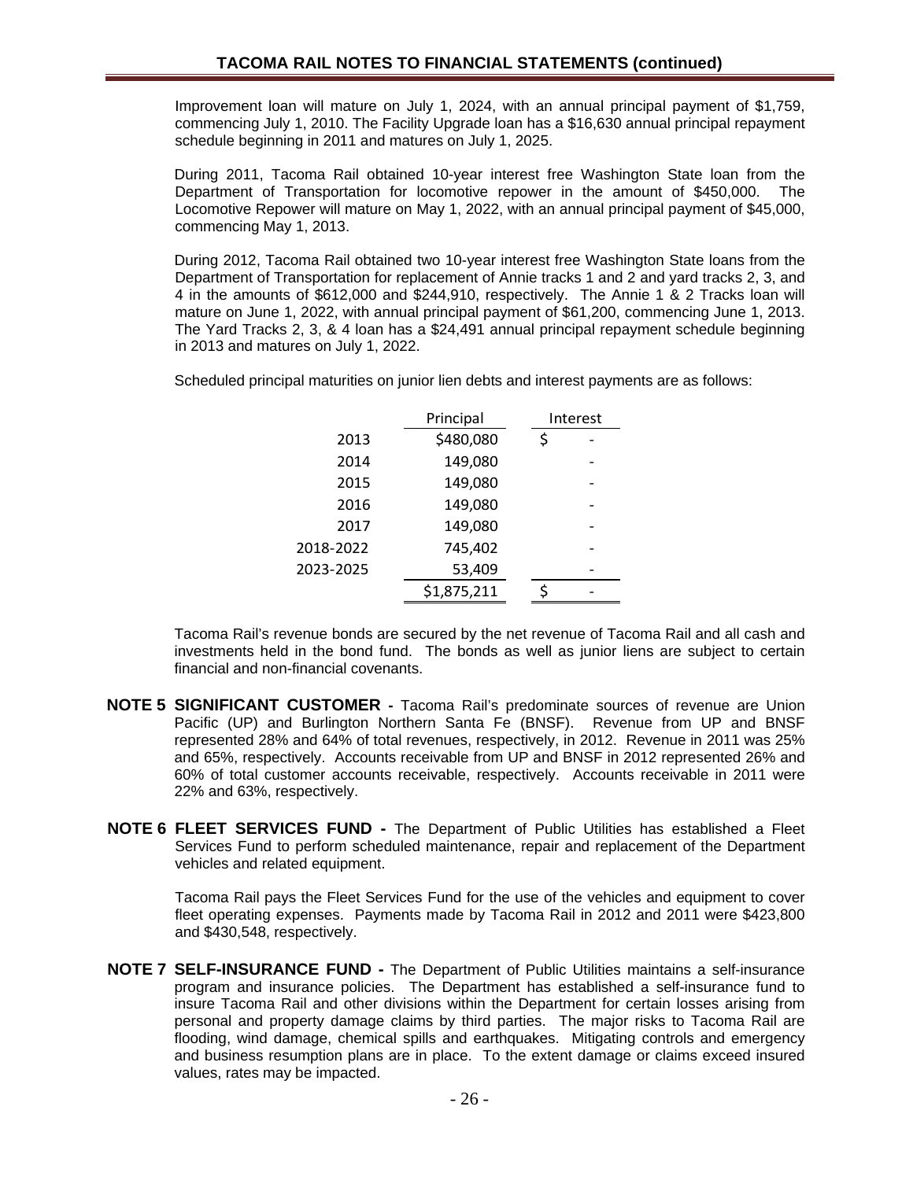Improvement loan will mature on July 1, 2024, with an annual principal payment of $1,759, commencing July 1, 2010. The Facility Upgrade loan has a $16,630 annual principal repayment schedule beginning in 2011 and matures on July 1, 2025.

During 2011, Tacoma Rail obtained 10-year interest free Washington State loan from the Department of Transportation for locomotive repower in the amount of $450,000. The Locomotive Repower will mature on May 1, 2022, with an annual principal payment of $45,000, commencing May 1, 2013.

During 2012, Tacoma Rail obtained two 10-year interest free Washington State loans from the Department of Transportation for replacement of Annie tracks 1 and 2 and yard tracks 2, 3, and 4 in the amounts of $612,000 and $244,910, respectively. The Annie 1 & 2 Tracks loan will mature on June 1, 2022, with annual principal payment of $61,200, commencing June 1, 2013. The Yard Tracks 2, 3, & 4 loan has a $24,491 annual principal repayment schedule beginning in 2013 and matures on July 1, 2022.

Scheduled principal maturities on junior lien debts and interest payments are as follows:

| | Principal | Interest |
|---|---|---|
| 2013 | $480,080 | $ - |
| 2014 | 149,080 | - |
| 2015 | 149,080 | - |
| 2016 | 149,080 | - |
| 2017 | 149,080 | - |
| 2018-2022 | 745,402 | - |
| 2023-2025 | 53,409 | - |
| | $1,875,211 | $ - |

Tacoma Rail's revenue bonds are secured by the net revenue of Tacoma Rail and all cash and investments held in the bond fund. The bonds as well as junior liens are subject to certain financial and non-financial covenants.

**NOTE 5 SIGNIFICANT CUSTOMER -** Tacoma Rail's predominate sources of revenue are Union Pacific (UP) and Burlington Northern Santa Fe (BNSF). Revenue from UP and BNSF represented 28% and 64% of total revenues, respectively, in 2012. Revenue in 2011 was 25% and 65%, respectively. Accounts receivable from UP and BNSF in 2012 represented 26% and 60% of total customer accounts receivable, respectively. Accounts receivable in 2011 were 22% and 63%, respectively.

**NOTE 6 FLEET SERVICES FUND -** The Department of Public Utilities has established a Fleet Services Fund to perform scheduled maintenance, repair and replacement of the Department vehicles and related equipment.

Tacoma Rail pays the Fleet Services Fund for the use of the vehicles and equipment to cover fleet operating expenses. Payments made by Tacoma Rail in 2012 and 2011 were $423,800 and $430,548, respectively.

**NOTE 7 SELF-INSURANCE FUND -** The Department of Public Utilities maintains a self-insurance program and insurance policies. The Department has established a self-insurance fund to insure Tacoma Rail and other divisions within the Department for certain losses arising from personal and property damage claims by third parties. The major risks to Tacoma Rail are flooding, wind damage, chemical spills and earthquakes. Mitigating controls and emergency and business resumption plans are in place. To the extent damage or claims exceed insured values, rates may be impacted.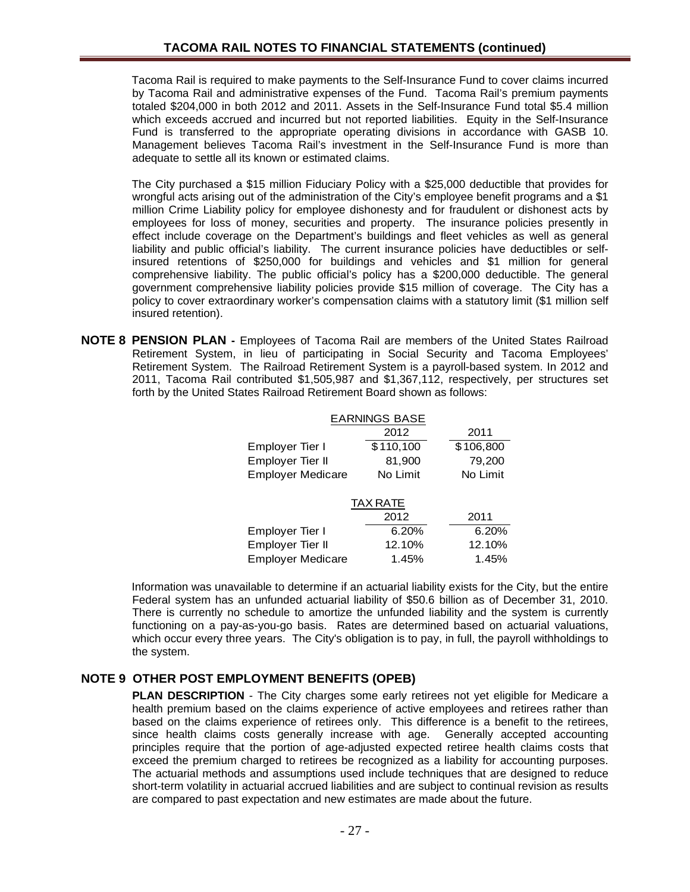Tacoma Rail is required to make payments to the Self-Insurance Fund to cover claims incurred by Tacoma Rail and administrative expenses of the Fund. Tacoma Rail's premium payments totaled $204,000 in both 2012 and 2011. Assets in the Self-Insurance Fund total $5.4 million which exceeds accrued and incurred but not reported liabilities. Equity in the Self-Insurance Fund is transferred to the appropriate operating divisions in accordance with GASB 10. Management believes Tacoma Rail's investment in the Self-Insurance Fund is more than adequate to settle all its known or estimated claims.

The City purchased a $15 million Fiduciary Policy with a $25,000 deductible that provides for wrongful acts arising out of the administration of the City's employee benefit programs and a $1 million Crime Liability policy for employee dishonesty and for fraudulent or dishonest acts by employees for loss of money, securities and property. The insurance policies presently in effect include coverage on the Department's buildings and fleet vehicles as well as general liability and public official's liability. The current insurance policies have deductibles or self-insured retentions of $250,000 for buildings and vehicles and $1 million for general comprehensive liability. The public official's policy has a $200,000 deductible. The general government comprehensive liability policies provide $15 million of coverage. The City has a policy to cover extraordinary worker's compensation claims with a statutory limit ($1 million self insured retention).

**NOTE 8 PENSION PLAN -** Employees of Tacoma Rail are members of the United States Railroad Retirement System, in lieu of participating in Social Security and Tacoma Employees' Retirement System. The Railroad Retirement System is a payroll-based system. In 2012 and 2011, Tacoma Rail contributed $1,505,987 and $1,367,112, respectively, per structures set forth by the United States Railroad Retirement Board shown as follows:

| | EARNINGS BASE | |
|---|---|---|
| | 2012 | 2011 |
| Employer Tier I | $110,100 | $106,800 |
| Employer Tier II | 81,900 | 79,200 |
| Employer Medicare | No Limit | No Limit |

| | TAX RATE | |
|---|---|---|
| | 2012 | 2011 |
| Employer Tier I | 6.20% | 6.20% |
| Employer Tier II | 12.10% | 12.10% |
| Employer Medicare | 1.45% | 1.45% |

Information was unavailable to determine if an actuarial liability exists for the City, but the entire Federal system has an unfunded actuarial liability of $50.6 billion as of December 31, 2010. There is currently no schedule to amortize the unfunded liability and the system is currently functioning on a pay-as-you-go basis. Rates are determined based on actuarial valuations, which occur every three years. The City's obligation is to pay, in full, the payroll withholdings to the system.

## NOTE 9 OTHER POST EMPLOYMENT BENEFITS (OPEB)

**PLAN DESCRIPTION** - The City charges some early retirees not yet eligible for Medicare a health premium based on the claims experience of active employees and retirees rather than based on the claims experience of retirees only. This difference is a benefit to the retirees, since health claims costs generally increase with age. Generally accepted accounting principles require that the portion of age-adjusted expected retiree health claims costs that exceed the premium charged to retirees be recognized as a liability for accounting purposes. The actuarial methods and assumptions used include techniques that are designed to reduce short-term volatility in actuarial accrued liabilities and are subject to continual revision as results are compared to past expectation and new estimates are made about the future.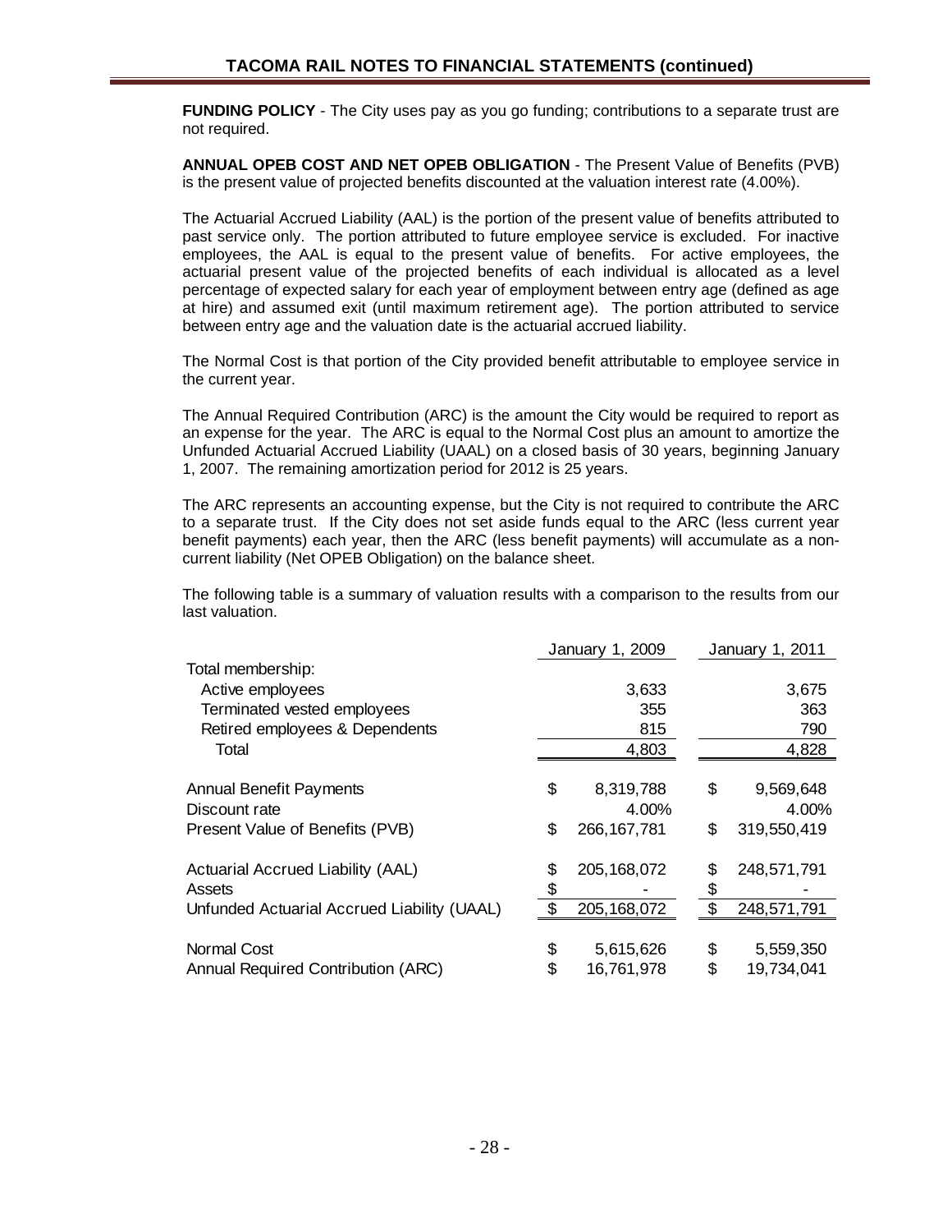**FUNDING POLICY** - The City uses pay as you go funding; contributions to a separate trust are not required.

**ANNUAL OPEB COST AND NET OPEB OBLIGATION** - The Present Value of Benefits (PVB) is the present value of projected benefits discounted at the valuation interest rate (4.00%).

The Actuarial Accrued Liability (AAL) is the portion of the present value of benefits attributed to past service only. The portion attributed to future employee service is excluded. For inactive employees, the AAL is equal to the present value of benefits. For active employees, the actuarial present value of the projected benefits of each individual is allocated as a level percentage of expected salary for each year of employment between entry age (defined as age at hire) and assumed exit (until maximum retirement age). The portion attributed to service between entry age and the valuation date is the actuarial accrued liability.

The Normal Cost is that portion of the City provided benefit attributable to employee service in the current year.

The Annual Required Contribution (ARC) is the amount the City would be required to report as an expense for the year. The ARC is equal to the Normal Cost plus an amount to amortize the Unfunded Actuarial Accrued Liability (UAAL) on a closed basis of 30 years, beginning January 1, 2007. The remaining amortization period for 2012 is 25 years.

The ARC represents an accounting expense, but the City is not required to contribute the ARC to a separate trust. If the City does not set aside funds equal to the ARC (less current year benefit payments) each year, then the ARC (less benefit payments) will accumulate as a non-current liability (Net OPEB Obligation) on the balance sheet.

The following table is a summary of valuation results with a comparison to the results from our last valuation.

| | January 1, 2009 | January 1, 2011 |
|---|---|---|
| Total membership: | | |
| Active employees | 3,633 | 3,675 |
| Terminated vested employees | 355 | 363 |
| Retired employees & Dependents | 815 | 790 |
| Total | 4,803 | 4,828 |
| Annual Benefit Payments | $ 8,319,788 | $ 9,569,648 |
| Discount rate | 4.00% | 4.00% |
| Present Value of Benefits (PVB) | $ 266,167,781 | $ 319,550,419 |
| Actuarial Accrued Liability (AAL) | $ 205,168,072 | $ 248,571,791 |
| Assets | $ - | $ - |
| Unfunded Actuarial Accrued Liability (UAAL) | $ 205,168,072 | $ 248,571,791 |
| Normal Cost | $ 5,615,626 | $ 5,559,350 |
| Annual Required Contribution (ARC) | $ 16,761,978 | $ 19,734,041 |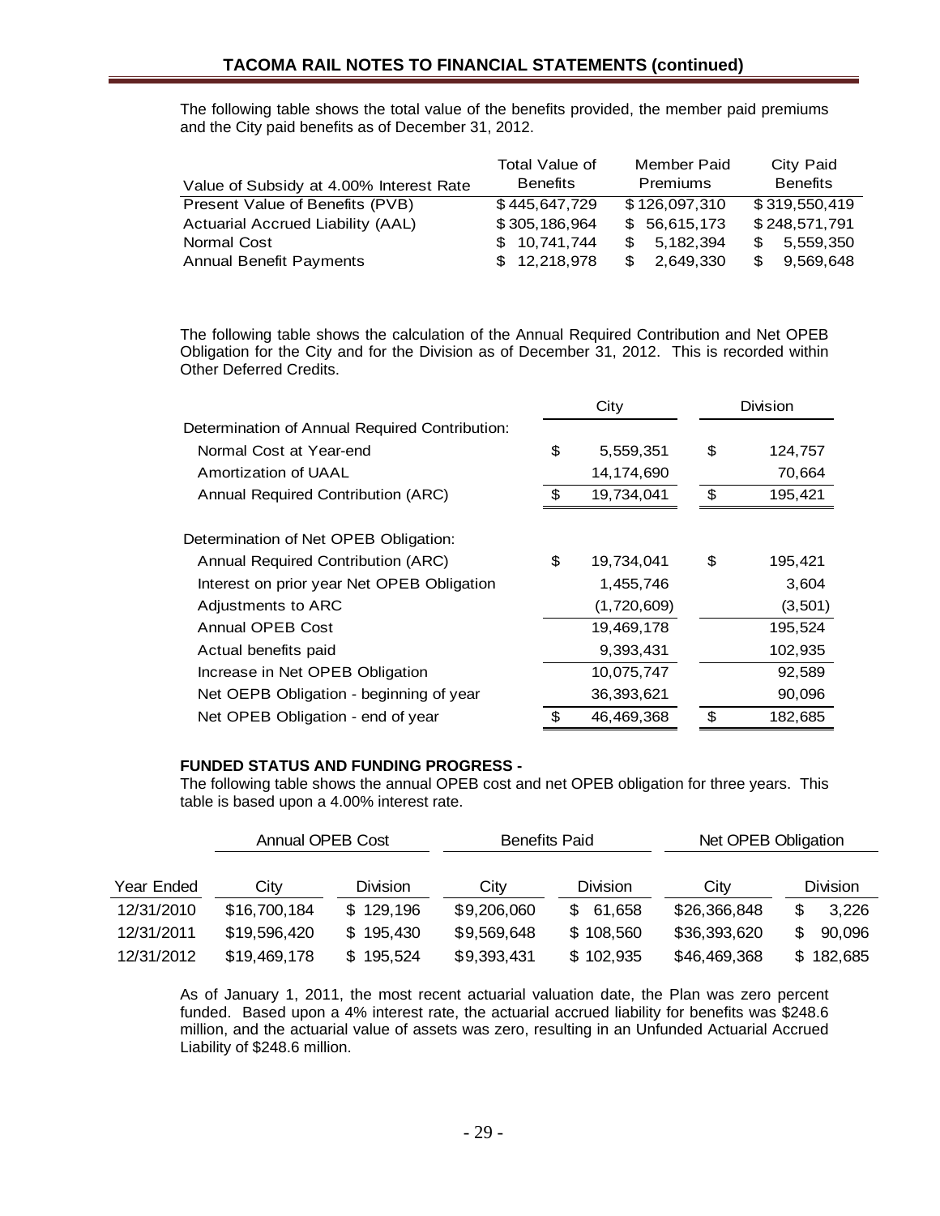The following table shows the total value of the benefits provided, the member paid premiums and the City paid benefits as of December 31, 2012.

| Value of Subsidy at 4.00% Interest Rate | Total Value of Benefits | Member Paid Premiums | City Paid Benefits |
|---|---|---|---|
| Present Value of Benefits (PVB) | $ 445,647,729 | $ 126,097,310 | $ 319,550,419 |
| Actuarial Accrued Liability (AAL) | $ 305,186,964 | $ 56,615,173 | $ 248,571,791 |
| Normal Cost | $ 10,741,744 | $ 5,182,394 | $ 5,559,350 |
| Annual Benefit Payments | $ 12,218,978 | $ 2,649,330 | $ 9,569,648 |

The following table shows the calculation of the Annual Required Contribution and Net OPEB Obligation for the City and for the Division as of December 31, 2012. This is recorded within Other Deferred Credits.

| | City | Division |
|---|---|---|
| Determination of Annual Required Contribution: | | |
| Normal Cost at Year-end | $ 5,559,351 | $ 124,757 |
| Amortization of UAAL | 14,174,690 | 70,664 |
| Annual Required Contribution (ARC) | $ 19,734,041 | $ 195,421 |
| | | |
| Determination of Net OPEB Obligation: | | |
| Annual Required Contribution (ARC) | $ 19,734,041 | $ 195,421 |
| Interest on prior year Net OPEB Obligation | 1,455,746 | 3,604 |
| Adjustments to ARC | (1,720,609) | (3,501) |
| Annual OPEB Cost | 19,469,178 | 195,524 |
| Actual benefits paid | 9,393,431 | 102,935 |
| Increase in Net OPEB Obligation | 10,075,747 | 92,589 |
| Net OEPB Obligation - beginning of year | 36,393,621 | 90,096 |
| Net OPEB Obligation - end of year | $ 46,469,368 | $ 182,685 |

**FUNDED STATUS AND FUNDING PROGRESS -**

The following table shows the annual OPEB cost and net OPEB obligation for three years. This table is based upon a 4.00% interest rate.

| | Annual OPEB Cost | | Benefits Paid | | Net OPEB Obligation | |
|---|---|---|---|---|---|---|
| Year Ended | City | Division | City | Division | City | Division |
| 12/31/2010 | $16,700,184 | $ 129,196 | $9,206,060 | $ 61,658 | $26,366,848 | $ 3,226 |
| 12/31/2011 | $19,596,420 | $ 195,430 | $9,569,648 | $ 108,560 | $36,393,620 | $ 90,096 |
| 12/31/2012 | $19,469,178 | $ 195,524 | $9,393,431 | $ 102,935 | $46,469,368 | $ 182,685 |

As of January 1, 2011, the most recent actuarial valuation date, the Plan was zero percent funded. Based upon a 4% interest rate, the actuarial accrued liability for benefits was $248.6 million, and the actuarial value of assets was zero, resulting in an Unfunded Actuarial Accrued Liability of $248.6 million.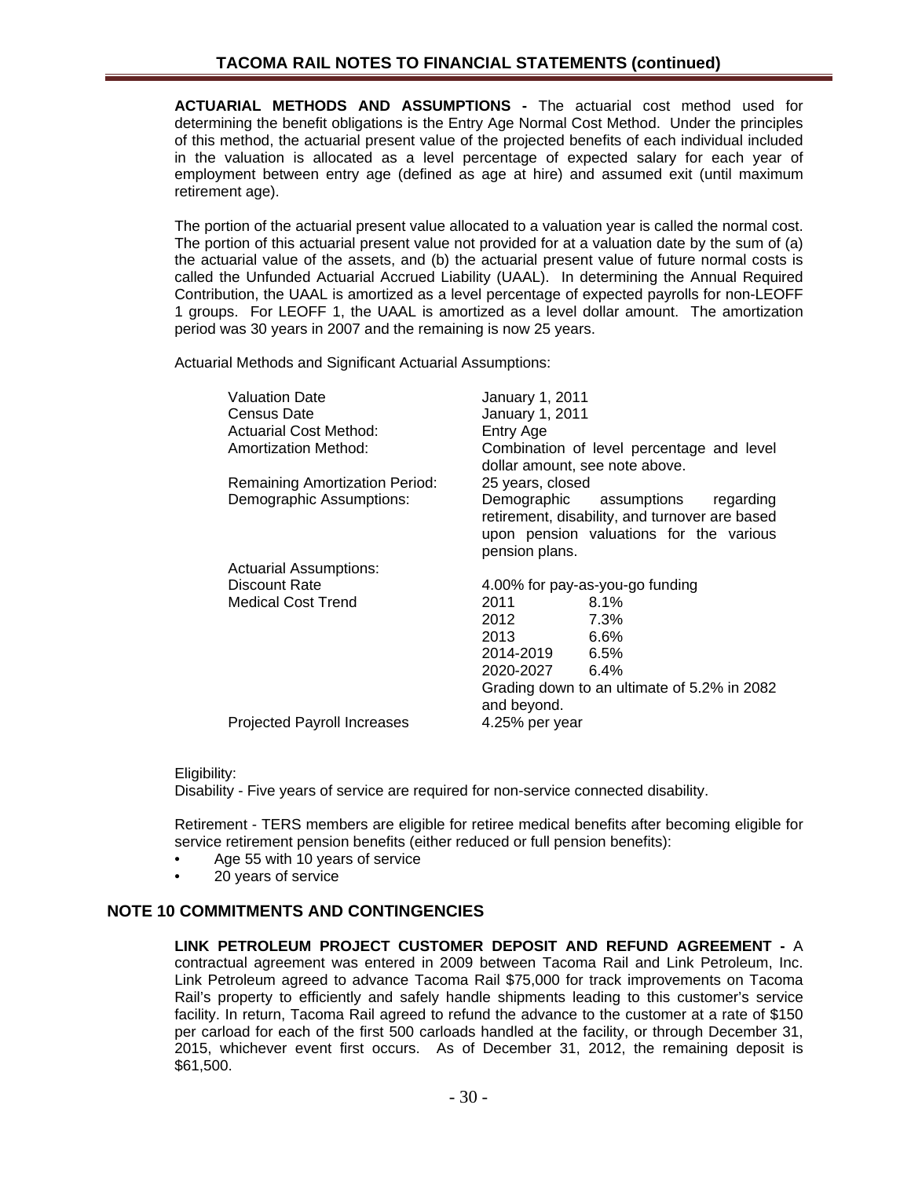**ACTUARIAL METHODS AND ASSUMPTIONS -** The actuarial cost method used for determining the benefit obligations is the Entry Age Normal Cost Method. Under the principles of this method, the actuarial present value of the projected benefits of each individual included in the valuation is allocated as a level percentage of expected salary for each year of employment between entry age (defined as age at hire) and assumed exit (until maximum retirement age).

The portion of the actuarial present value allocated to a valuation year is called the normal cost. The portion of this actuarial present value not provided for at a valuation date by the sum of (a) the actuarial value of the assets, and (b) the actuarial present value of future normal costs is called the Unfunded Actuarial Accrued Liability (UAAL). In determining the Annual Required Contribution, the UAAL is amortized as a level percentage of expected payrolls for non-LEOFF 1 groups. For LEOFF 1, the UAAL is amortized as a level dollar amount. The amortization period was 30 years in 2007 and the remaining is now 25 years.

Actuarial Methods and Significant Actuarial Assumptions:

| | | |
|---|---|---|
| Valuation Date | January 1, 2011 | |
| Census Date | January 1, 2011 | |
| Actuarial Cost Method: | Entry Age | |
| Amortization Method: | Combination of level percentage and level dollar amount, see note above. | |
| Remaining Amortization Period: | 25 years, closed | |
| Demographic Assumptions: | Demographic assumptions regarding retirement, disability, and turnover are based upon pension valuations for the various pension plans. | |
| Actuarial Assumptions: | | |
| Discount Rate | 4.00% for pay-as-you-go funding | |
| Medical Cost Trend | 2011 | 8.1% |
| | 2012 | 7.3% |
| | 2013 | 6.6% |
| | 2014-2019 | 6.5% |
| | 2020-2027 | 6.4% |
| | Grading down to an ultimate of 5.2% in 2082 and beyond. | |
| Projected Payroll Increases | 4.25% per year | |

Eligibility:
Disability - Five years of service are required for non-service connected disability.

Retirement - TERS members are eligible for retiree medical benefits after becoming eligible for service retirement pension benefits (either reduced or full pension benefits):

- Age 55 with 10 years of service
- 20 years of service

## NOTE 10 COMMITMENTS AND CONTINGENCIES

**LINK PETROLEUM PROJECT CUSTOMER DEPOSIT AND REFUND AGREEMENT -** A contractual agreement was entered in 2009 between Tacoma Rail and Link Petroleum, Inc. Link Petroleum agreed to advance Tacoma Rail $75,000 for track improvements on Tacoma Rail's property to efficiently and safely handle shipments leading to this customer's service facility. In return, Tacoma Rail agreed to refund the advance to the customer at a rate of $150 per carload for each of the first 500 carloads handled at the facility, or through December 31, 2015, whichever event first occurs. As of December 31, 2012, the remaining deposit is $61,500.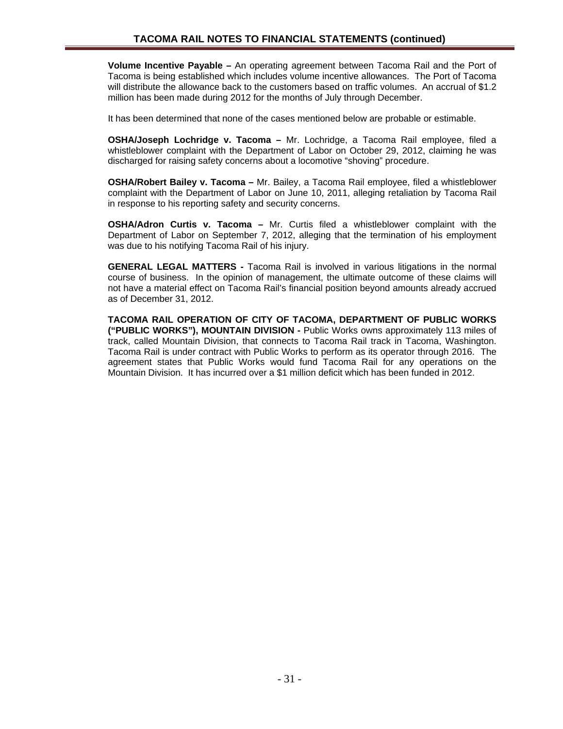**Volume Incentive Payable –** An operating agreement between Tacoma Rail and the Port of Tacoma is being established which includes volume incentive allowances. The Port of Tacoma will distribute the allowance back to the customers based on traffic volumes. An accrual of $1.2 million has been made during 2012 for the months of July through December.

It has been determined that none of the cases mentioned below are probable or estimable.

**OSHA/Joseph Lochridge v. Tacoma –** Mr. Lochridge, a Tacoma Rail employee, filed a whistleblower complaint with the Department of Labor on October 29, 2012, claiming he was discharged for raising safety concerns about a locomotive "shoving" procedure.

**OSHA/Robert Bailey v. Tacoma –** Mr. Bailey, a Tacoma Rail employee, filed a whistleblower complaint with the Department of Labor on June 10, 2011, alleging retaliation by Tacoma Rail in response to his reporting safety and security concerns.

**OSHA/Adron Curtis v. Tacoma –** Mr. Curtis filed a whistleblower complaint with the Department of Labor on September 7, 2012, alleging that the termination of his employment was due to his notifying Tacoma Rail of his injury.

**GENERAL LEGAL MATTERS -** Tacoma Rail is involved in various litigations in the normal course of business. In the opinion of management, the ultimate outcome of these claims will not have a material effect on Tacoma Rail's financial position beyond amounts already accrued as of December 31, 2012.

**TACOMA RAIL OPERATION OF CITY OF TACOMA, DEPARTMENT OF PUBLIC WORKS ("PUBLIC WORKS"), MOUNTAIN DIVISION -** Public Works owns approximately 113 miles of track, called Mountain Division, that connects to Tacoma Rail track in Tacoma, Washington. Tacoma Rail is under contract with Public Works to perform as its operator through 2016. The agreement states that Public Works would fund Tacoma Rail for any operations on the Mountain Division. It has incurred over a $1 million deficit which has been funded in 2012.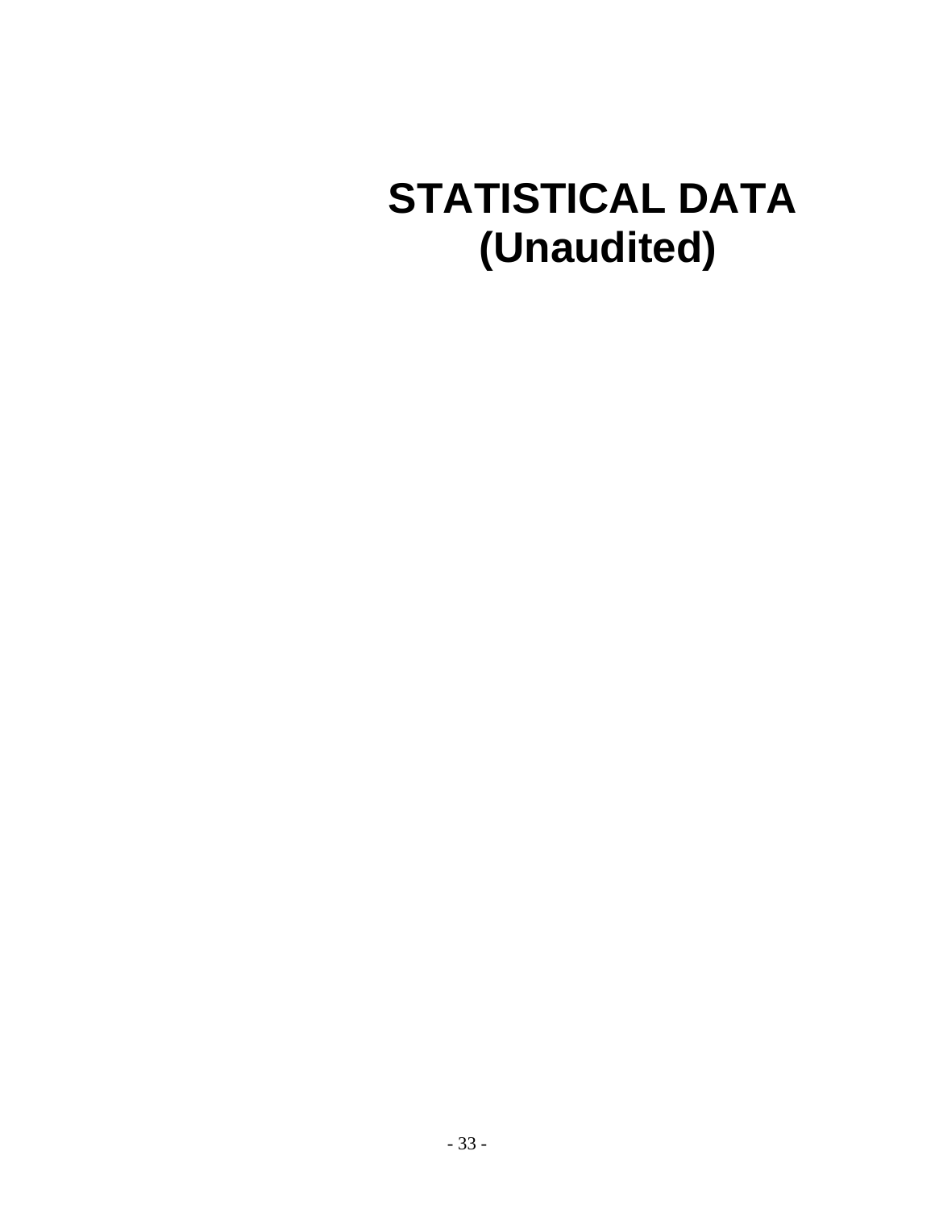# STATISTICAL DATA
# (Unaudited)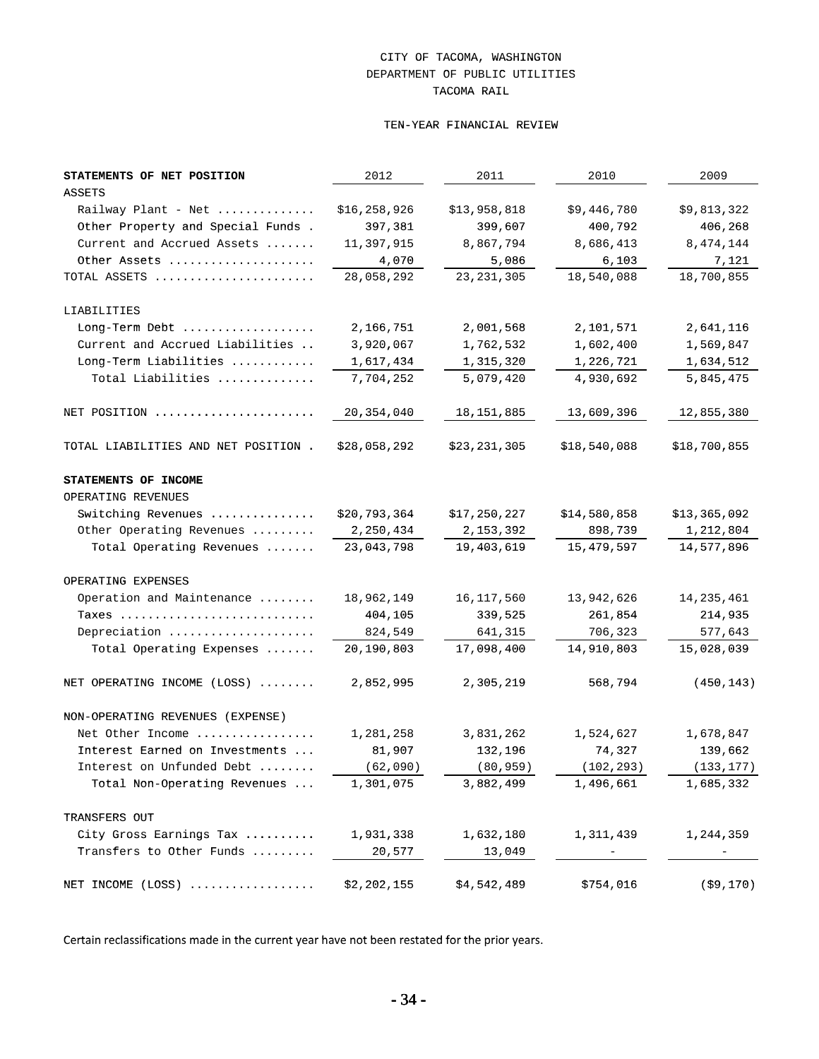CITY OF TACOMA, WASHINGTON
DEPARTMENT OF PUBLIC UTILITIES
TACOMA RAIL

TEN-YEAR FINANCIAL REVIEW

| **STATEMENTS OF NET POSITION** | 2012 | 2011 | 2010 | 2009 |
|---|---|---|---|---|
| ASSETS | | | | |
| Railway Plant - Net | $16,258,926 | $13,958,818 | $9,446,780 | $9,813,322 |
| Other Property and Special Funds | 397,381 | 399,607 | 400,792 | 406,268 |
| Current and Accrued Assets | 11,397,915 | 8,867,794 | 8,686,413 | 8,474,144 |
| Other Assets | 4,070 | 5,086 | 6,103 | 7,121 |
| TOTAL ASSETS | 28,058,292 | 23,231,305 | 18,540,088 | 18,700,855 |
| LIABILITIES | | | | |
| Long-Term Debt | 2,166,751 | 2,001,568 | 2,101,571 | 2,641,116 |
| Current and Accrued Liabilities | 3,920,067 | 1,762,532 | 1,602,400 | 1,569,847 |
| Long-Term Liabilities | 1,617,434 | 1,315,320 | 1,226,721 | 1,634,512 |
| Total Liabilities | 7,704,252 | 5,079,420 | 4,930,692 | 5,845,475 |
| NET POSITION | 20,354,040 | 18,151,885 | 13,609,396 | 12,855,380 |
| TOTAL LIABILITIES AND NET POSITION | $28,058,292 | $23,231,305 | $18,540,088 | $18,700,855 |
| **STATEMENTS OF INCOME** | | | | |
| OPERATING REVENUES | | | | |
| Switching Revenues | $20,793,364 | $17,250,227 | $14,580,858 | $13,365,092 |
| Other Operating Revenues | 2,250,434 | 2,153,392 | 898,739 | 1,212,804 |
| Total Operating Revenues | 23,043,798 | 19,403,619 | 15,479,597 | 14,577,896 |
| OPERATING EXPENSES | | | | |
| Operation and Maintenance | 18,962,149 | 16,117,560 | 13,942,626 | 14,235,461 |
| Taxes | 404,105 | 339,525 | 261,854 | 214,935 |
| Depreciation | 824,549 | 641,315 | 706,323 | 577,643 |
| Total Operating Expenses | 20,190,803 | 17,098,400 | 14,910,803 | 15,028,039 |
| NET OPERATING INCOME (LOSS) | 2,852,995 | 2,305,219 | 568,794 | (450,143) |
| NON-OPERATING REVENUES (EXPENSE) | | | | |
| Net Other Income | 1,281,258 | 3,831,262 | 1,524,627 | 1,678,847 |
| Interest Earned on Investments | 81,907 | 132,196 | 74,327 | 139,662 |
| Interest on Unfunded Debt | (62,090) | (80,959) | (102,293) | (133,177) |
| Total Non-Operating Revenues | 1,301,075 | 3,882,499 | 1,496,661 | 1,685,332 |
| TRANSFERS OUT | | | | |
| City Gross Earnings Tax | 1,931,338 | 1,632,180 | 1,311,439 | 1,244,359 |
| Transfers to Other Funds | 20,577 | 13,049 | - | - |
| NET INCOME (LOSS) | $2,202,155 | $4,542,489 | $754,016 | ($9,170) |

Certain reclassifications made in the current year have not been restated for the prior years.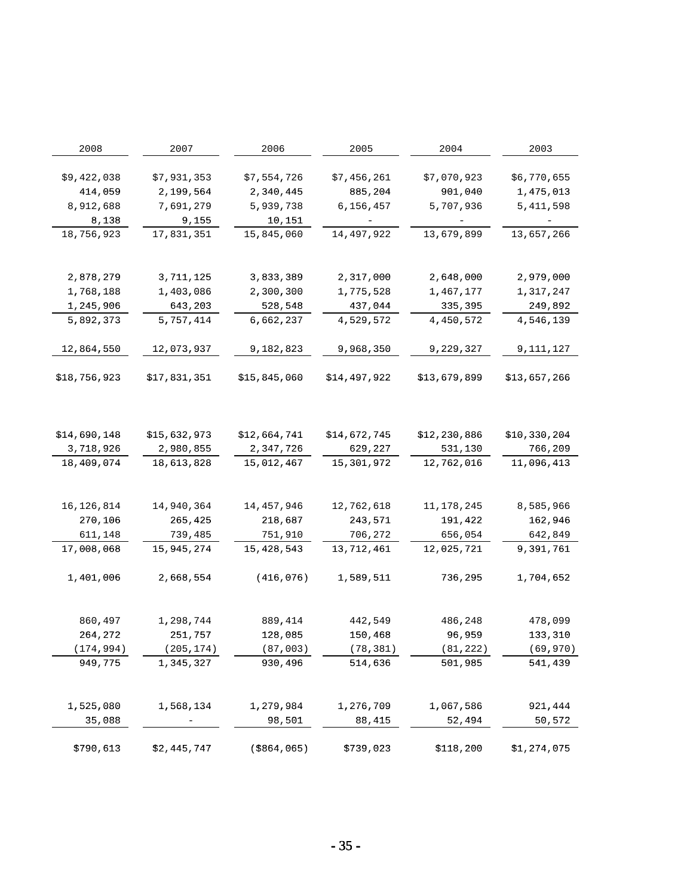| 2008 | 2007 | 2006 | 2005 | 2004 | 2003 |
|---|---|---|---|---|---|
| $9,422,038 | $7,931,353 | $7,554,726 | $7,456,261 | $7,070,923 | $6,770,655 |
| 414,059 | 2,199,564 | 2,340,445 | 885,204 | 901,040 | 1,475,013 |
| 8,912,688 | 7,691,279 | 5,939,738 | 6,156,457 | 5,707,936 | 5,411,598 |
| 8,138 | 9,155 | 10,151 | - | - | - |
| 18,756,923 | 17,831,351 | 15,845,060 | 14,497,922 | 13,679,899 | 13,657,266 |
| | | | | | |
| 2,878,279 | 3,711,125 | 3,833,389 | 2,317,000 | 2,648,000 | 2,979,000 |
| 1,768,188 | 1,403,086 | 2,300,300 | 1,775,528 | 1,467,177 | 1,317,247 |
| 1,245,906 | 643,203 | 528,548 | 437,044 | 335,395 | 249,892 |
| 5,892,373 | 5,757,414 | 6,662,237 | 4,529,572 | 4,450,572 | 4,546,139 |
| | | | | | |
| 12,864,550 | 12,073,937 | 9,182,823 | 9,968,350 | 9,229,327 | 9,111,127 |
| | | | | | |
| $18,756,923 | $17,831,351 | $15,845,060 | $14,497,922 | $13,679,899 | $13,657,266 |
| | | | | | |
| $14,690,148 | $15,632,973 | $12,664,741 | $14,672,745 | $12,230,886 | $10,330,204 |
| 3,718,926 | 2,980,855 | 2,347,726 | 629,227 | 531,130 | 766,209 |
| 18,409,074 | 18,613,828 | 15,012,467 | 15,301,972 | 12,762,016 | 11,096,413 |
| | | | | | |
| 16,126,814 | 14,940,364 | 14,457,946 | 12,762,618 | 11,178,245 | 8,585,966 |
| 270,106 | 265,425 | 218,687 | 243,571 | 191,422 | 162,946 |
| 611,148 | 739,485 | 751,910 | 706,272 | 656,054 | 642,849 |
| 17,008,068 | 15,945,274 | 15,428,543 | 13,712,461 | 12,025,721 | 9,391,761 |
| | | | | | |
| 1,401,006 | 2,668,554 | (416,076) | 1,589,511 | 736,295 | 1,704,652 |
| | | | | | |
| 860,497 | 1,298,744 | 889,414 | 442,549 | 486,248 | 478,099 |
| 264,272 | 251,757 | 128,085 | 150,468 | 96,959 | 133,310 |
| (174,994) | (205,174) | (87,003) | (78,381) | (81,222) | (69,970) |
| 949,775 | 1,345,327 | 930,496 | 514,636 | 501,985 | 541,439 |
| | | | | | |
| 1,525,080 | 1,568,134 | 1,279,984 | 1,276,709 | 1,067,586 | 921,444 |
| 35,088 | - | 98,501 | 88,415 | 52,494 | 50,572 |
| | | | | | |
| $790,613 | $2,445,747 | ($864,065) | $739,023 | $118,200 | $1,274,075 |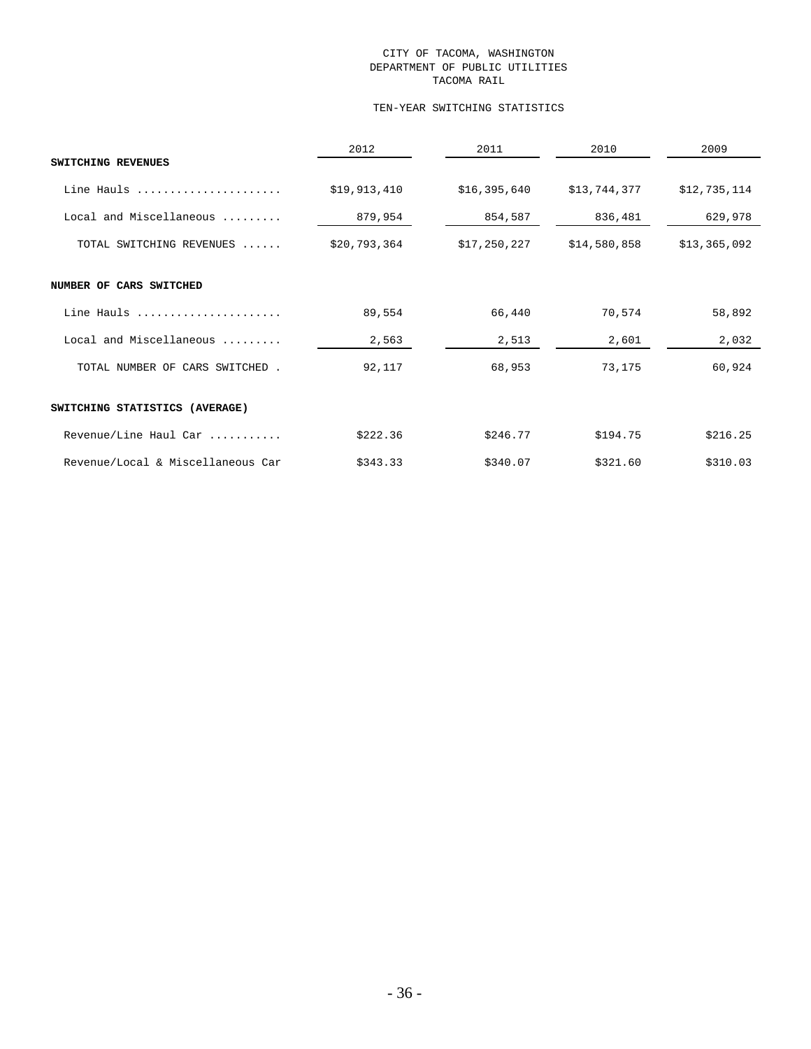CITY OF TACOMA, WASHINGTON
DEPARTMENT OF PUBLIC UTILITIES
TACOMA RAIL

TEN-YEAR SWITCHING STATISTICS

| | 2012 | 2011 | 2010 | 2009 |
|---|---|---|---|---|
| **SWITCHING REVENUES** | | | | |
| Line Hauls ...................... | $19,913,410 | $16,395,640 | $13,744,377 | $12,735,114 |
| Local and Miscellaneous ......... | 879,954 | 854,587 | 836,481 | 629,978 |
| TOTAL SWITCHING REVENUES ...... | $20,793,364 | $17,250,227 | $14,580,858 | $13,365,092 |
| **NUMBER OF CARS SWITCHED** | | | | |
| Line Hauls ...................... | 89,554 | 66,440 | 70,574 | 58,892 |
| Local and Miscellaneous ......... | 2,563 | 2,513 | 2,601 | 2,032 |
| TOTAL NUMBER OF CARS SWITCHED . | 92,117 | 68,953 | 73,175 | 60,924 |
| **SWITCHING STATISTICS (AVERAGE)** | | | | |
| Revenue/Line Haul Car ........... | $222.36 | $246.77 | $194.75 | $216.25 |
| Revenue/Local & Miscellaneous Car | $343.33 | $340.07 | $321.60 | $310.03 |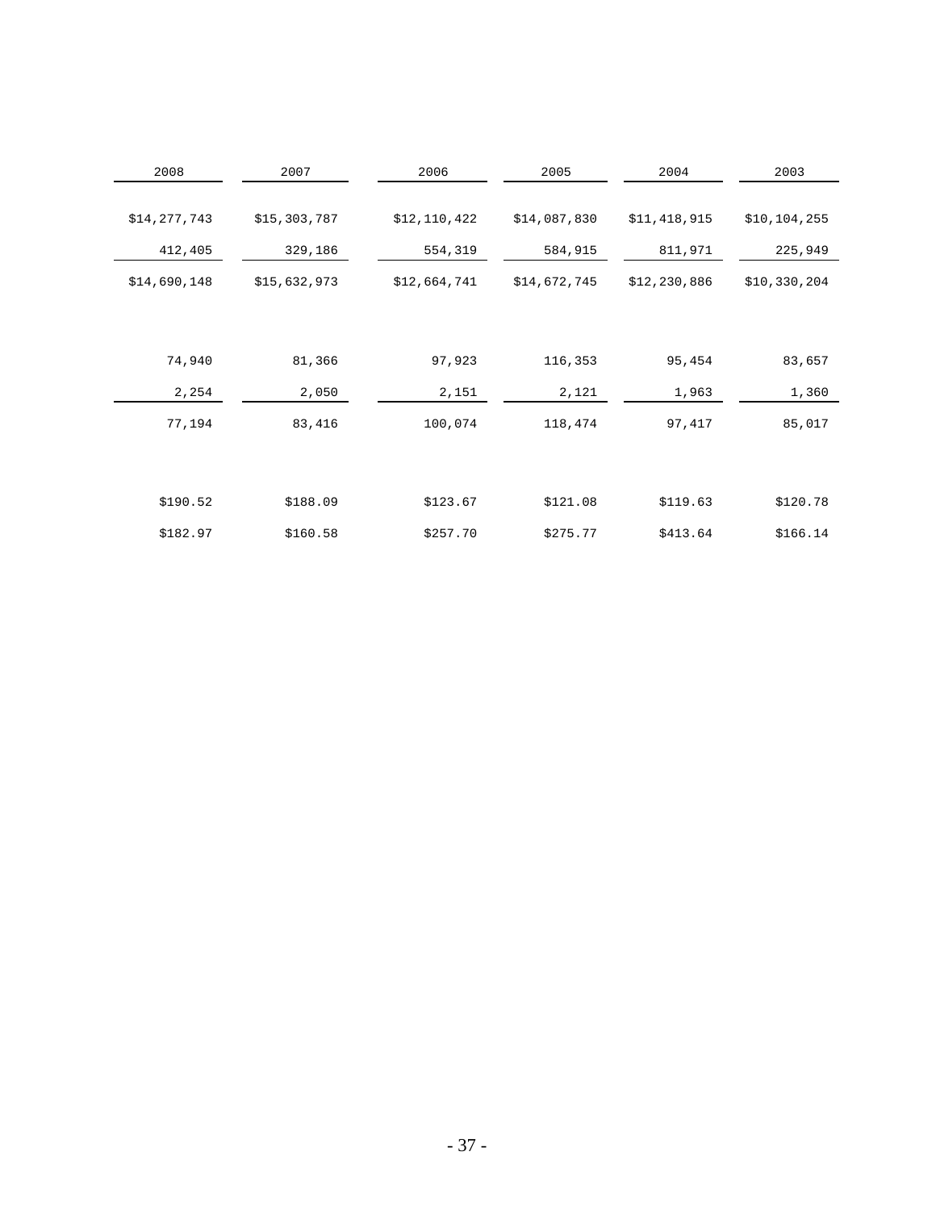| 2008 | 2007 | 2006 | 2005 | 2004 | 2003 |
|---|---|---|---|---|---|
| $14,277,743 | $15,303,787 | $12,110,422 | $14,087,830 | $11,418,915 | $10,104,255 |
| 412,405 | 329,186 | 554,319 | 584,915 | 811,971 | 225,949 |
| $14,690,148 | $15,632,973 | $12,664,741 | $14,672,745 | $12,230,886 | $10,330,204 |
| | | | | | |
| 74,940 | 81,366 | 97,923 | 116,353 | 95,454 | 83,657 |
| 2,254 | 2,050 | 2,151 | 2,121 | 1,963 | 1,360 |
| 77,194 | 83,416 | 100,074 | 118,474 | 97,417 | 85,017 |
| | | | | | |
| $190.52 | $188.09 | $123.67 | $121.08 | $119.63 | $120.78 |
| $182.97 | $160.58 | $257.70 | $275.77 | $413.64 | $166.14 |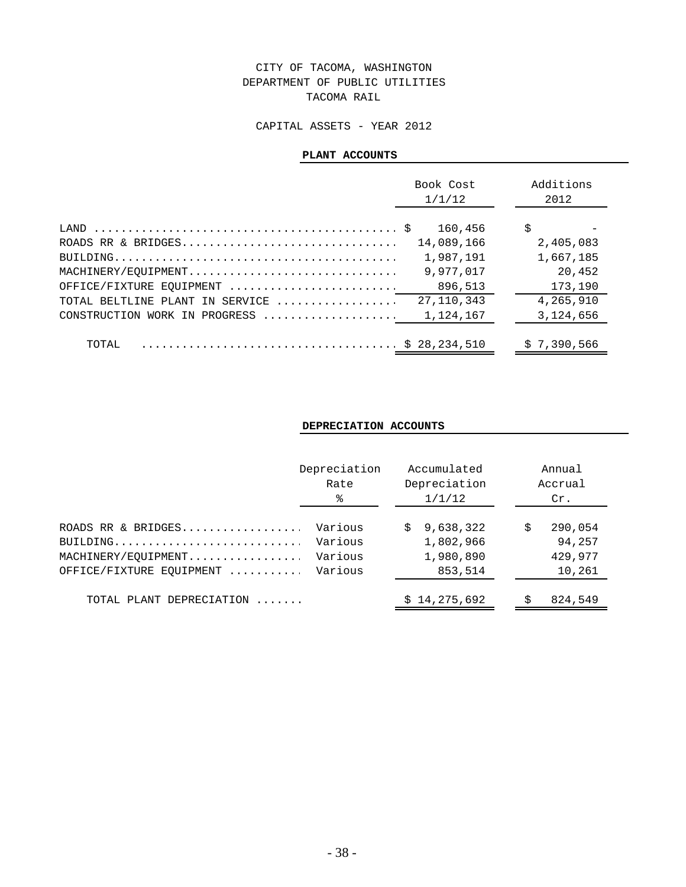# CITY OF TACOMA, WASHINGTON
## DEPARTMENT OF PUBLIC UTILITIES
## TACOMA RAIL

### CAPITAL ASSETS - YEAR 2012

**PLANT ACCOUNTS**

| | Book Cost 1/1/12 | Additions 2012 |
|---|---|---|
| LAND | $ 160,456 | $ - |
| ROADS RR & BRIDGES | 14,089,166 | 2,405,083 |
| BUILDING | 1,987,191 | 1,667,185 |
| MACHINERY/EQUIPMENT | 9,977,017 | 20,452 |
| OFFICE/FIXTURE EQUIPMENT | 896,513 | 173,190 |
| TOTAL BELTLINE PLANT IN SERVICE | 27,110,343 | 4,265,910 |
| CONSTRUCTION WORK IN PROGRESS | 1,124,167 | 3,124,656 |
| TOTAL | $ 28,234,510 | $ 7,390,566 |

**DEPRECIATION ACCOUNTS**

| | Depreciation Rate % | Accumulated Depreciation 1/1/12 | Annual Accrual Cr. |
|---|---|---|---|
| ROADS RR & BRIDGES | Various | $ 9,638,322 | $ 290,054 |
| BUILDING | Various | 1,802,966 | 94,257 |
| MACHINERY/EQUIPMENT | Various | 1,980,890 | 429,977 |
| OFFICE/FIXTURE EQUIPMENT | Various | 853,514 | 10,261 |
| TOTAL PLANT DEPRECIATION | | $ 14,275,692 | $ 824,549 |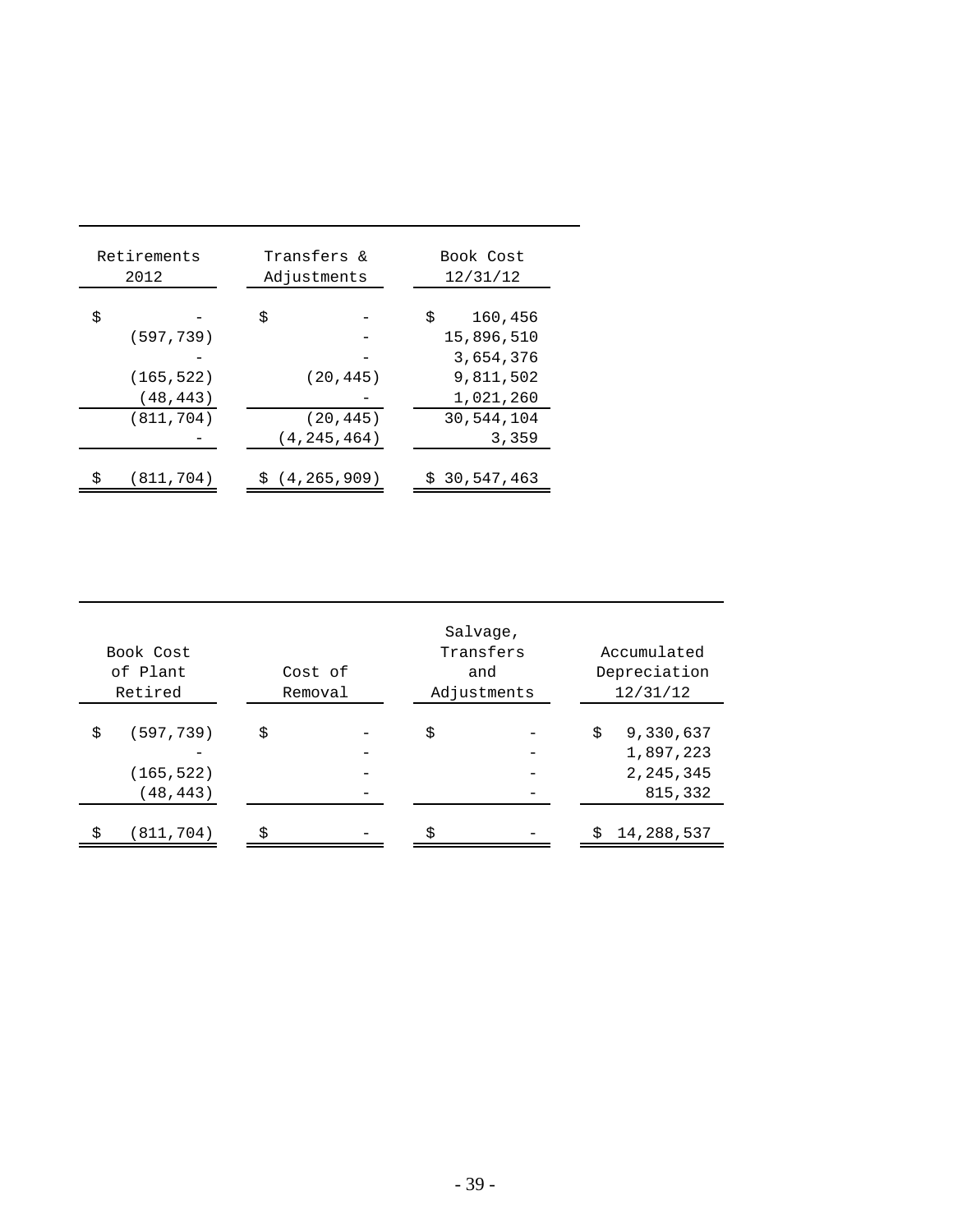| Retirements 2012 | Transfers & Adjustments | Book Cost 12/31/12 |
|---|---|---|
| $ - | $ - | $ 160,456 |
| (597,739) | - | 15,896,510 |
| - | - | 3,654,376 |
| (165,522) | (20,445) | 9,811,502 |
| (48,443) | - | 1,021,260 |
| (811,704) | (20,445) | 30,544,104 |
| - | (4,245,464) | 3,359 |
| $ (811,704) | $ (4,265,909) | $ 30,547,463 |

| Book Cost of Plant Retired | Cost of Removal | Salvage, Transfers and Adjustments | Accumulated Depreciation 12/31/12 |
|---|---|---|---|
| $ (597,739) | $ - | $ - | $ 9,330,637 |
| - | - | - | 1,897,223 |
| (165,522) | - | - | 2,245,345 |
| (48,443) | - | - | 815,332 |
| $ (811,704) | $ - | $ - | $ 14,288,537 |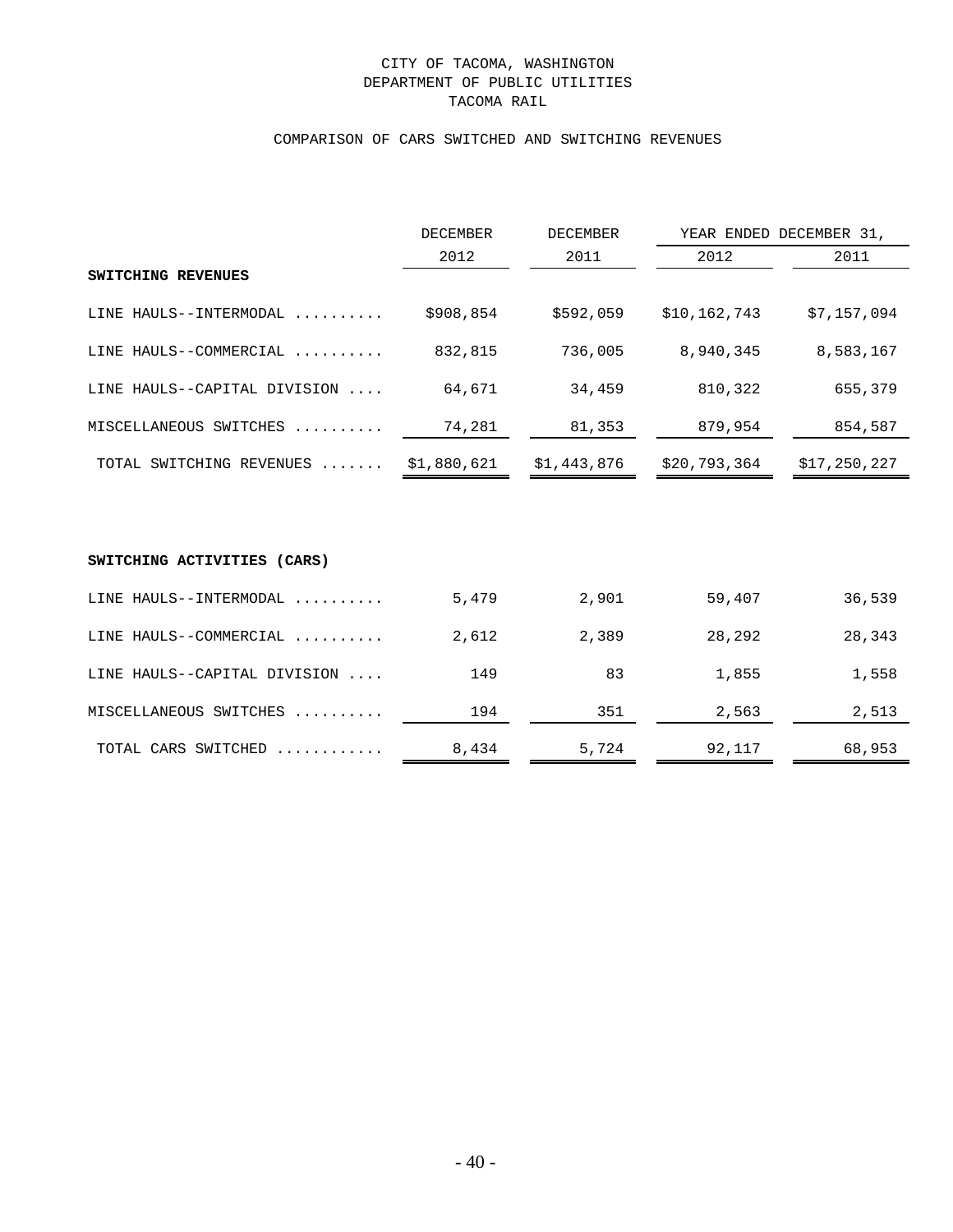# CITY OF TACOMA, WASHINGTON
## DEPARTMENT OF PUBLIC UTILITIES
## TACOMA RAIL

### COMPARISON OF CARS SWITCHED AND SWITCHING REVENUES

| | DECEMBER | DECEMBER | YEAR ENDED DECEMBER 31, | |
|---|---|---|---|---|
| | 2012 | 2011 | 2012 | 2011 |
| **SWITCHING REVENUES** | | | | |
| LINE HAULS--INTERMODAL .......... | $908,854 | $592,059 | $10,162,743 | $7,157,094 |
| LINE HAULS--COMMERCIAL .......... | 832,815 | 736,005 | 8,940,345 | 8,583,167 |
| LINE HAULS--CAPITAL DIVISION .... | 64,671 | 34,459 | 810,322 | 655,379 |
| MISCELLANEOUS SWITCHES .......... | 74,281 | 81,353 | 879,954 | 854,587 |
| TOTAL SWITCHING REVENUES ....... | $1,880,621 | $1,443,876 | $20,793,364 | $17,250,227 |
| | | | | |
| **SWITCHING ACTIVITIES (CARS)** | | | | |
| LINE HAULS--INTERMODAL .......... | 5,479 | 2,901 | 59,407 | 36,539 |
| LINE HAULS--COMMERCIAL .......... | 2,612 | 2,389 | 28,292 | 28,343 |
| LINE HAULS--CAPITAL DIVISION .... | 149 | 83 | 1,855 | 1,558 |
| MISCELLANEOUS SWITCHES .......... | 194 | 351 | 2,563 | 2,513 |
| TOTAL CARS SWITCHED ........... | 8,434 | 5,724 | 92,117 | 68,953 |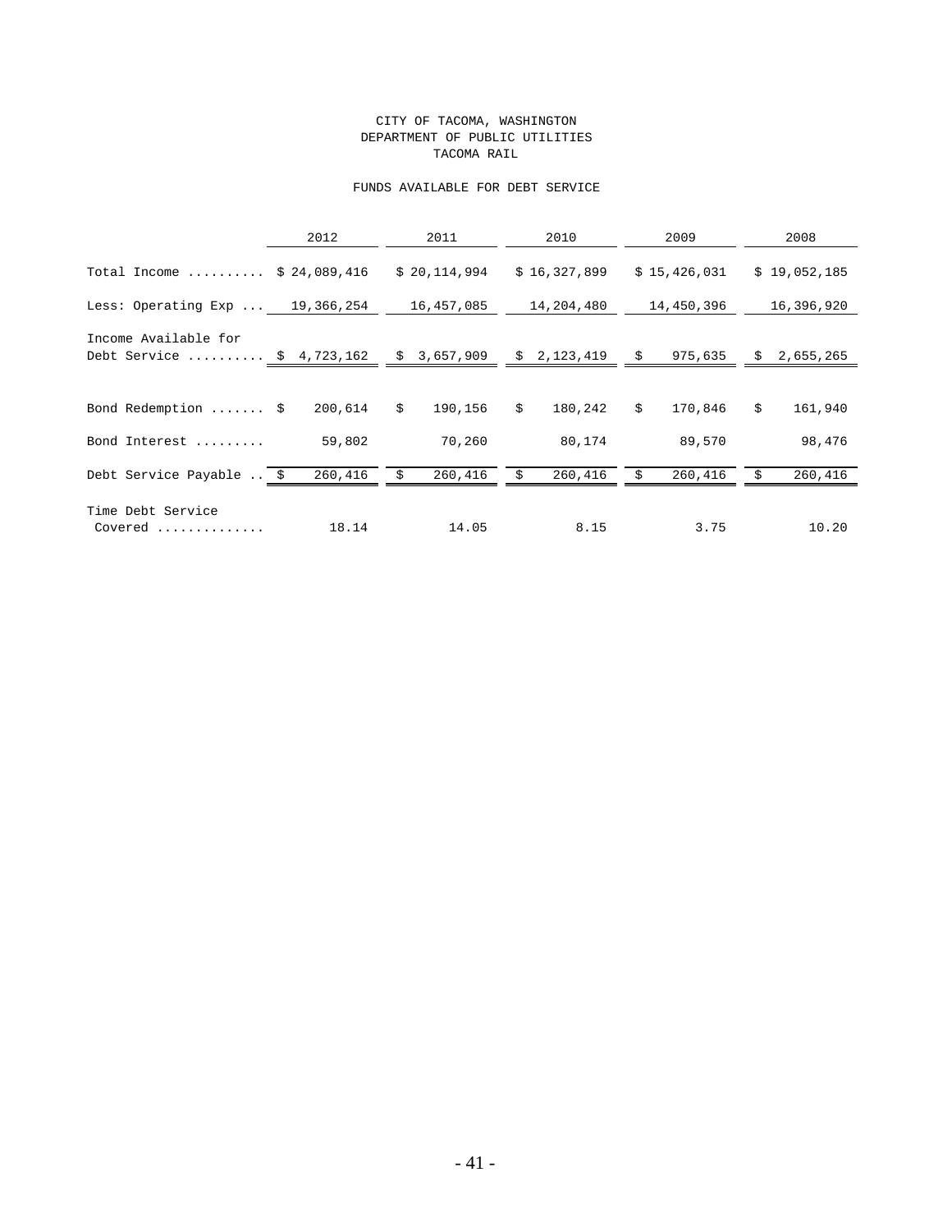# CITY OF TACOMA, WASHINGTON
## DEPARTMENT OF PUBLIC UTILITIES
## TACOMA RAIL

### FUNDS AVAILABLE FOR DEBT SERVICE

| | 2012 | 2011 | 2010 | 2009 | 2008 |
|---|---|---|---|---|---|
| Total Income .......... | $ 24,089,416 | $ 20,114,994 | $ 16,327,899 | $ 15,426,031 | $ 19,052,185 |
| Less: Operating Exp ... | 19,366,254 | 16,457,085 | 14,204,480 | 14,450,396 | 16,396,920 |
| Income Available for Debt Service .......... | $ 4,723,162 | $ 3,657,909 | $ 2,123,419 | $ 975,635 | $ 2,655,265 |
| Bond Redemption ....... | $ 200,614 | $ 190,156 | $ 180,242 | $ 170,846 | $ 161,940 |
| Bond Interest ......... | 59,802 | 70,260 | 80,174 | 89,570 | 98,476 |
| Debt Service Payable .. | $ 260,416 | $ 260,416 | $ 260,416 | $ 260,416 | $ 260,416 |
| Time Debt Service Covered .............. | 18.14 | 14.05 | 8.15 | 3.75 | 10.20 |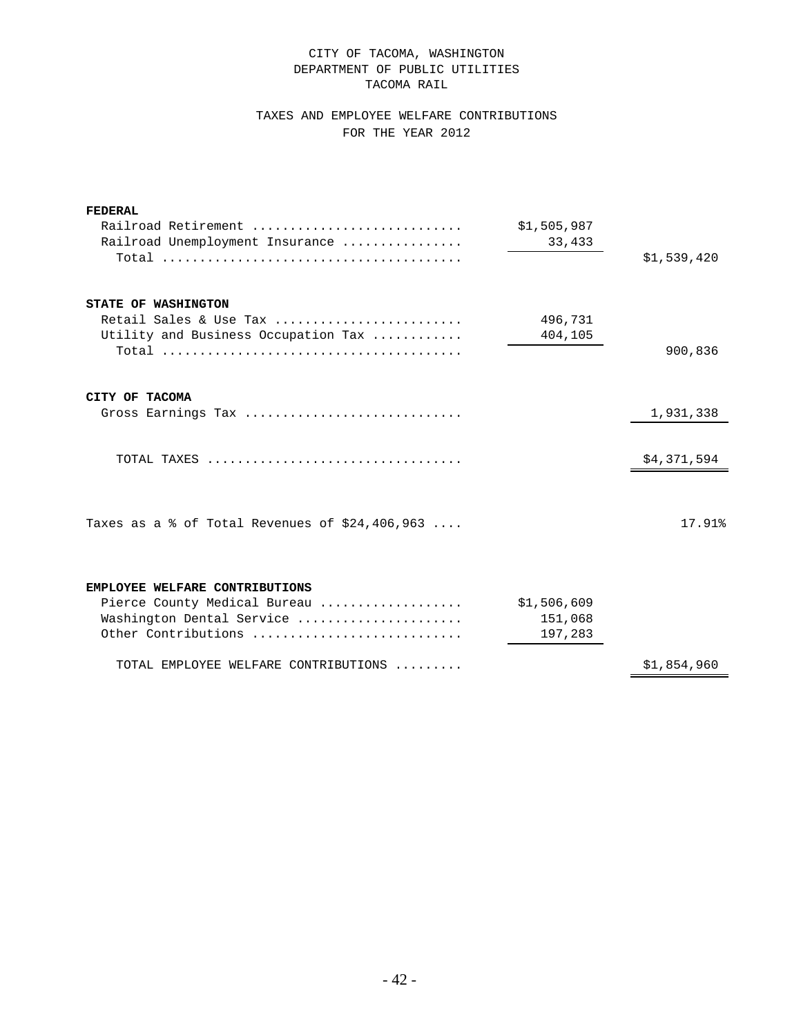# CITY OF TACOMA, WASHINGTON
## DEPARTMENT OF PUBLIC UTILITIES
## TACOMA RAIL

### TAXES AND EMPLOYEE WELFARE CONTRIBUTIONS
### FOR THE YEAR 2012

| | | |
|---|---|---|
| **FEDERAL** | | |
| Railroad Retirement | $1,505,987 | |
| Railroad Unemployment Insurance | 33,433 | |
| Total | | $1,539,420 |
| **STATE OF WASHINGTON** | | |
| Retail Sales & Use Tax | 496,731 | |
| Utility and Business Occupation Tax | 404,105 | |
| Total | | 900,836 |
| **CITY OF TACOMA** | | |
| Gross Earnings Tax | | 1,931,338 |
| TOTAL TAXES | | $4,371,594 |
| Taxes as a % of Total Revenues of $24,406,963 | | 17.91% |
| **EMPLOYEE WELFARE CONTRIBUTIONS** | | |
| Pierce County Medical Bureau | $1,506,609 | |
| Washington Dental Service | 151,068 | |
| Other Contributions | 197,283 | |
| TOTAL EMPLOYEE WELFARE CONTRIBUTIONS | | $1,854,960 |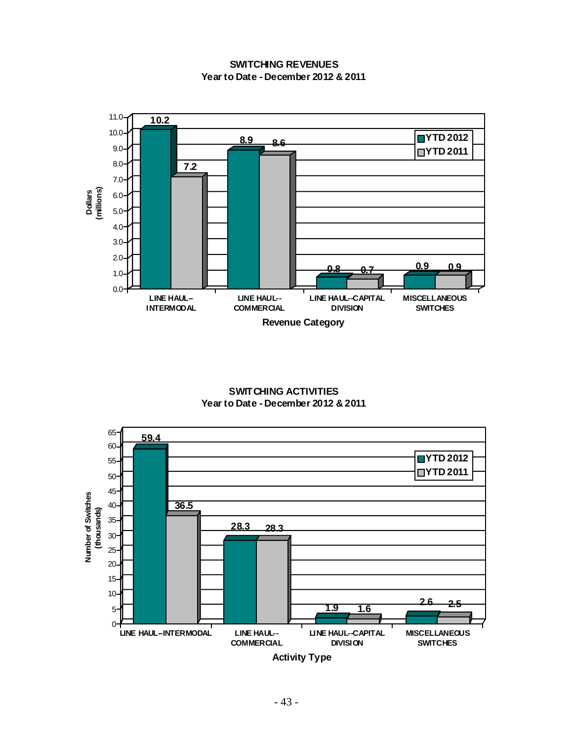## SWITCHING REVENUES
### Year to Date - December 2012 & 2011

Dollars (millions)

| Revenue Category | YTD 2012 | YTD 2011 |
|---|---|---|
| LINE HAUL–INTERMODAL | 10.2 | 7.2 |
| LINE HAUL--COMMERCIAL | 8.9 | 8.6 |
| LINE HAUL--CAPITAL DIVISION | 0.8 | 0.7 |
| MISCELLANEOUS SWITCHES | 0.9 | 0.9 |

## SWITCHING ACTIVITIES
### Year to Date - December 2012 & 2011

Number of Switches (thousands)

| Activity Type | YTD 2012 | YTD 2011 |
|---|---|---|
| LINE HAUL–INTERMODAL | 59.4 | 36.5 |
| LINE HAUL--COMMERCIAL | 28.3 | 28.3 |
| LINE HAUL--CAPITAL DIVISION | 1.9 | 1.6 |
| MISCELLANEOUS SWITCHES | 2.6 | 2.5 |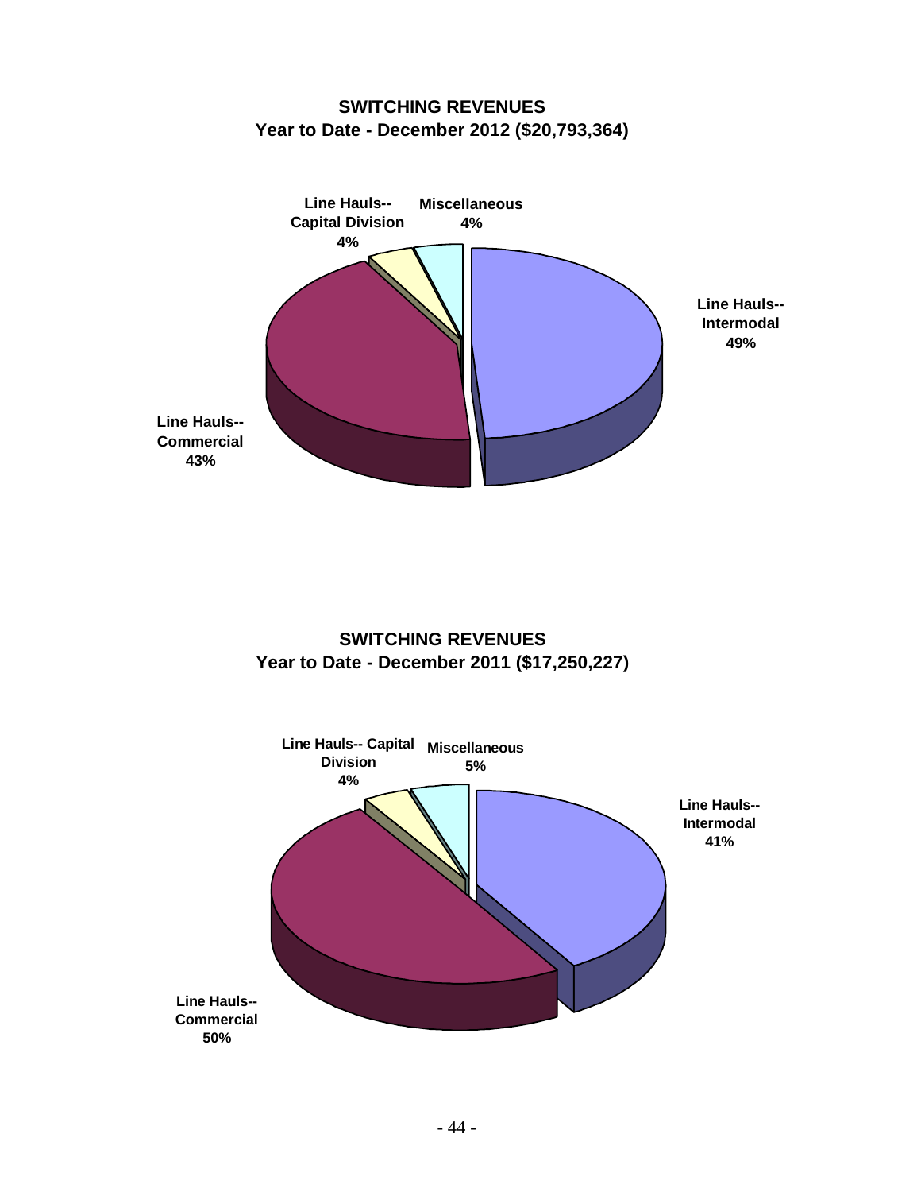## SWITCHING REVENUES
## Year to Date - December 2012 ($20,793,364)

Line Hauls-- Capital Division 4%

Miscellaneous 4%

Line Hauls-- Intermodal 49%

Line Hauls-- Commercial 43%

## SWITCHING REVENUES
## Year to Date - December 2011 ($17,250,227)

Line Hauls-- Capital Division 4%

Miscellaneous 5%

Line Hauls-- Intermodal 41%

Line Hauls-- Commercial 50%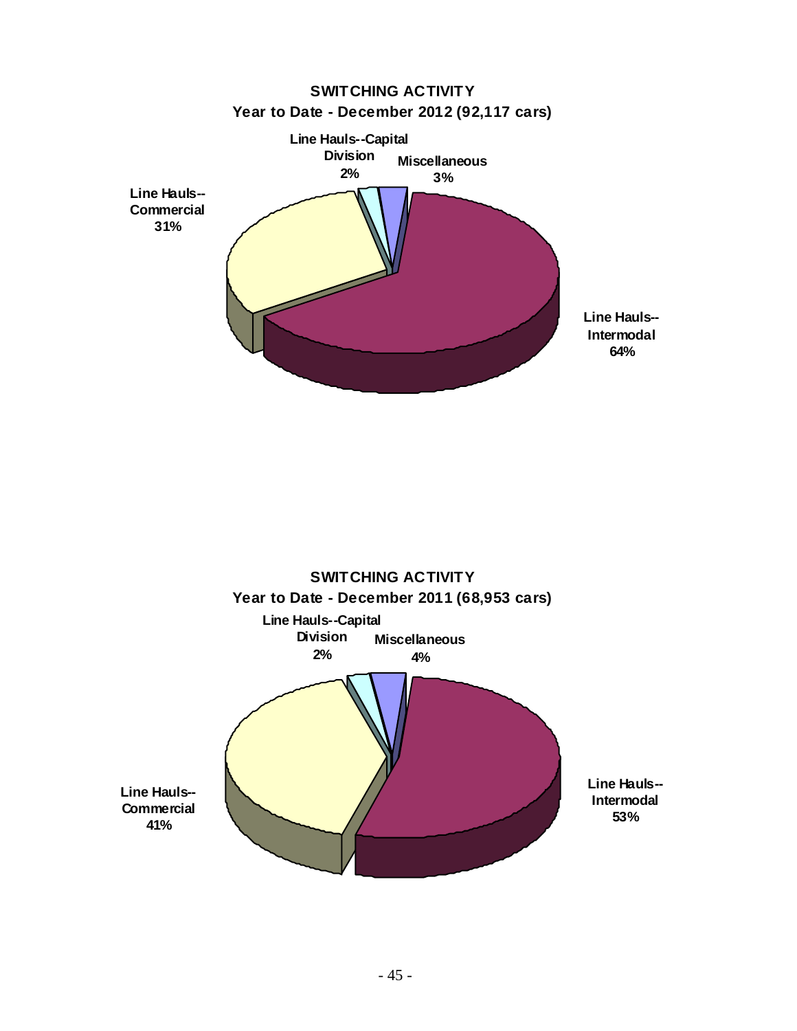**SWITCHING ACTIVITY**
**Year to Date - December 2012 (92,117 cars)**

Line Hauls--Capital Division 2%

Miscellaneous 3%

Line Hauls--Commercial 31%

Line Hauls--Intermodal 64%

**SWITCHING ACTIVITY**
**Year to Date - December 2011 (68,953 cars)**

Line Hauls--Capital Division 2%

Miscellaneous 4%

Line Hauls--Commercial 41%

Line Hauls--Intermodal 53%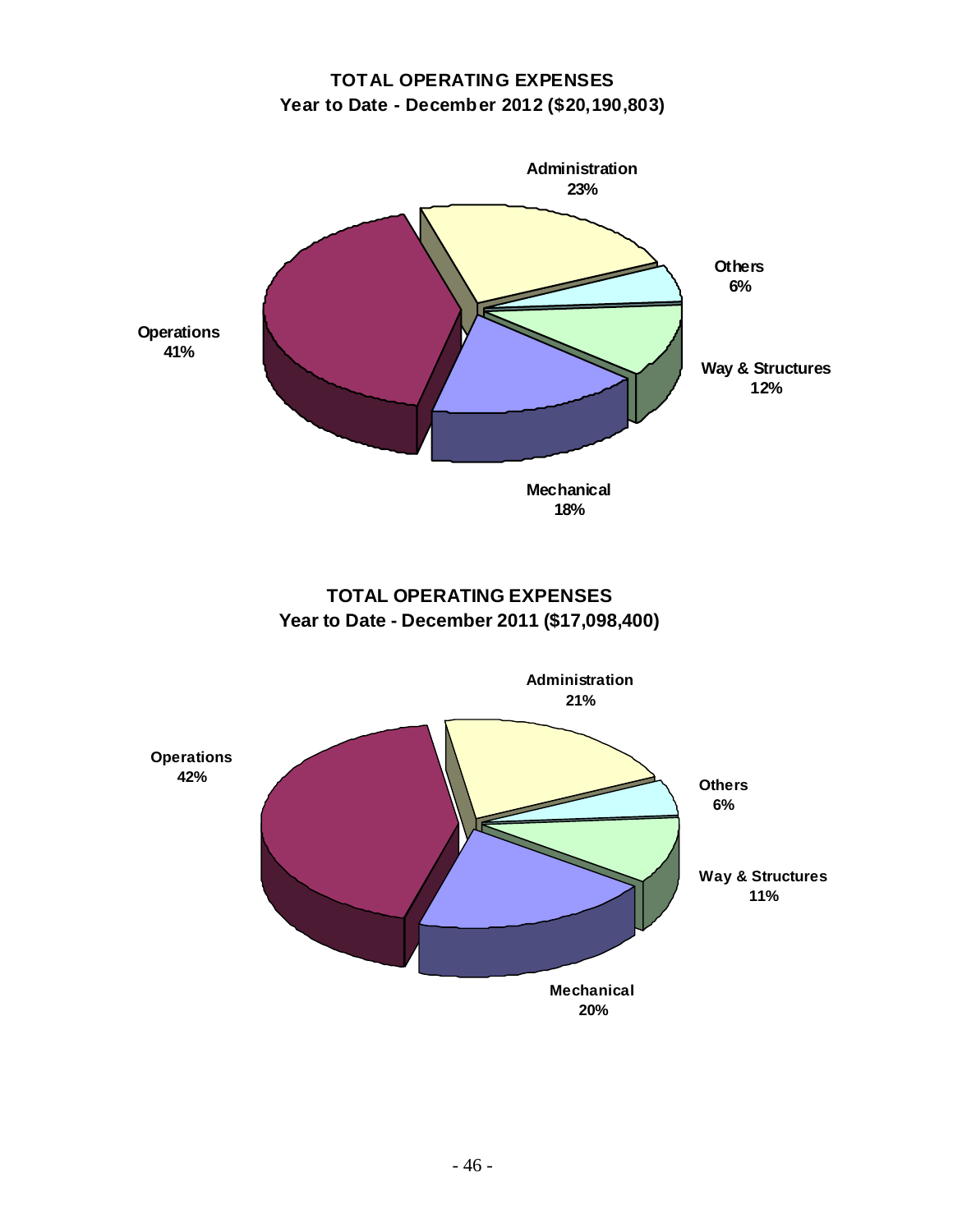**TOTAL OPERATING EXPENSES**
**Year to Date - December 2012 ($20,190,803)**

Administration 23%

Others 6%

Way & Structures 12%

Mechanical 18%

Operations 41%

**TOTAL OPERATING EXPENSES**
**Year to Date - December 2011 ($17,098,400)**

Administration 21%

Others 6%

Way & Structures 11%

Mechanical 20%

Operations 42%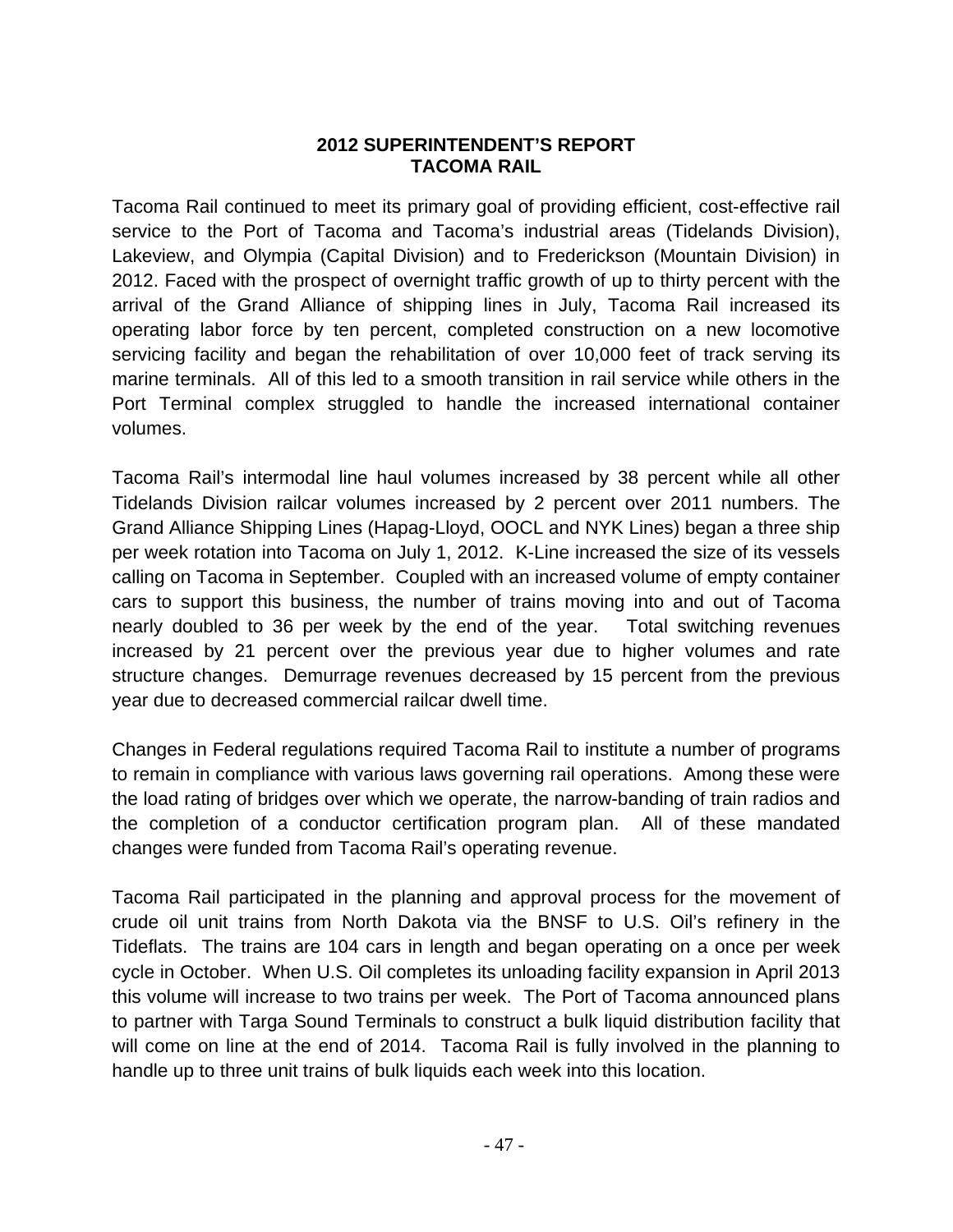# 2012 SUPERINTENDENT'S REPORT
# TACOMA RAIL

Tacoma Rail continued to meet its primary goal of providing efficient, cost-effective rail service to the Port of Tacoma and Tacoma's industrial areas (Tidelands Division), Lakeview, and Olympia (Capital Division) and to Frederickson (Mountain Division) in 2012. Faced with the prospect of overnight traffic growth of up to thirty percent with the arrival of the Grand Alliance of shipping lines in July, Tacoma Rail increased its operating labor force by ten percent, completed construction on a new locomotive servicing facility and began the rehabilitation of over 10,000 feet of track serving its marine terminals. All of this led to a smooth transition in rail service while others in the Port Terminal complex struggled to handle the increased international container volumes.

Tacoma Rail's intermodal line haul volumes increased by 38 percent while all other Tidelands Division railcar volumes increased by 2 percent over 2011 numbers. The Grand Alliance Shipping Lines (Hapag-Lloyd, OOCL and NYK Lines) began a three ship per week rotation into Tacoma on July 1, 2012. K-Line increased the size of its vessels calling on Tacoma in September. Coupled with an increased volume of empty container cars to support this business, the number of trains moving into and out of Tacoma nearly doubled to 36 per week by the end of the year. Total switching revenues increased by 21 percent over the previous year due to higher volumes and rate structure changes. Demurrage revenues decreased by 15 percent from the previous year due to decreased commercial railcar dwell time.

Changes in Federal regulations required Tacoma Rail to institute a number of programs to remain in compliance with various laws governing rail operations. Among these were the load rating of bridges over which we operate, the narrow-banding of train radios and the completion of a conductor certification program plan. All of these mandated changes were funded from Tacoma Rail's operating revenue.

Tacoma Rail participated in the planning and approval process for the movement of crude oil unit trains from North Dakota via the BNSF to U.S. Oil's refinery in the Tideflats. The trains are 104 cars in length and began operating on a once per week cycle in October. When U.S. Oil completes its unloading facility expansion in April 2013 this volume will increase to two trains per week. The Port of Tacoma announced plans to partner with Targa Sound Terminals to construct a bulk liquid distribution facility that will come on line at the end of 2014. Tacoma Rail is fully involved in the planning to handle up to three unit trains of bulk liquids each week into this location.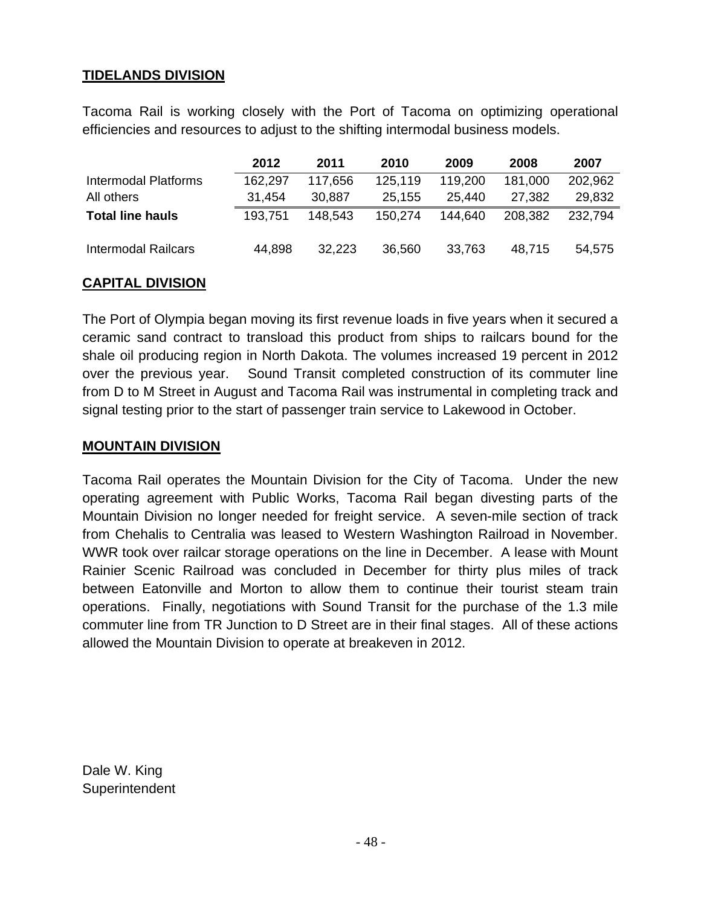## TIDELANDS DIVISION

Tacoma Rail is working closely with the Port of Tacoma on optimizing operational efficiencies and resources to adjust to the shifting intermodal business models.

| | 2012 | 2011 | 2010 | 2009 | 2008 | 2007 |
|---|---|---|---|---|---|---|
| Intermodal Platforms | 162,297 | 117,656 | 125,119 | 119,200 | 181,000 | 202,962 |
| All others | 31,454 | 30,887 | 25,155 | 25,440 | 27,382 | 29,832 |
| **Total line hauls** | 193,751 | 148,543 | 150,274 | 144,640 | 208,382 | 232,794 |
| Intermodal Railcars | 44,898 | 32,223 | 36,560 | 33,763 | 48,715 | 54,575 |

## CAPITAL DIVISION

The Port of Olympia began moving its first revenue loads in five years when it secured a ceramic sand contract to transload this product from ships to railcars bound for the shale oil producing region in North Dakota. The volumes increased 19 percent in 2012 over the previous year. Sound Transit completed construction of its commuter line from D to M Street in August and Tacoma Rail was instrumental in completing track and signal testing prior to the start of passenger train service to Lakewood in October.

## MOUNTAIN DIVISION

Tacoma Rail operates the Mountain Division for the City of Tacoma. Under the new operating agreement with Public Works, Tacoma Rail began divesting parts of the Mountain Division no longer needed for freight service. A seven-mile section of track from Chehalis to Centralia was leased to Western Washington Railroad in November. WWR took over railcar storage operations on the line in December. A lease with Mount Rainier Scenic Railroad was concluded in December for thirty plus miles of track between Eatonville and Morton to allow them to continue their tourist steam train operations. Finally, negotiations with Sound Transit for the purchase of the 1.3 mile commuter line from TR Junction to D Street are in their final stages. All of these actions allowed the Mountain Division to operate at breakeven in 2012.

Dale W. King
Superintendent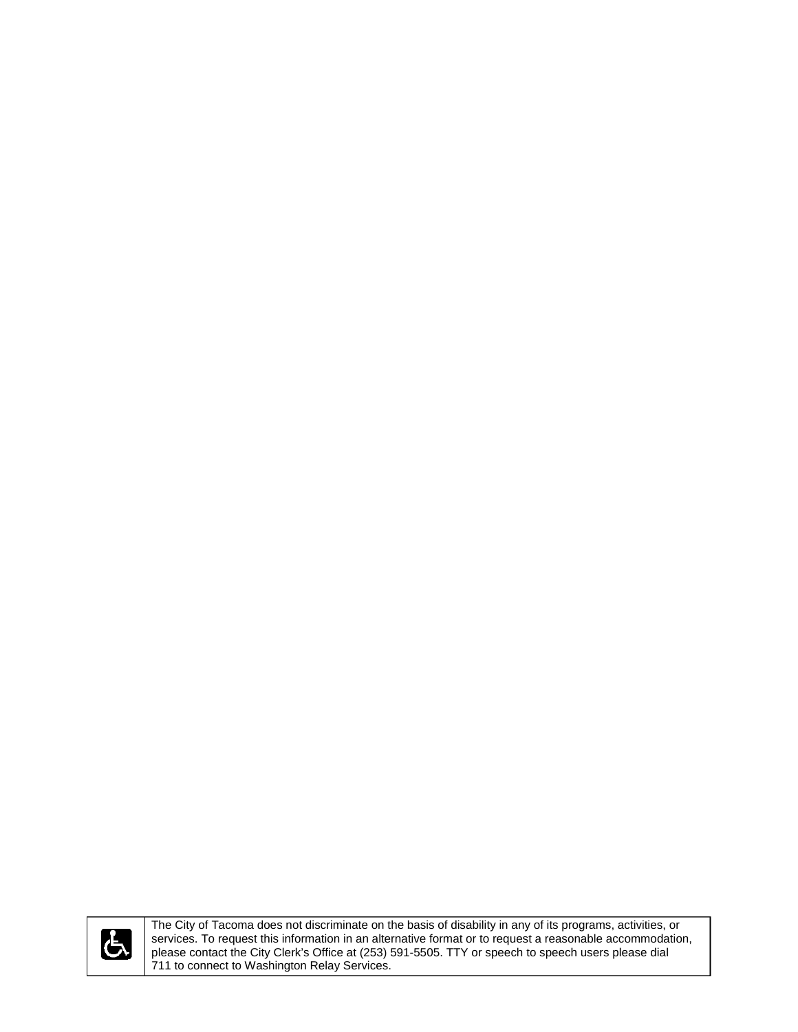The City of Tacoma does not discriminate on the basis of disability in any of its programs, activities, or services. To request this information in an alternative format or to request a reasonable accommodation, please contact the City Clerk's Office at (253) 591-5505. TTY or speech to speech users please dial 711 to connect to Washington Relay Services.